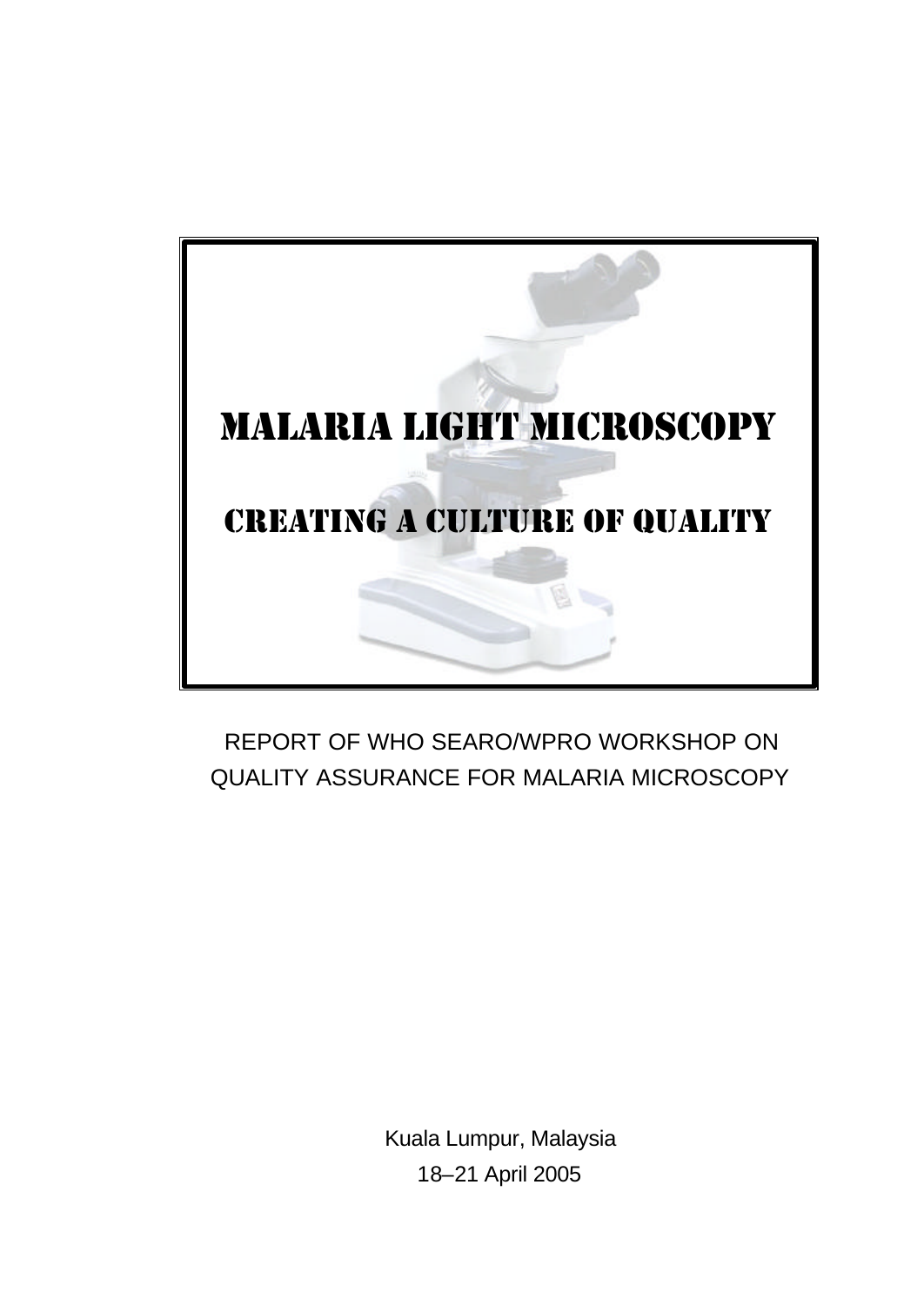# MALARIA LIGHT MICROSCOPY

## CREATING A CULTURE OF QUALITY

REPORT OF WHO SEARO/WPRO WORKSHOP ON QUALITY ASSURANCE FOR MALARIA MICROSCOPY

Kuala Lumpur, Malaysia

18–21 April 2005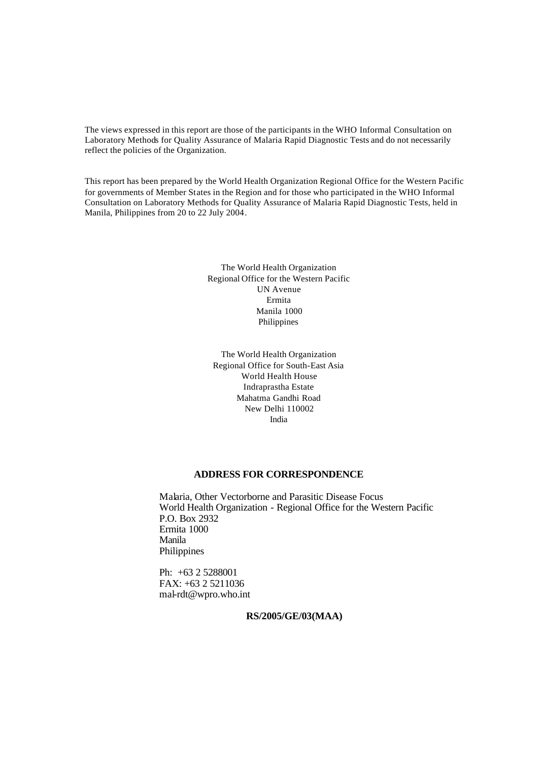The views expressed in this report are those of the participants in the WHO Informal Consultation on Laboratory Methods for Quality Assurance of Malaria Rapid Diagnostic Tests and do not necessarily reflect the policies of the Organization.

This report has been prepared by the World Health Organization Regional Office for the Western Pacific for governments of Member States in the Region and for those who participated in the WHO Informal Consultation on Laboratory Methods for Quality Assurance of Malaria Rapid Diagnostic Tests, held in Manila, Philippines from 20 to 22 July 2004.

The World Health Organization
Regional Office for the Western Pacific
UN Avenue
Ermita
Manila 1000
Philippines

The World Health Organization
Regional Office for South-East Asia
World Health House
Indraprastha Estate
Mahatma Gandhi Road
New Delhi 110002
India

**ADDRESS FOR CORRESPONDENCE**

Malaria, Other Vectorborne and Parasitic Disease Focus
World Health Organization - Regional Office for the Western Pacific
P.O. Box 2932
Ermita 1000
Manila
Philippines

Ph: +63 2 5288001
FAX: +63 2 5211036
mal-rdt@wpro.who.int

**RS/2005/GE/03(MAA)**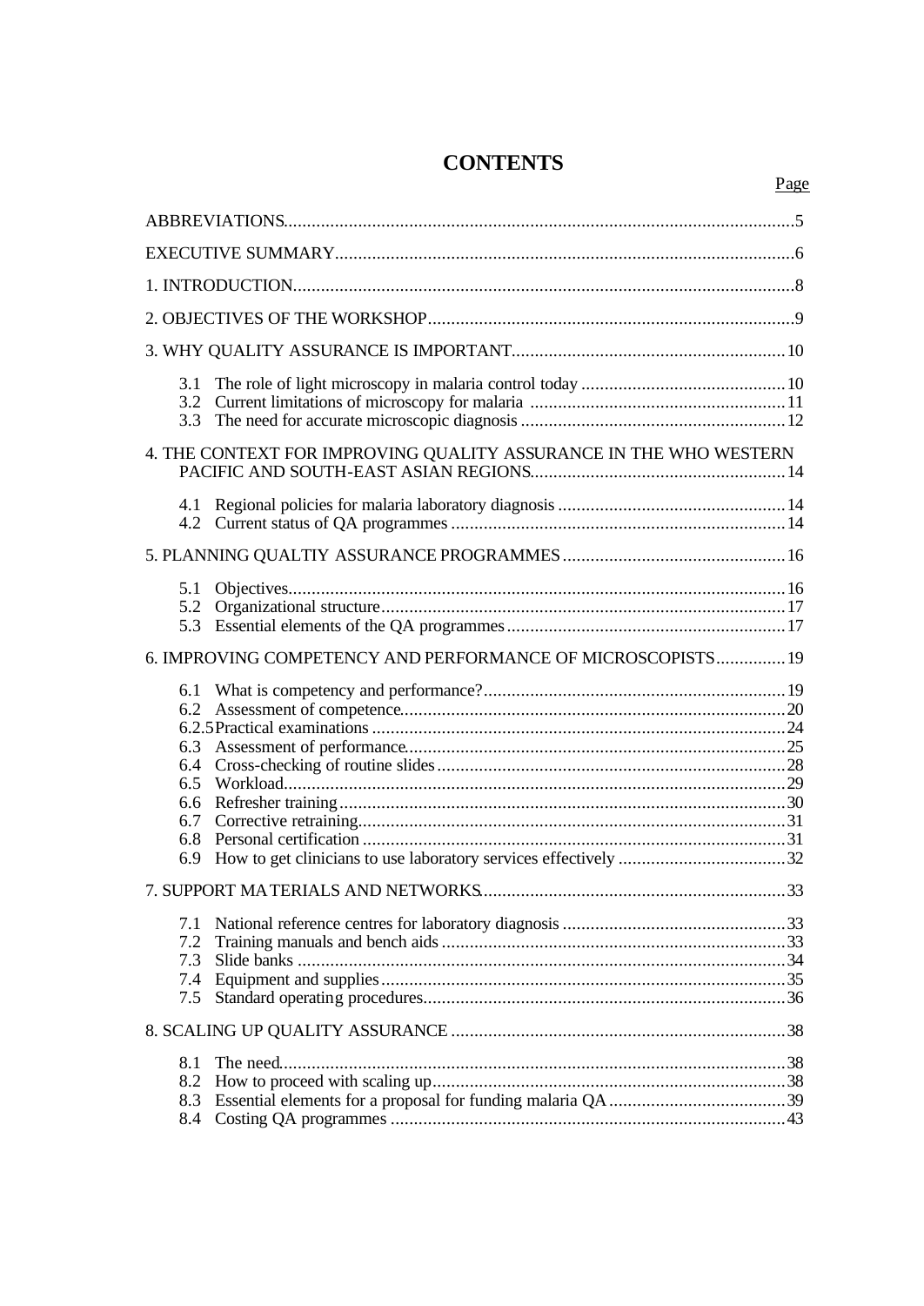# CONTENTS

Page

ABBREVIATIONS.....5

EXECUTIVE SUMMARY.....6

1. INTRODUCTION.....8

2. OBJECTIVES OF THE WORKSHOP.....9

3. WHY QUALITY ASSURANCE IS IMPORTANT.....10

- 3.1 The role of light microscopy in malaria control today.....10
- 3.2 Current limitations of microscopy for malaria.....11
- 3.3 The need for accurate microscopic diagnosis.....12

4. THE CONTEXT FOR IMPROVING QUALITY ASSURANCE IN THE WHO WESTERN PACIFIC AND SOUTH-EAST ASIAN REGIONS.....14

- 4.1 Regional policies for malaria laboratory diagnosis.....14
- 4.2 Current status of QA programmes.....14

5. PLANNING QUALTIY ASSURANCE PROGRAMMES.....16

- 5.1 Objectives.....16
- 5.2 Organizational structure.....17
- 5.3 Essential elements of the QA programmes.....17

6. IMPROVING COMPETENCY AND PERFORMANCE OF MICROSCOPISTS.....19

- 6.1 What is competency and performance?.....19
- 6.2 Assessment of competence.....20
- 6.2.5 Practical examinations.....24
- 6.3 Assessment of performance.....25
- 6.4 Cross-checking of routine slides.....28
- 6.5 Workload.....29
- 6.6 Refresher training.....30
- 6.7 Corrective retraining.....31
- 6.8 Personal certification.....31
- 6.9 How to get clinicians to use laboratory services effectively.....32

7. SUPPORT MATERIALS AND NETWORKS.....33

- 7.1 National reference centres for laboratory diagnosis.....33
- 7.2 Training manuals and bench aids.....33
- 7.3 Slide banks.....34
- 7.4 Equipment and supplies.....35
- 7.5 Standard operating procedures.....36

8. SCALING UP QUALITY ASSURANCE.....38

- 8.1 The need.....38
- 8.2 How to proceed with scaling up.....38
- 8.3 Essential elements for a proposal for funding malaria QA.....39
- 8.4 Costing QA programmes.....43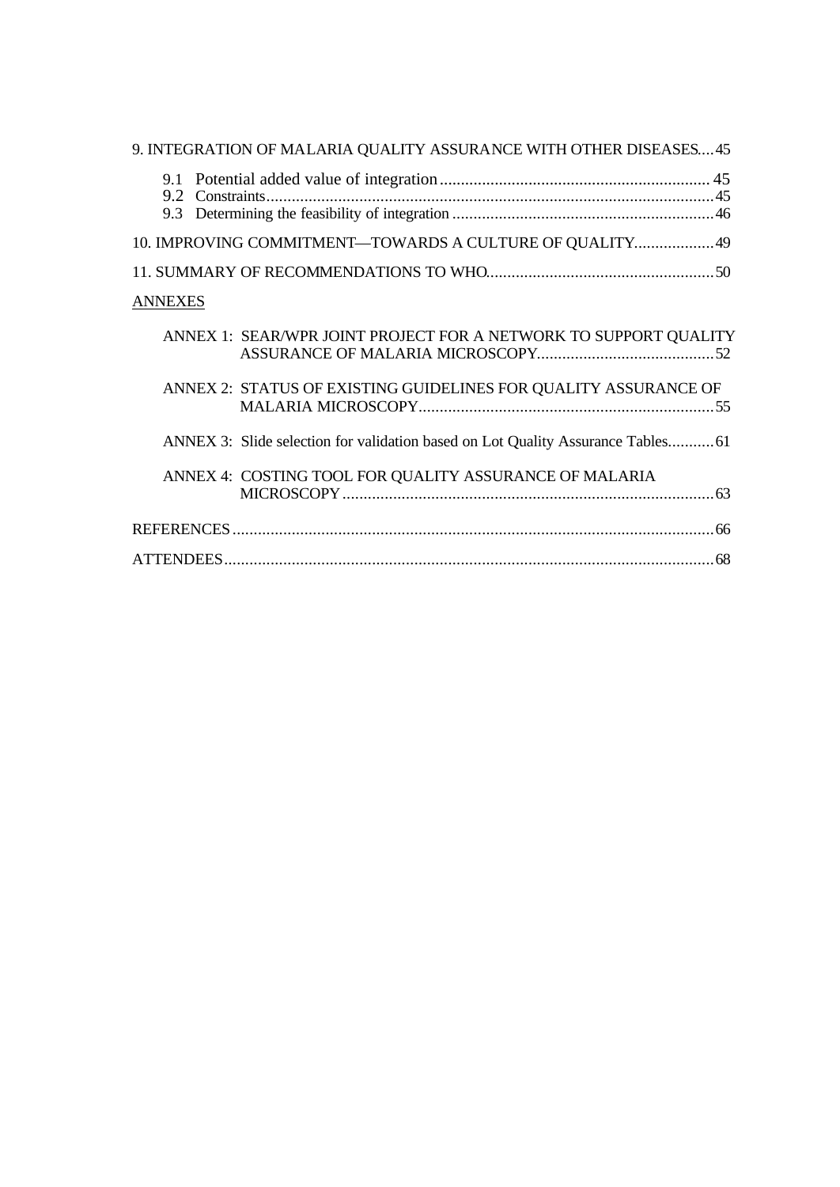9. INTEGRATION OF MALARIA QUALITY ASSURANCE WITH OTHER DISEASES....45

- 9.1 Potential added value of integration ............................................................... 45
- 9.2 Constraints.......................................................................................................45
- 9.3 Determining the feasibility of integration .............................................................46

10. IMPROVING COMMITMENT—TOWARDS A CULTURE OF QUALITY...................49

11. SUMMARY OF RECOMMENDATIONS TO WHO......................................................50

ANNEXES

- ANNEX 1: SEAR/WPR JOINT PROJECT FOR A NETWORK TO SUPPORT QUALITY ASSURANCE OF MALARIA MICROSCOPY..........................................52
- ANNEX 2: STATUS OF EXISTING GUIDELINES FOR QUALITY ASSURANCE OF MALARIA MICROSCOPY......................................................................55
- ANNEX 3: Slide selection for validation based on Lot Quality Assurance Tables...........61
- ANNEX 4: COSTING TOOL FOR QUALITY ASSURANCE OF MALARIA MICROSCOPY........................................................................................63

REFERENCES.................................................................................................................66

ATTENDEES...................................................................................................................68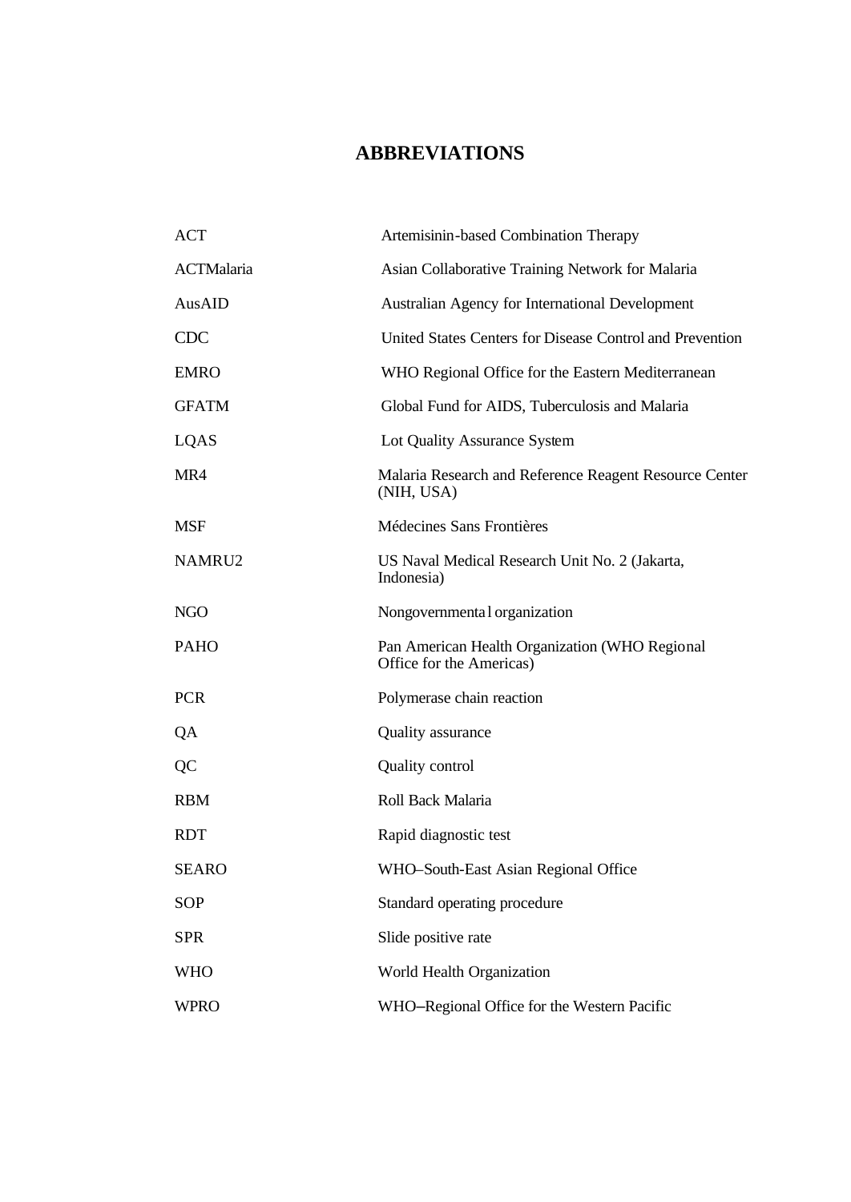# ABBREVIATIONS

| | |
|---|---|
| ACT | Artemisinin-based Combination Therapy |
| ACTMalaria | Asian Collaborative Training Network for Malaria |
| AusAID | Australian Agency for International Development |
| CDC | United States Centers for Disease Control and Prevention |
| EMRO | WHO Regional Office for the Eastern Mediterranean |
| GFATM | Global Fund for AIDS, Tuberculosis and Malaria |
| LQAS | Lot Quality Assurance System |
| MR4 | Malaria Research and Reference Reagent Resource Center (NIH, USA) |
| MSF | Médecines Sans Frontières |
| NAMRU2 | US Naval Medical Research Unit No. 2 (Jakarta, Indonesia) |
| NGO | Nongovernmental organization |
| PAHO | Pan American Health Organization (WHO Regional Office for the Americas) |
| PCR | Polymerase chain reaction |
| QA | Quality assurance |
| QC | Quality control |
| RBM | Roll Back Malaria |
| RDT | Rapid diagnostic test |
| SEARO | WHO–South-East Asian Regional Office |
| SOP | Standard operating procedure |
| SPR | Slide positive rate |
| WHO | World Health Organization |
| WPRO | WHO–Regional Office for the Western Pacific |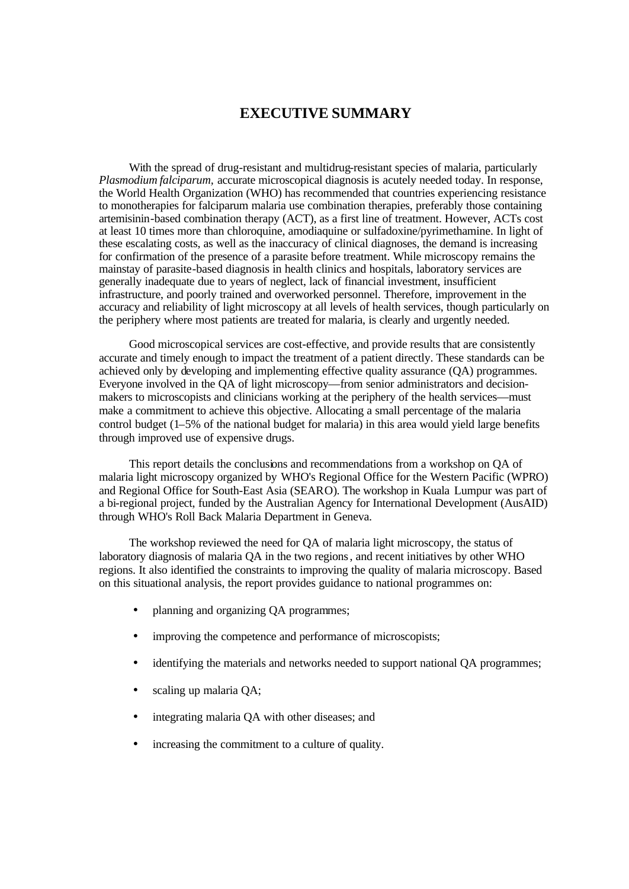# EXECUTIVE SUMMARY

With the spread of drug-resistant and multidrug-resistant species of malaria, particularly *Plasmodium falciparum*, accurate microscopical diagnosis is acutely needed today. In response, the World Health Organization (WHO) has recommended that countries experiencing resistance to monotherapies for falciparum malaria use combination therapies, preferably those containing artemisinin-based combination therapy (ACT), as a first line of treatment. However, ACTs cost at least 10 times more than chloroquine, amodiaquine or sulfadoxine/pyrimethamine. In light of these escalating costs, as well as the inaccuracy of clinical diagnoses, the demand is increasing for confirmation of the presence of a parasite before treatment. While microscopy remains the mainstay of parasite-based diagnosis in health clinics and hospitals, laboratory services are generally inadequate due to years of neglect, lack of financial investment, insufficient infrastructure, and poorly trained and overworked personnel. Therefore, improvement in the accuracy and reliability of light microscopy at all levels of health services, though particularly on the periphery where most patients are treated for malaria, is clearly and urgently needed.

Good microscopical services are cost-effective, and provide results that are consistently accurate and timely enough to impact the treatment of a patient directly. These standards can be achieved only by developing and implementing effective quality assurance (QA) programmes. Everyone involved in the QA of light microscopy—from senior administrators and decision-makers to microscopists and clinicians working at the periphery of the health services—must make a commitment to achieve this objective. Allocating a small percentage of the malaria control budget (1–5% of the national budget for malaria) in this area would yield large benefits through improved use of expensive drugs.

This report details the conclusions and recommendations from a workshop on QA of malaria light microscopy organized by WHO's Regional Office for the Western Pacific (WPRO) and Regional Office for South-East Asia (SEARO). The workshop in Kuala Lumpur was part of a bi-regional project, funded by the Australian Agency for International Development (AusAID) through WHO's Roll Back Malaria Department in Geneva.

The workshop reviewed the need for QA of malaria light microscopy, the status of laboratory diagnosis of malaria QA in the two regions, and recent initiatives by other WHO regions. It also identified the constraints to improving the quality of malaria microscopy. Based on this situational analysis, the report provides guidance to national programmes on:

- planning and organizing QA programmes;
- improving the competence and performance of microscopists;
- identifying the materials and networks needed to support national QA programmes;
- scaling up malaria QA;
- integrating malaria QA with other diseases; and
- increasing the commitment to a culture of quality.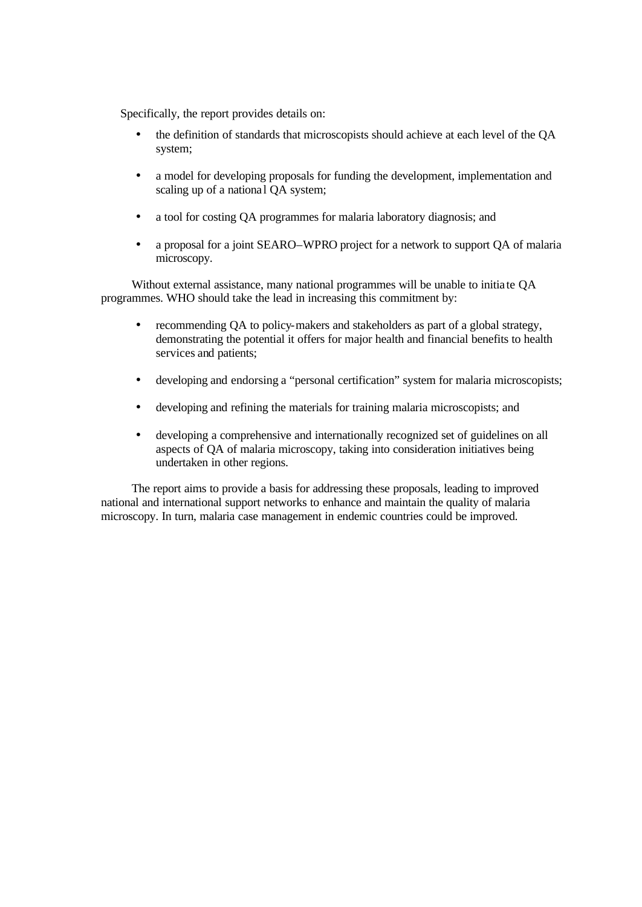Specifically, the report provides details on:

- the definition of standards that microscopists should achieve at each level of the QA system;
- a model for developing proposals for funding the development, implementation and scaling up of a national QA system;
- a tool for costing QA programmes for malaria laboratory diagnosis; and
- a proposal for a joint SEARO–WPRO project for a network to support QA of malaria microscopy.

Without external assistance, many national programmes will be unable to initiate QA programmes. WHO should take the lead in increasing this commitment by:

- recommending QA to policy-makers and stakeholders as part of a global strategy, demonstrating the potential it offers for major health and financial benefits to health services and patients;
- developing and endorsing a "personal certification" system for malaria microscopists;
- developing and refining the materials for training malaria microscopists; and
- developing a comprehensive and internationally recognized set of guidelines on all aspects of QA of malaria microscopy, taking into consideration initiatives being undertaken in other regions.

The report aims to provide a basis for addressing these proposals, leading to improved national and international support networks to enhance and maintain the quality of malaria microscopy. In turn, malaria case management in endemic countries could be improved.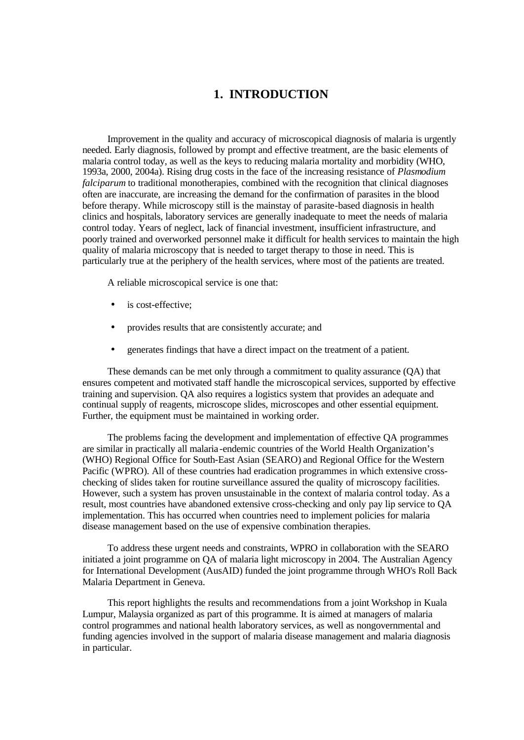# 1. INTRODUCTION

Improvement in the quality and accuracy of microscopical diagnosis of malaria is urgently needed. Early diagnosis, followed by prompt and effective treatment, are the basic elements of malaria control today, as well as the keys to reducing malaria mortality and morbidity (WHO, 1993a, 2000, 2004a). Rising drug costs in the face of the increasing resistance of *Plasmodium falciparum* to traditional monotherapies, combined with the recognition that clinical diagnoses often are inaccurate, are increasing the demand for the confirmation of parasites in the blood before therapy. While microscopy still is the mainstay of parasite-based diagnosis in health clinics and hospitals, laboratory services are generally inadequate to meet the needs of malaria control today. Years of neglect, lack of financial investment, insufficient infrastructure, and poorly trained and overworked personnel make it difficult for health services to maintain the high quality of malaria microscopy that is needed to target therapy to those in need. This is particularly true at the periphery of the health services, where most of the patients are treated.

A reliable microscopical service is one that:

- is cost-effective;
- provides results that are consistently accurate; and
- generates findings that have a direct impact on the treatment of a patient.

These demands can be met only through a commitment to quality assurance (QA) that ensures competent and motivated staff handle the microscopical services, supported by effective training and supervision. QA also requires a logistics system that provides an adequate and continual supply of reagents, microscope slides, microscopes and other essential equipment. Further, the equipment must be maintained in working order.

The problems facing the development and implementation of effective QA programmes are similar in practically all malaria-endemic countries of the World Health Organization's (WHO) Regional Office for South-East Asian (SEARO) and Regional Office for the Western Pacific (WPRO). All of these countries had eradication programmes in which extensive cross-checking of slides taken for routine surveillance assured the quality of microscopy facilities. However, such a system has proven unsustainable in the context of malaria control today. As a result, most countries have abandoned extensive cross-checking and only pay lip service to QA implementation. This has occurred when countries need to implement policies for malaria disease management based on the use of expensive combination therapies.

To address these urgent needs and constraints, WPRO in collaboration with the SEARO initiated a joint programme on QA of malaria light microscopy in 2004. The Australian Agency for International Development (AusAID) funded the joint programme through WHO's Roll Back Malaria Department in Geneva.

This report highlights the results and recommendations from a joint Workshop in Kuala Lumpur, Malaysia organized as part of this programme. It is aimed at managers of malaria control programmes and national health laboratory services, as well as nongovernmental and funding agencies involved in the support of malaria disease management and malaria diagnosis in particular.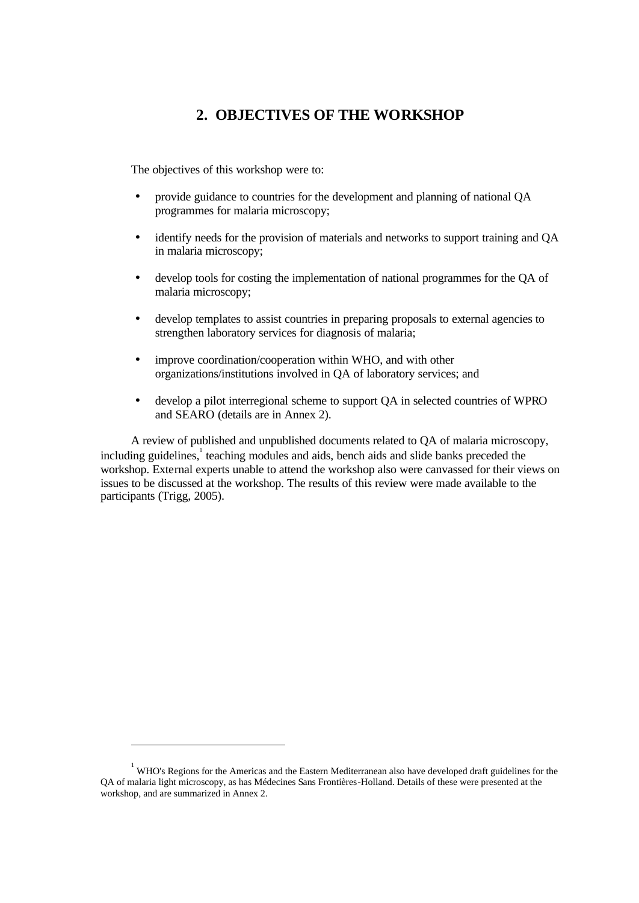## 2. OBJECTIVES OF THE WORKSHOP

The objectives of this workshop were to:

- provide guidance to countries for the development and planning of national QA programmes for malaria microscopy;
- identify needs for the provision of materials and networks to support training and QA in malaria microscopy;
- develop tools for costing the implementation of national programmes for the QA of malaria microscopy;
- develop templates to assist countries in preparing proposals to external agencies to strengthen laboratory services for diagnosis of malaria;
- improve coordination/cooperation within WHO, and with other organizations/institutions involved in QA of laboratory services; and
- develop a pilot interregional scheme to support QA in selected countries of WPRO and SEARO (details are in Annex 2).

A review of published and unpublished documents related to QA of malaria microscopy, including guidelines,[1] teaching modules and aids, bench aids and slide banks preceded the workshop. External experts unable to attend the workshop also were canvassed for their views on issues to be discussed at the workshop. The results of this review were made available to the participants (Trigg, 2005).

---

[1] WHO's Regions for the Americas and the Eastern Mediterranean also have developed draft guidelines for the QA of malaria light microscopy, as has Médecines Sans Frontières-Holland. Details of these were presented at the workshop, and are summarized in Annex 2.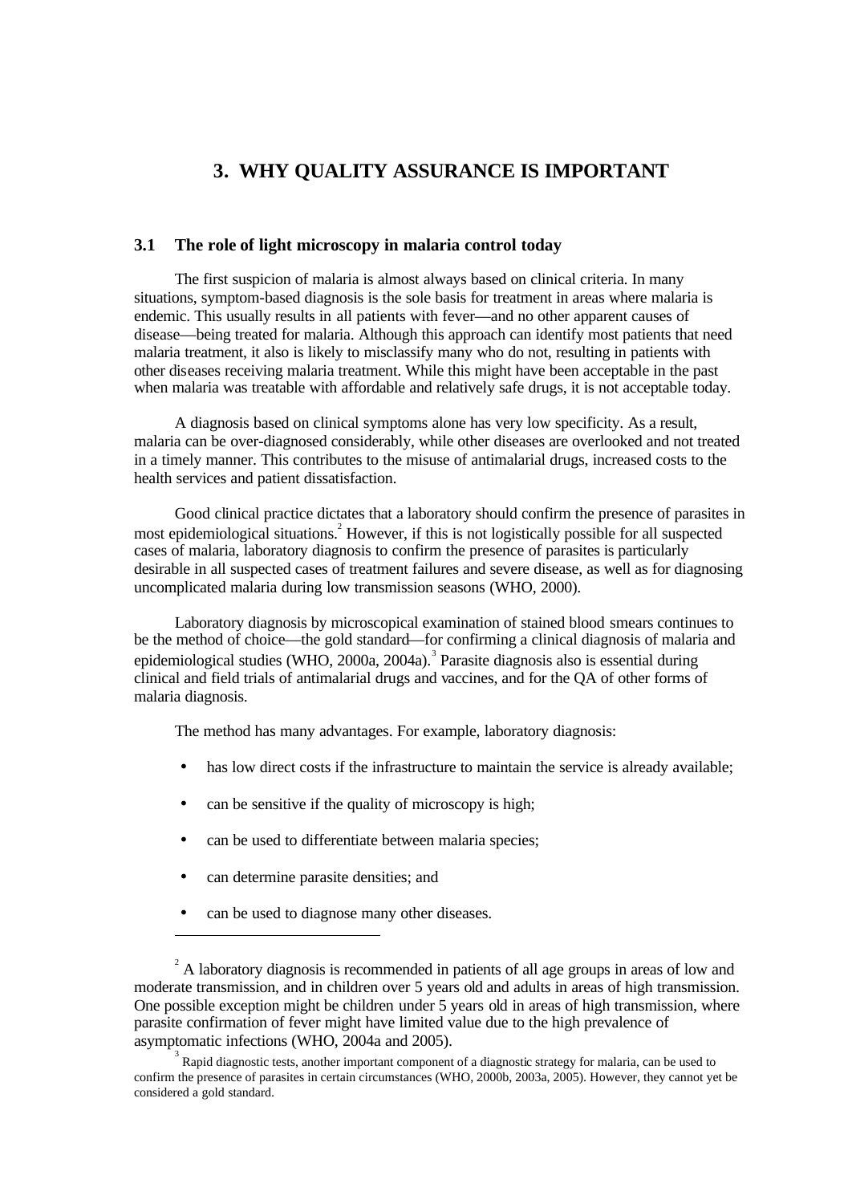# 3. WHY QUALITY ASSURANCE IS IMPORTANT

## 3.1 The role of light microscopy in malaria control today

The first suspicion of malaria is almost always based on clinical criteria. In many situations, symptom-based diagnosis is the sole basis for treatment in areas where malaria is endemic. This usually results in all patients with fever—and no other apparent causes of disease—being treated for malaria. Although this approach can identify most patients that need malaria treatment, it also is likely to misclassify many who do not, resulting in patients with other diseases receiving malaria treatment. While this might have been acceptable in the past when malaria was treatable with affordable and relatively safe drugs, it is not acceptable today.

A diagnosis based on clinical symptoms alone has very low specificity. As a result, malaria can be over-diagnosed considerably, while other diseases are overlooked and not treated in a timely manner. This contributes to the misuse of antimalarial drugs, increased costs to the health services and patient dissatisfaction.

Good clinical practice dictates that a laboratory should confirm the presence of parasites in most epidemiological situations.[2] However, if this is not logistically possible for all suspected cases of malaria, laboratory diagnosis to confirm the presence of parasites is particularly desirable in all suspected cases of treatment failures and severe disease, as well as for diagnosing uncomplicated malaria during low transmission seasons (WHO, 2000).

Laboratory diagnosis by microscopical examination of stained blood smears continues to be the method of choice—the gold standard—for confirming a clinical diagnosis of malaria and epidemiological studies (WHO, 2000a, 2004a).[3] Parasite diagnosis also is essential during clinical and field trials of antimalarial drugs and vaccines, and for the QA of other forms of malaria diagnosis.

The method has many advantages. For example, laboratory diagnosis:

- has low direct costs if the infrastructure to maintain the service is already available;
- can be sensitive if the quality of microscopy is high;
- can be used to differentiate between malaria species;
- can determine parasite densities; and
- can be used to diagnose many other diseases.

---

[2] A laboratory diagnosis is recommended in patients of all age groups in areas of low and moderate transmission, and in children over 5 years old and adults in areas of high transmission. One possible exception might be children under 5 years old in areas of high transmission, where parasite confirmation of fever might have limited value due to the high prevalence of asymptomatic infections (WHO, 2004a and 2005).

[3] Rapid diagnostic tests, another important component of a diagnostic strategy for malaria, can be used to confirm the presence of parasites in certain circumstances (WHO, 2000b, 2003a, 2005). However, they cannot yet be considered a gold standard.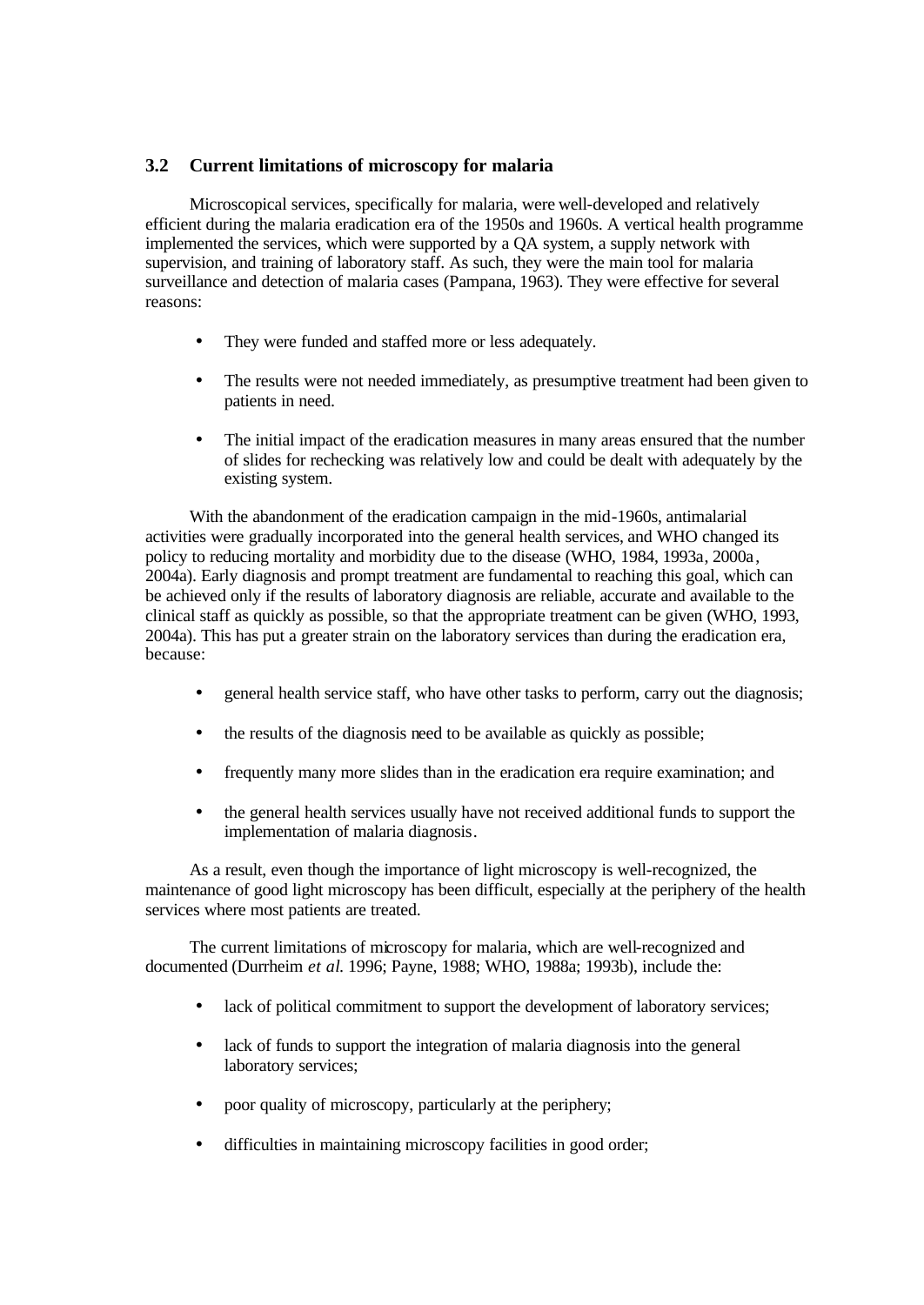### 3.2 Current limitations of microscopy for malaria

Microscopical services, specifically for malaria, were well-developed and relatively efficient during the malaria eradication era of the 1950s and 1960s. A vertical health programme implemented the services, which were supported by a QA system, a supply network with supervision, and training of laboratory staff. As such, they were the main tool for malaria surveillance and detection of malaria cases (Pampana, 1963). They were effective for several reasons:

- They were funded and staffed more or less adequately.
- The results were not needed immediately, as presumptive treatment had been given to patients in need.
- The initial impact of the eradication measures in many areas ensured that the number of slides for rechecking was relatively low and could be dealt with adequately by the existing system.

With the abandonment of the eradication campaign in the mid-1960s, antimalarial activities were gradually incorporated into the general health services, and WHO changed its policy to reducing mortality and morbidity due to the disease (WHO, 1984, 1993a, 2000a, 2004a). Early diagnosis and prompt treatment are fundamental to reaching this goal, which can be achieved only if the results of laboratory diagnosis are reliable, accurate and available to the clinical staff as quickly as possible, so that the appropriate treatment can be given (WHO, 1993, 2004a). This has put a greater strain on the laboratory services than during the eradication era, because:

- general health service staff, who have other tasks to perform, carry out the diagnosis;
- the results of the diagnosis need to be available as quickly as possible;
- frequently many more slides than in the eradication era require examination; and
- the general health services usually have not received additional funds to support the implementation of malaria diagnosis.

As a result, even though the importance of light microscopy is well-recognized, the maintenance of good light microscopy has been difficult, especially at the periphery of the health services where most patients are treated.

The current limitations of microscopy for malaria, which are well-recognized and documented (Durrheim *et al.* 1996; Payne, 1988; WHO, 1988a; 1993b), include the:

- lack of political commitment to support the development of laboratory services;
- lack of funds to support the integration of malaria diagnosis into the general laboratory services;
- poor quality of microscopy, particularly at the periphery;
- difficulties in maintaining microscopy facilities in good order;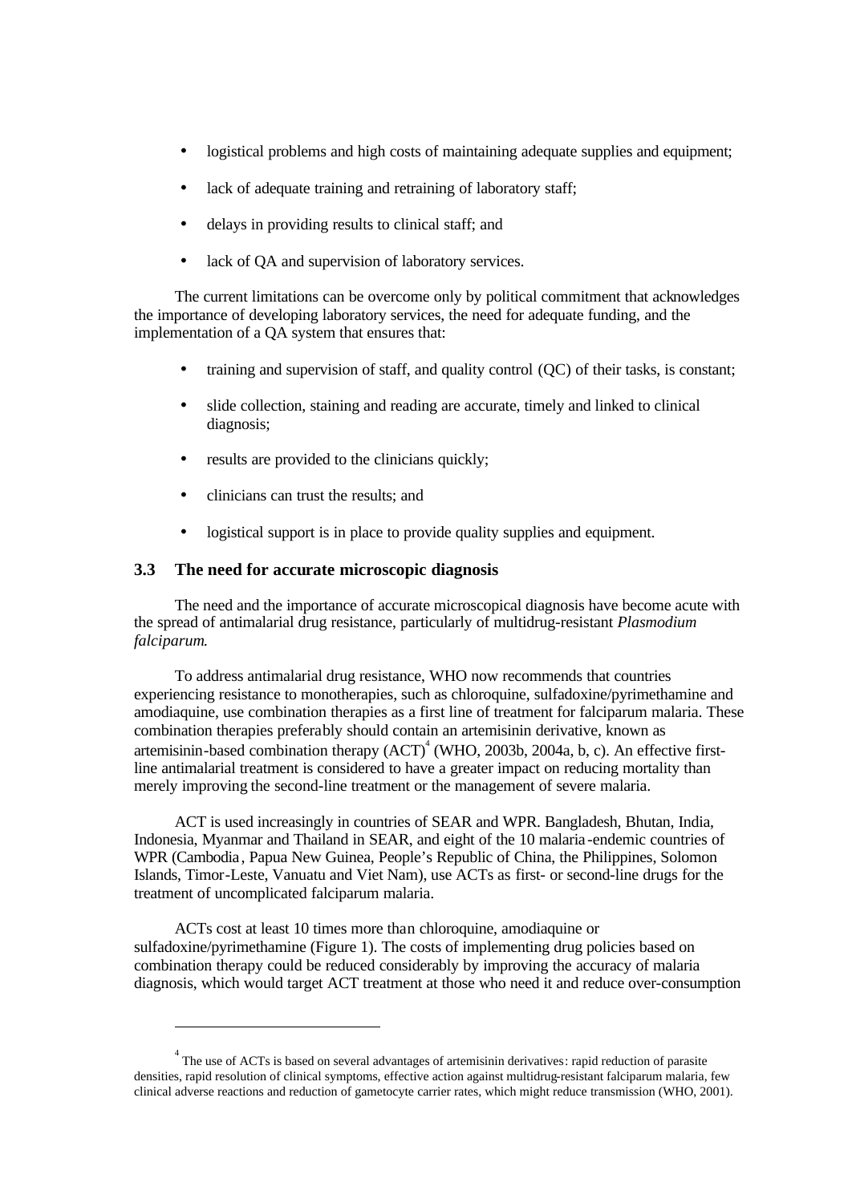- logistical problems and high costs of maintaining adequate supplies and equipment;
- lack of adequate training and retraining of laboratory staff;
- delays in providing results to clinical staff; and
- lack of QA and supervision of laboratory services.

The current limitations can be overcome only by political commitment that acknowledges the importance of developing laboratory services, the need for adequate funding, and the implementation of a QA system that ensures that:

- training and supervision of staff, and quality control (QC) of their tasks, is constant;
- slide collection, staining and reading are accurate, timely and linked to clinical diagnosis;
- results are provided to the clinicians quickly;
- clinicians can trust the results; and
- logistical support is in place to provide quality supplies and equipment.

### 3.3 The need for accurate microscopic diagnosis

The need and the importance of accurate microscopical diagnosis have become acute with the spread of antimalarial drug resistance, particularly of multidrug-resistant *Plasmodium falciparum*.

To address antimalarial drug resistance, WHO now recommends that countries experiencing resistance to monotherapies, such as chloroquine, sulfadoxine/pyrimethamine and amodiaquine, use combination therapies as a first line of treatment for falciparum malaria. These combination therapies preferably should contain an artemisinin derivative, known as artemisinin-based combination therapy (ACT)[4] (WHO, 2003b, 2004a, b, c). An effective first-line antimalarial treatment is considered to have a greater impact on reducing mortality than merely improving the second-line treatment or the management of severe malaria.

ACT is used increasingly in countries of SEAR and WPR. Bangladesh, Bhutan, India, Indonesia, Myanmar and Thailand in SEAR, and eight of the 10 malaria-endemic countries of WPR (Cambodia, Papua New Guinea, People's Republic of China, the Philippines, Solomon Islands, Timor-Leste, Vanuatu and Viet Nam), use ACTs as first- or second-line drugs for the treatment of uncomplicated falciparum malaria.

ACTs cost at least 10 times more than chloroquine, amodiaquine or sulfadoxine/pyrimethamine (Figure 1). The costs of implementing drug policies based on combination therapy could be reduced considerably by improving the accuracy of malaria diagnosis, which would target ACT treatment at those who need it and reduce over-consumption

---

[4] The use of ACTs is based on several advantages of artemisinin derivatives: rapid reduction of parasite densities, rapid resolution of clinical symptoms, effective action against multidrug-resistant falciparum malaria, few clinical adverse reactions and reduction of gametocyte carrier rates, which might reduce transmission (WHO, 2001).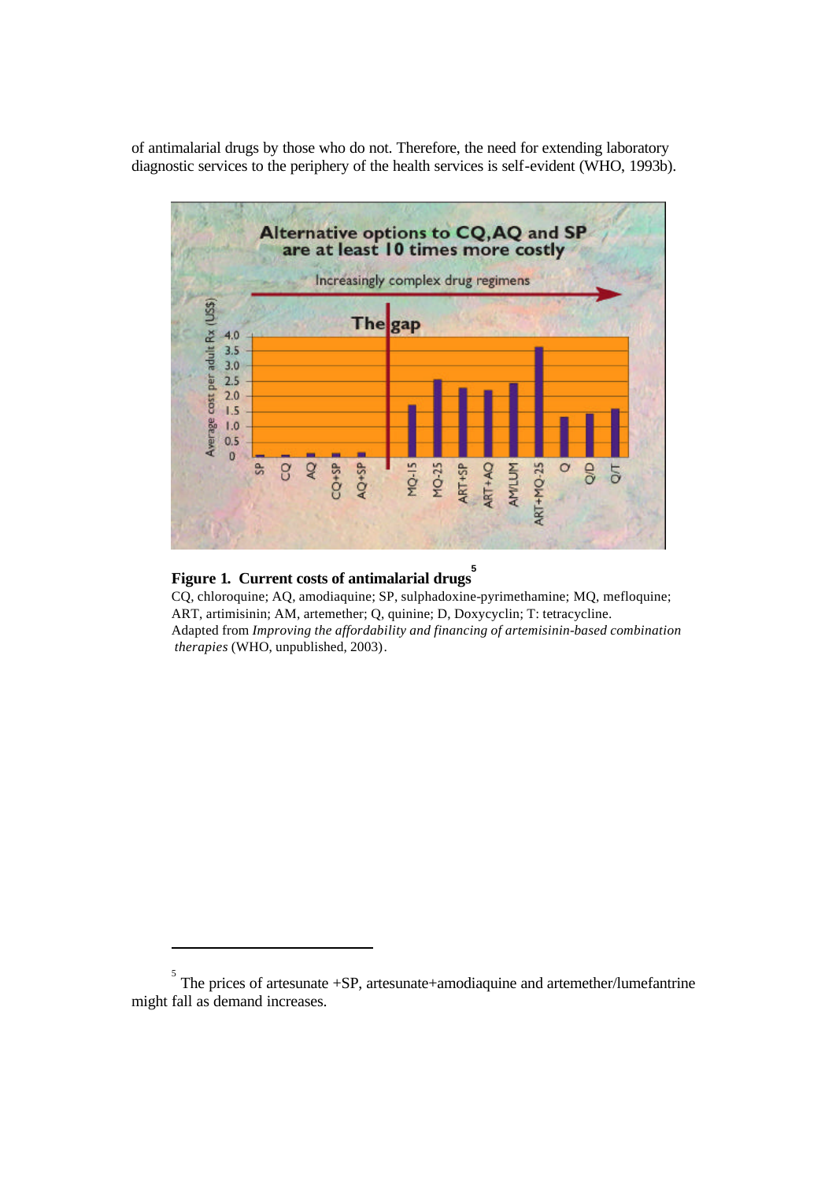of antimalarial drugs by those who do not. Therefore, the need for extending laboratory diagnostic services to the periphery of the health services is self-evident (WHO, 1993b).

**Figure 1. Current costs of antimalarial drugs**[5]

CQ, chloroquine; AQ, amodiaquine; SP, sulphadoxine-pyrimethamine; MQ, mefloquine; ART, artimisinin; AM, artemether; Q, quinine; D, Doxycyclin; T: tetracycline.
Adapted from *Improving the affordability and financing of artemisinin-based combination therapies* (WHO, unpublished, 2003).

---

[5] The prices of artesunate +SP, artesunate+amodiaquine and artemether/lumefantrine might fall as demand increases.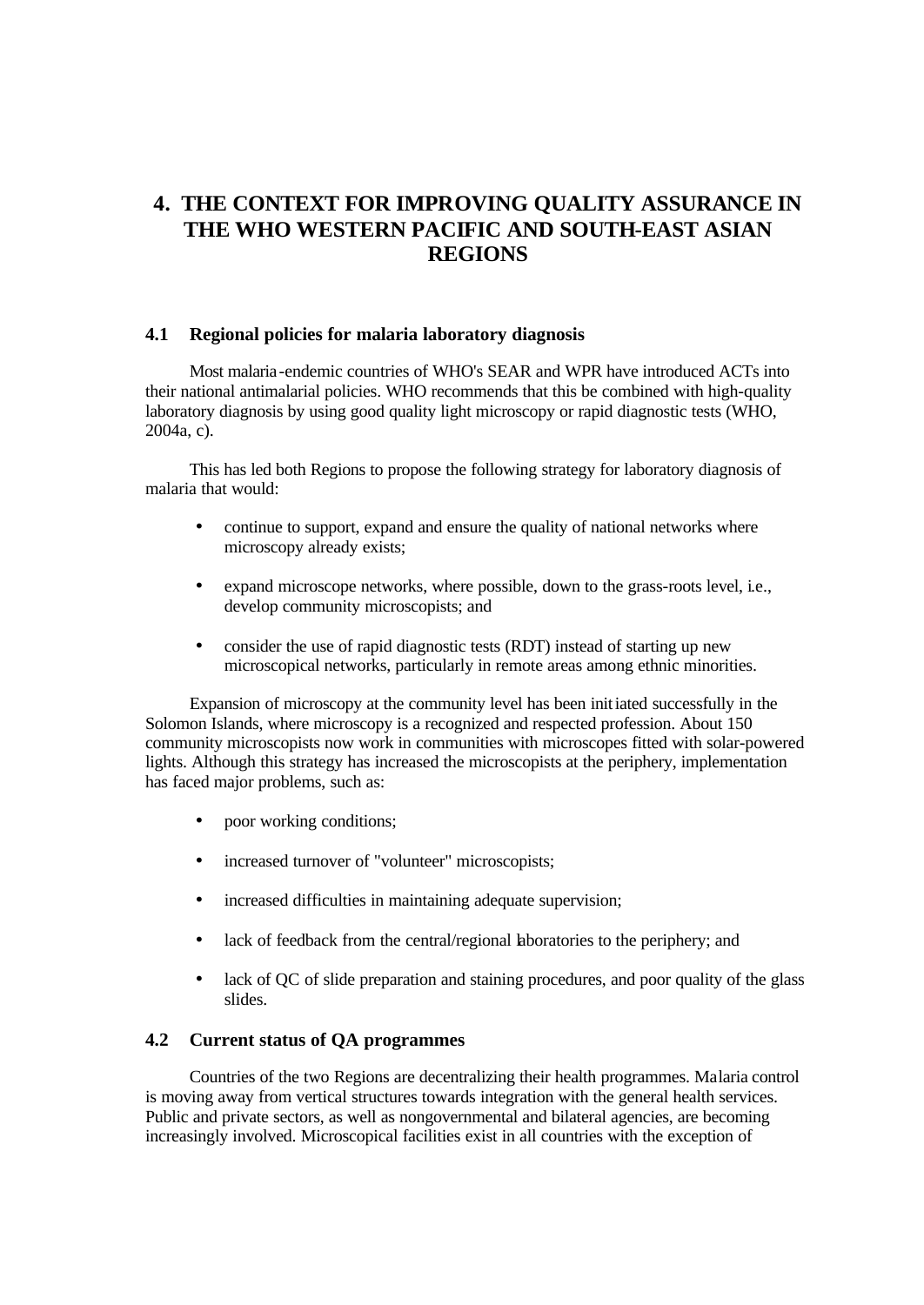# 4. THE CONTEXT FOR IMPROVING QUALITY ASSURANCE IN THE WHO WESTERN PACIFIC AND SOUTH-EAST ASIAN REGIONS

## 4.1 Regional policies for malaria laboratory diagnosis

Most malaria-endemic countries of WHO's SEAR and WPR have introduced ACTs into their national antimalarial policies. WHO recommends that this be combined with high-quality laboratory diagnosis by using good quality light microscopy or rapid diagnostic tests (WHO, 2004a, c).

This has led both Regions to propose the following strategy for laboratory diagnosis of malaria that would:

- continue to support, expand and ensure the quality of national networks where microscopy already exists;
- expand microscope networks, where possible, down to the grass-roots level, i.e., develop community microscopists; and
- consider the use of rapid diagnostic tests (RDT) instead of starting up new microscopical networks, particularly in remote areas among ethnic minorities.

Expansion of microscopy at the community level has been initiated successfully in the Solomon Islands, where microscopy is a recognized and respected profession. About 150 community microscopists now work in communities with microscopes fitted with solar-powered lights. Although this strategy has increased the microscopists at the periphery, implementation has faced major problems, such as:

- poor working conditions;
- increased turnover of "volunteer" microscopists;
- increased difficulties in maintaining adequate supervision;
- lack of feedback from the central/regional laboratories to the periphery; and
- lack of QC of slide preparation and staining procedures, and poor quality of the glass slides.

## 4.2 Current status of QA programmes

Countries of the two Regions are decentralizing their health programmes. Malaria control is moving away from vertical structures towards integration with the general health services. Public and private sectors, as well as nongovernmental and bilateral agencies, are becoming increasingly involved. Microscopical facilities exist in all countries with the exception of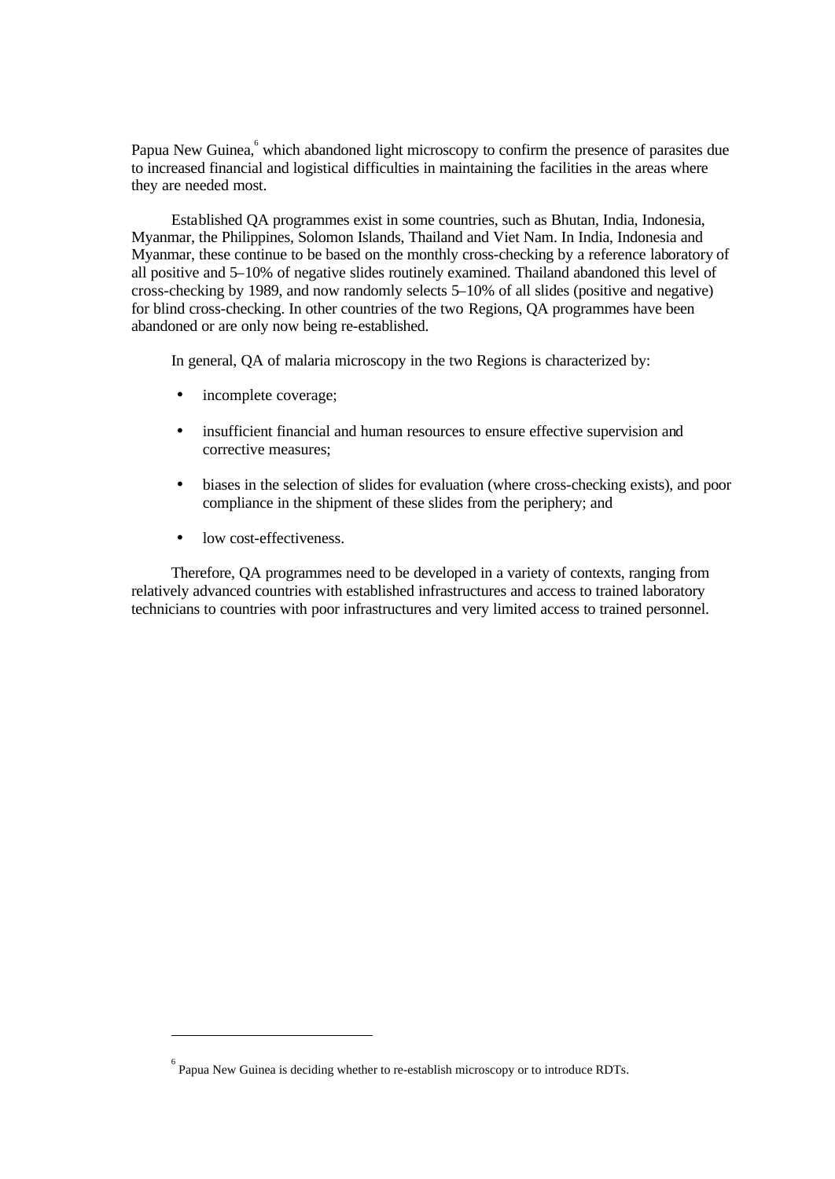Papua New Guinea,[6] which abandoned light microscopy to confirm the presence of parasites due to increased financial and logistical difficulties in maintaining the facilities in the areas where they are needed most.

Established QA programmes exist in some countries, such as Bhutan, India, Indonesia, Myanmar, the Philippines, Solomon Islands, Thailand and Viet Nam. In India, Indonesia and Myanmar, these continue to be based on the monthly cross-checking by a reference laboratory of all positive and 5–10% of negative slides routinely examined. Thailand abandoned this level of cross-checking by 1989, and now randomly selects 5–10% of all slides (positive and negative) for blind cross-checking. In other countries of the two Regions, QA programmes have been abandoned or are only now being re-established.

In general, QA of malaria microscopy in the two Regions is characterized by:

- incomplete coverage;
- insufficient financial and human resources to ensure effective supervision and corrective measures;
- biases in the selection of slides for evaluation (where cross-checking exists), and poor compliance in the shipment of these slides from the periphery; and
- low cost-effectiveness.

Therefore, QA programmes need to be developed in a variety of contexts, ranging from relatively advanced countries with established infrastructures and access to trained laboratory technicians to countries with poor infrastructures and very limited access to trained personnel.

---

[6] Papua New Guinea is deciding whether to re-establish microscopy or to introduce RDTs.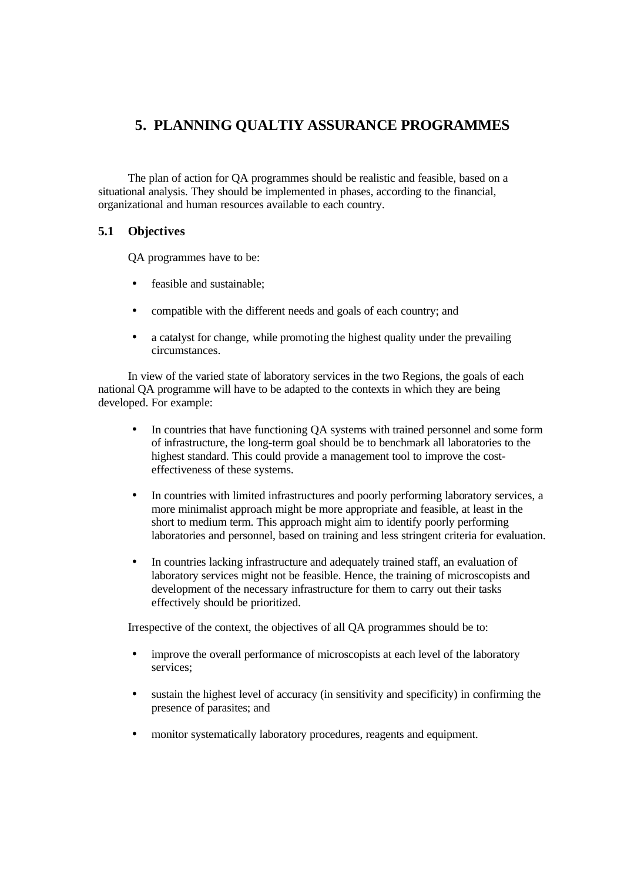# 5. PLANNING QUALTIY ASSURANCE PROGRAMMES

The plan of action for QA programmes should be realistic and feasible, based on a situational analysis. They should be implemented in phases, according to the financial, organizational and human resources available to each country.

## 5.1 Objectives

QA programmes have to be:

- feasible and sustainable;
- compatible with the different needs and goals of each country; and
- a catalyst for change, while promoting the highest quality under the prevailing circumstances.

In view of the varied state of laboratory services in the two Regions, the goals of each national QA programme will have to be adapted to the contexts in which they are being developed. For example:

- In countries that have functioning QA systems with trained personnel and some form of infrastructure, the long-term goal should be to benchmark all laboratories to the highest standard. This could provide a management tool to improve the cost-effectiveness of these systems.
- In countries with limited infrastructures and poorly performing laboratory services, a more minimalist approach might be more appropriate and feasible, at least in the short to medium term. This approach might aim to identify poorly performing laboratories and personnel, based on training and less stringent criteria for evaluation.
- In countries lacking infrastructure and adequately trained staff, an evaluation of laboratory services might not be feasible. Hence, the training of microscopists and development of the necessary infrastructure for them to carry out their tasks effectively should be prioritized.

Irrespective of the context, the objectives of all QA programmes should be to:

- improve the overall performance of microscopists at each level of the laboratory services;
- sustain the highest level of accuracy (in sensitivity and specificity) in confirming the presence of parasites; and
- monitor systematically laboratory procedures, reagents and equipment.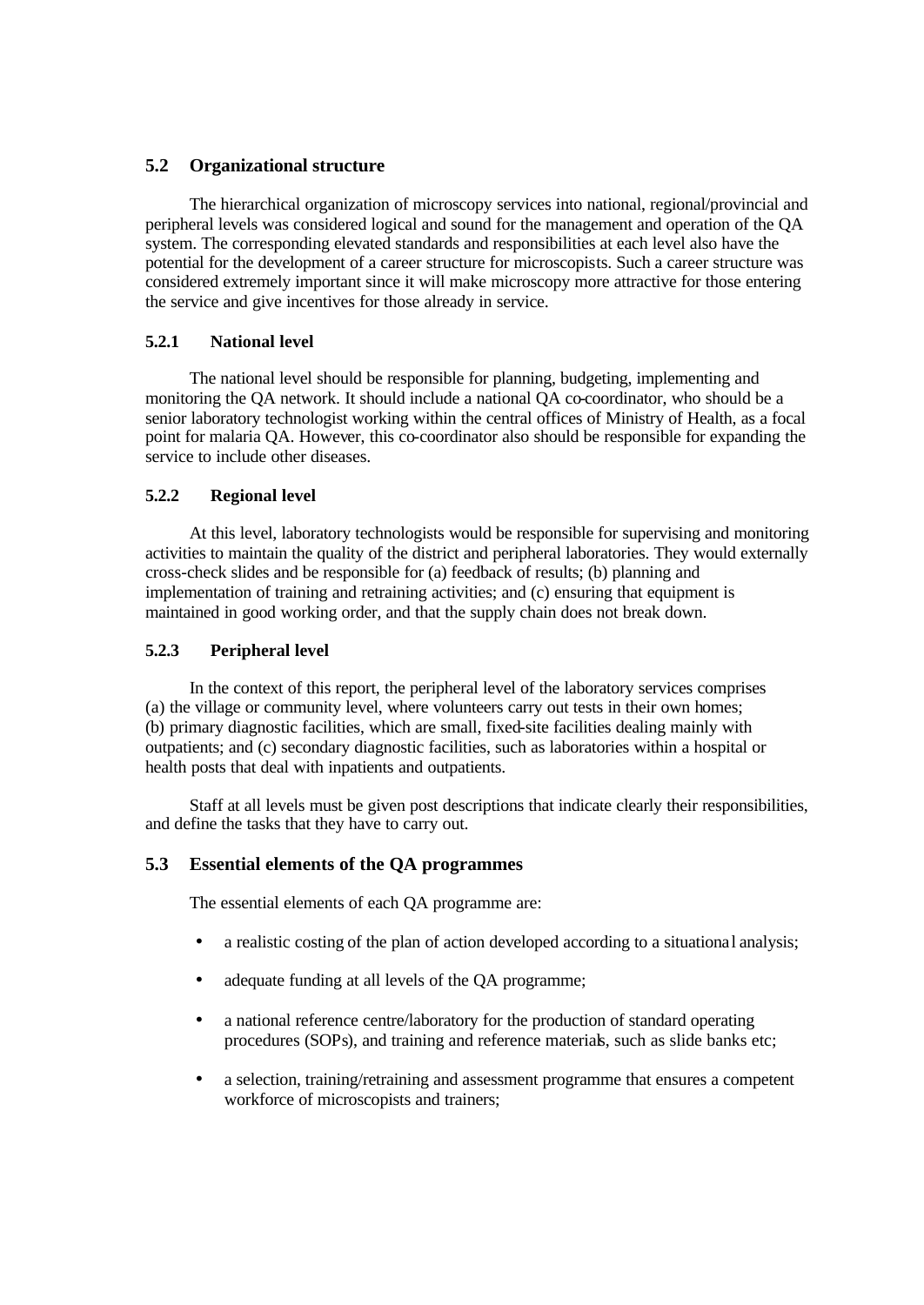## 5.2 Organizational structure

The hierarchical organization of microscopy services into national, regional/provincial and peripheral levels was considered logical and sound for the management and operation of the QA system. The corresponding elevated standards and responsibilities at each level also have the potential for the development of a career structure for microscopists. Such a career structure was considered extremely important since it will make microscopy more attractive for those entering the service and give incentives for those already in service.

### 5.2.1 National level

The national level should be responsible for planning, budgeting, implementing and monitoring the QA network. It should include a national QA co-coordinator, who should be a senior laboratory technologist working within the central offices of Ministry of Health, as a focal point for malaria QA. However, this co-coordinator also should be responsible for expanding the service to include other diseases.

### 5.2.2 Regional level

At this level, laboratory technologists would be responsible for supervising and monitoring activities to maintain the quality of the district and peripheral laboratories. They would externally cross-check slides and be responsible for (a) feedback of results; (b) planning and implementation of training and retraining activities; and (c) ensuring that equipment is maintained in good working order, and that the supply chain does not break down.

### 5.2.3 Peripheral level

In the context of this report, the peripheral level of the laboratory services comprises (a) the village or community level, where volunteers carry out tests in their own homes; (b) primary diagnostic facilities, which are small, fixed-site facilities dealing mainly with outpatients; and (c) secondary diagnostic facilities, such as laboratories within a hospital or health posts that deal with inpatients and outpatients.

Staff at all levels must be given post descriptions that indicate clearly their responsibilities, and define the tasks that they have to carry out.

## 5.3 Essential elements of the QA programmes

The essential elements of each QA programme are:

- a realistic costing of the plan of action developed according to a situational analysis;
- adequate funding at all levels of the QA programme;
- a national reference centre/laboratory for the production of standard operating procedures (SOPs), and training and reference materials, such as slide banks etc;
- a selection, training/retraining and assessment programme that ensures a competent workforce of microscopists and trainers;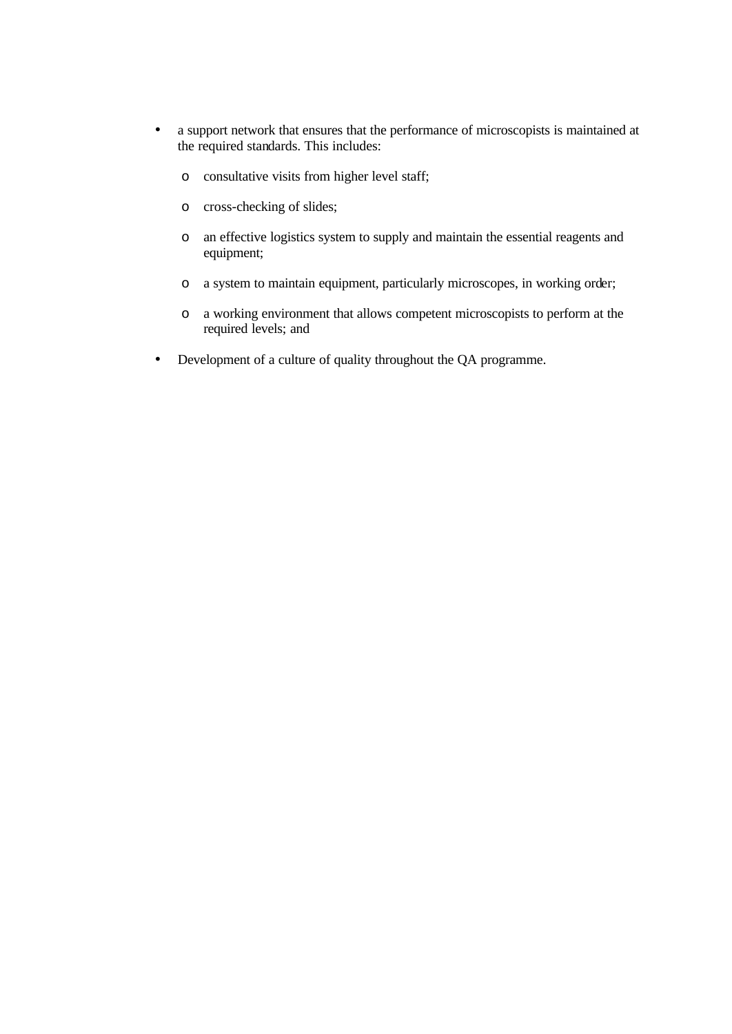- a support network that ensures that the performance of microscopists is maintained at the required standards. This includes:
  - consultative visits from higher level staff;
  - cross-checking of slides;
  - an effective logistics system to supply and maintain the essential reagents and equipment;
  - a system to maintain equipment, particularly microscopes, in working order;
  - a working environment that allows competent microscopists to perform at the required levels; and
- Development of a culture of quality throughout the QA programme.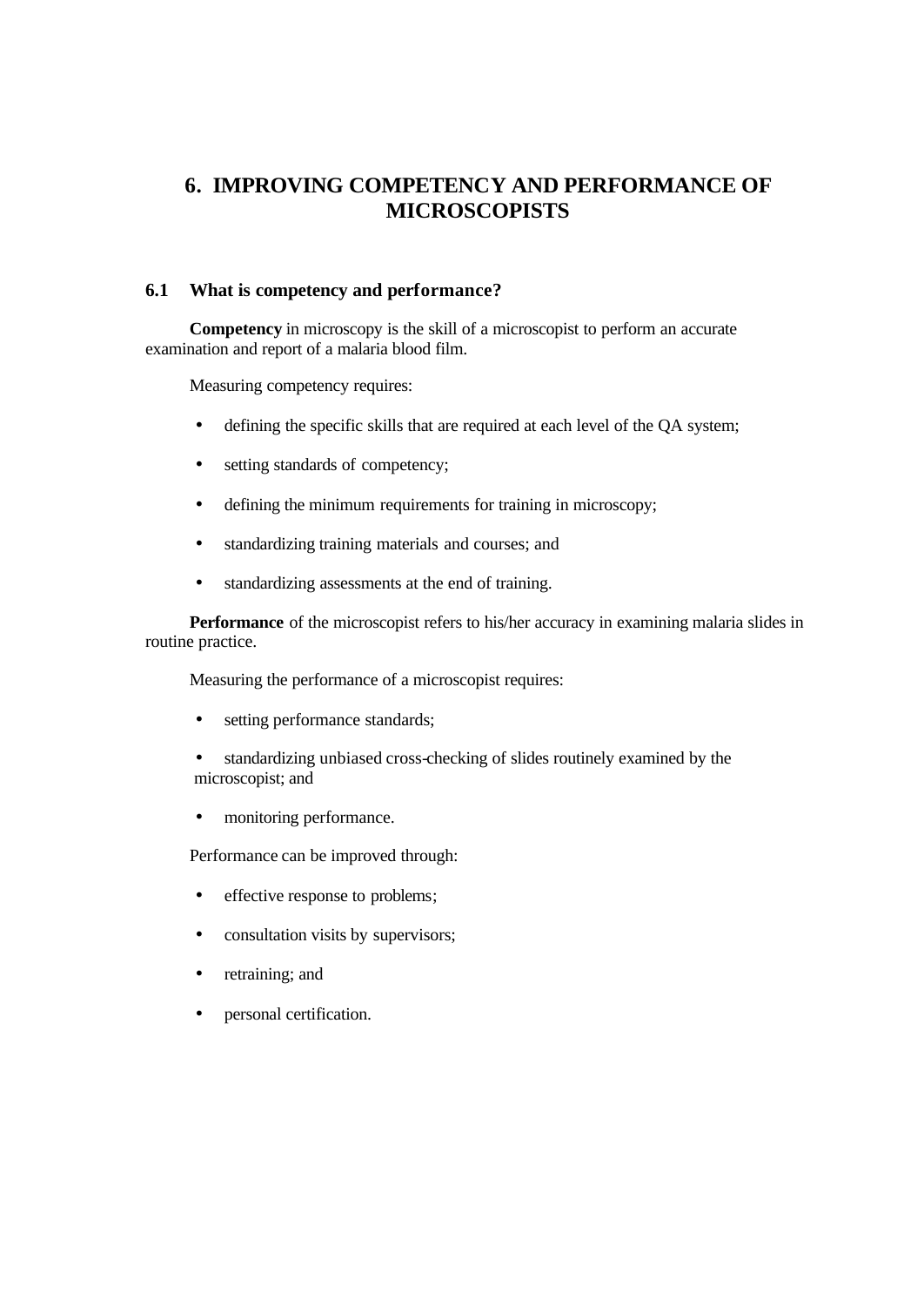# 6. IMPROVING COMPETENCY AND PERFORMANCE OF MICROSCOPISTS

## 6.1 What is competency and performance?

**Competency** in microscopy is the skill of a microscopist to perform an accurate examination and report of a malaria blood film.

Measuring competency requires:

- defining the specific skills that are required at each level of the QA system;
- setting standards of competency;
- defining the minimum requirements for training in microscopy;
- standardizing training materials and courses; and
- standardizing assessments at the end of training.

**Performance** of the microscopist refers to his/her accuracy in examining malaria slides in routine practice.

Measuring the performance of a microscopist requires:

- setting performance standards;
- standardizing unbiased cross-checking of slides routinely examined by the microscopist; and
- monitoring performance.

Performance can be improved through:

- effective response to problems;
- consultation visits by supervisors;
- retraining; and
- personal certification.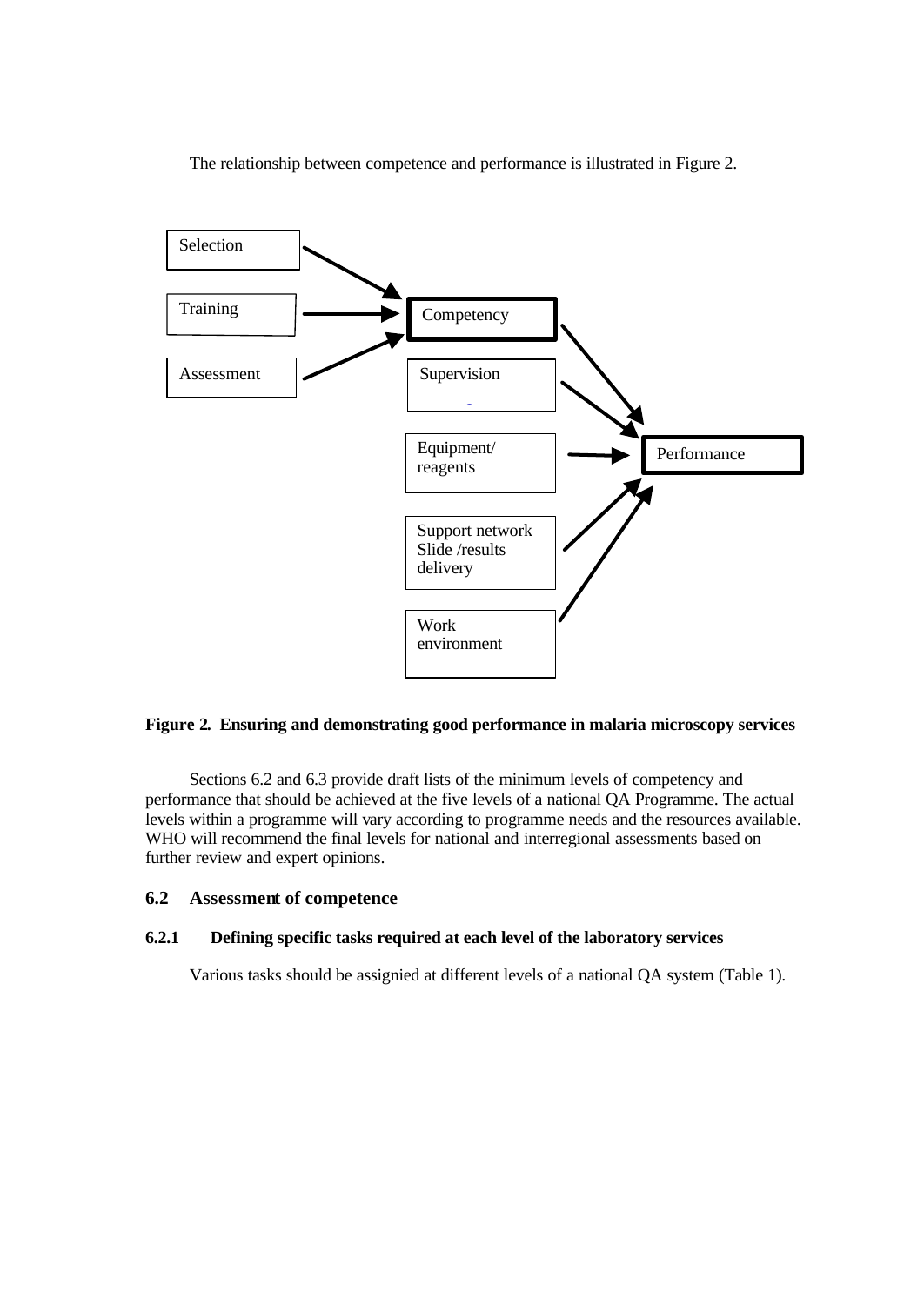The relationship between competence and performance is illustrated in Figure 2.

Selection

Training

Assessment

Competency

Supervision

Equipment/ reagents

Support network Slide /results delivery

Work environment

Performance

**Figure 2. Ensuring and demonstrating good performance in malaria microscopy services**

Sections 6.2 and 6.3 provide draft lists of the minimum levels of competency and performance that should be achieved at the five levels of a national QA Programme. The actual levels within a programme will vary according to programme needs and the resources available. WHO will recommend the final levels for national and interregional assessments based on further review and expert opinions.

## 6.2 Assessment of competence

### 6.2.1 Defining specific tasks required at each level of the laboratory services

Various tasks should be assignied at different levels of a national QA system (Table 1).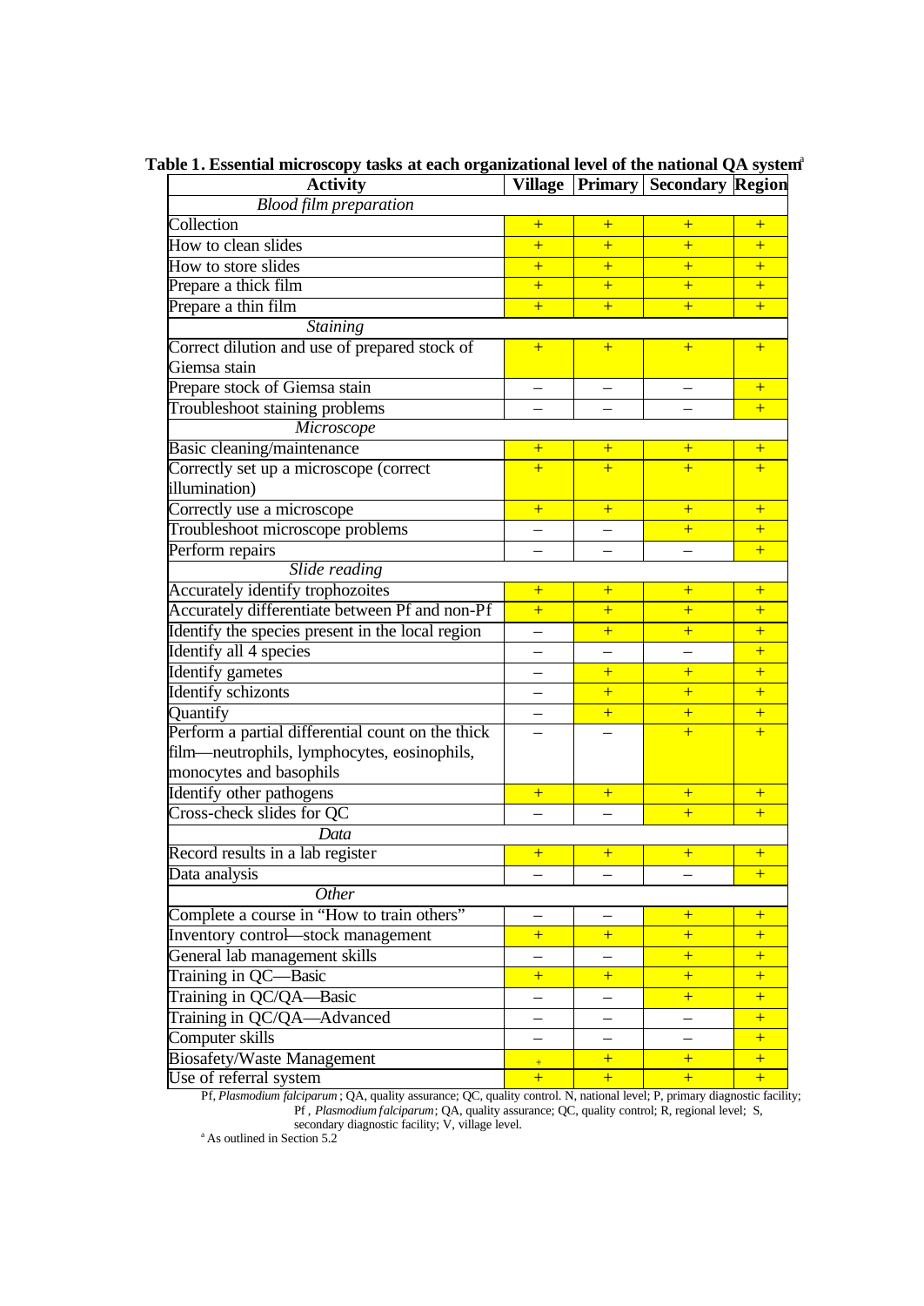**Table 1. Essential microscopy tasks at each organizational level of the national QA system**[a]

| Activity | Village | Primary | Secondary | Region |
|---|---|---|---|---|
| *Blood film preparation* | | | | |
| Collection | + | + | + | + |
| How to clean slides | + | + | + | + |
| How to store slides | + | + | + | + |
| Prepare a thick film | + | + | + | + |
| Prepare a thin film | + | + | + | + |
| *Staining* | | | | |
| Correct dilution and use of prepared stock of Giemsa stain | + | + | + | + |
| Prepare stock of Giemsa stain | – | – | – | + |
| Troubleshoot staining problems | – | – | – | + |
| *Microscope* | | | | |
| Basic cleaning/maintenance | + | + | + | + |
| Correctly set up a microscope (correct illumination) | + | + | + | + |
| Correctly use a microscope | + | + | + | + |
| Troubleshoot microscope problems | – | – | + | + |
| Perform repairs | – | – | – | + |
| *Slide reading* | | | | |
| Accurately identify trophozoites | + | + | + | + |
| Accurately differentiate between Pf and non-Pf | + | + | + | + |
| Identify the species present in the local region | – | + | + | + |
| Identify all 4 species | – | – | – | + |
| Identify gametes | – | + | + | + |
| Identify schizonts | – | + | + | + |
| Quantify | – | + | + | + |
| Perform a partial differential count on the thick film—neutrophils, lymphocytes, eosinophils, monocytes and basophils | – | – | + | + |
| Identify other pathogens | + | + | + | + |
| Cross-check slides for QC | – | – | + | + |
| *Data* | | | | |
| Record results in a lab register | + | + | + | + |
| Data analysis | – | – | – | + |
| *Other* | | | | |
| Complete a course in "How to train others" | – | – | + | + |
| Inventory control—stock management | + | + | + | + |
| General lab management skills | – | – | + | + |
| Training in QC—Basic | + | + | + | + |
| Training in QC/QA—Basic | – | – | + | + |
| Training in QC/QA—Advanced | – | – | – | + |
| Computer skills | – | – | – | + |
| Biosafety/Waste Management | + | + | + | + |
| Use of referral system | + | + | + | + |

Pf, *Plasmodium falciparum*; QA, quality assurance; QC, quality control. N, national level; P, primary diagnostic facility; Pf, *Plasmodium falciparum*; QA, quality assurance; QC, quality control; R, regional level; S, secondary diagnostic facility; V, village level.

[a] As outlined in Section 5.2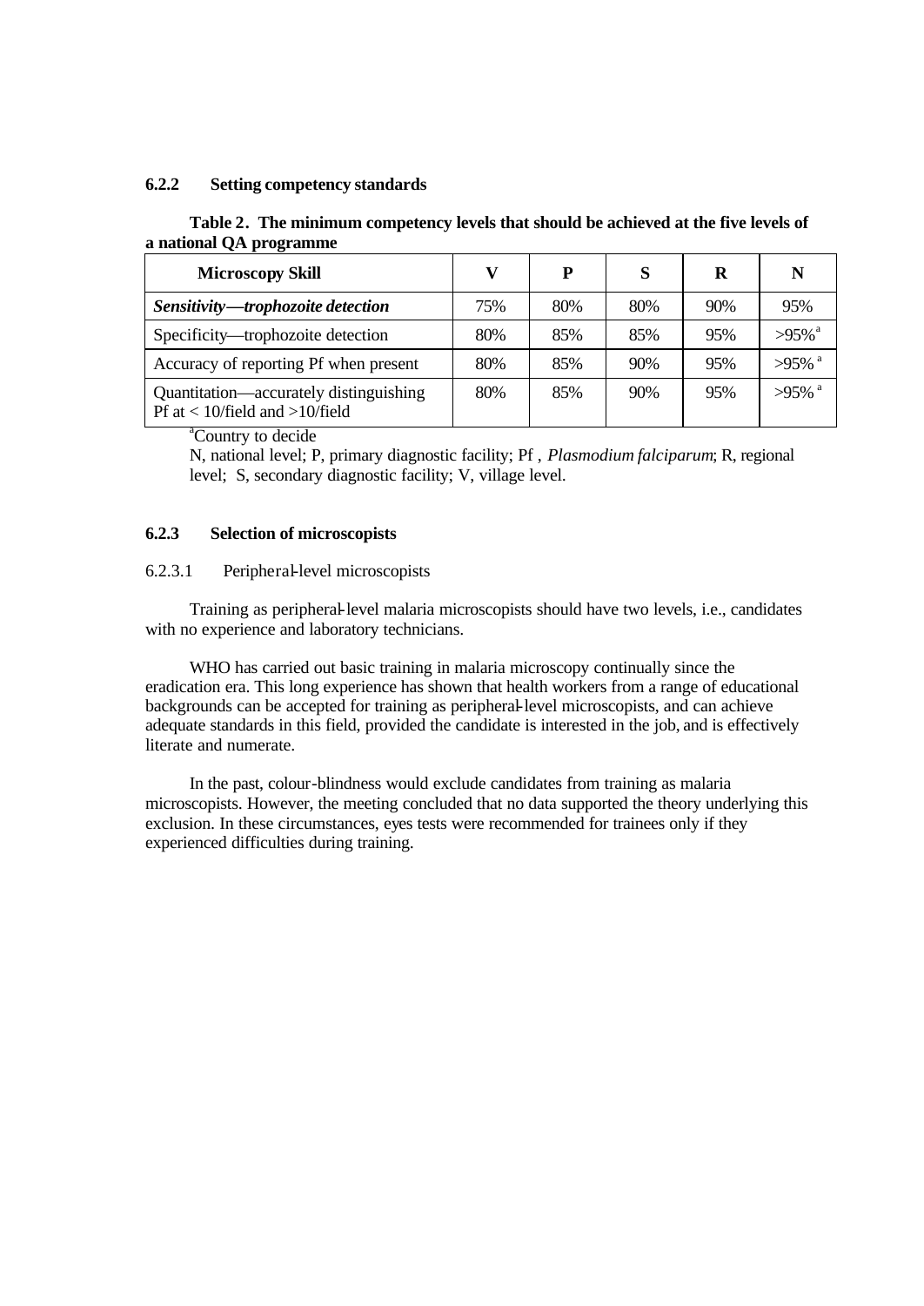### 6.2.2 Setting competency standards

**Table 2. The minimum competency levels that should be achieved at the five levels of a national QA programme**

| Microscopy Skill | V | P | S | R | N |
|---|---|---|---|---|---|
| ***Sensitivity—trophozoite detection*** | 75% | 80% | 80% | 90% | 95% |
| Specificity—trophozoite detection | 80% | 85% | 85% | 95% | >95%[a] |
| Accuracy of reporting Pf when present | 80% | 85% | 90% | 95% | >95%[a] |
| Quantitation—accurately distinguishing Pf at < 10/field and >10/field | 80% | 85% | 90% | 95% | >95%[a] |

[a]Country to decide

N, national level; P, primary diagnostic facility; Pf , *Plasmodium falciparum*; R, regional level; S, secondary diagnostic facility; V, village level.

### 6.2.3 Selection of microscopists

#### 6.2.3.1 Peripheral-level microscopists

Training as peripheral-level malaria microscopists should have two levels, i.e., candidates with no experience and laboratory technicians.

WHO has carried out basic training in malaria microscopy continually since the eradication era. This long experience has shown that health workers from a range of educational backgrounds can be accepted for training as peripheral-level microscopists, and can achieve adequate standards in this field, provided the candidate is interested in the job, and is effectively literate and numerate.

In the past, colour-blindness would exclude candidates from training as malaria microscopists. However, the meeting concluded that no data supported the theory underlying this exclusion. In these circumstances, eyes tests were recommended for trainees only if they experienced difficulties during training.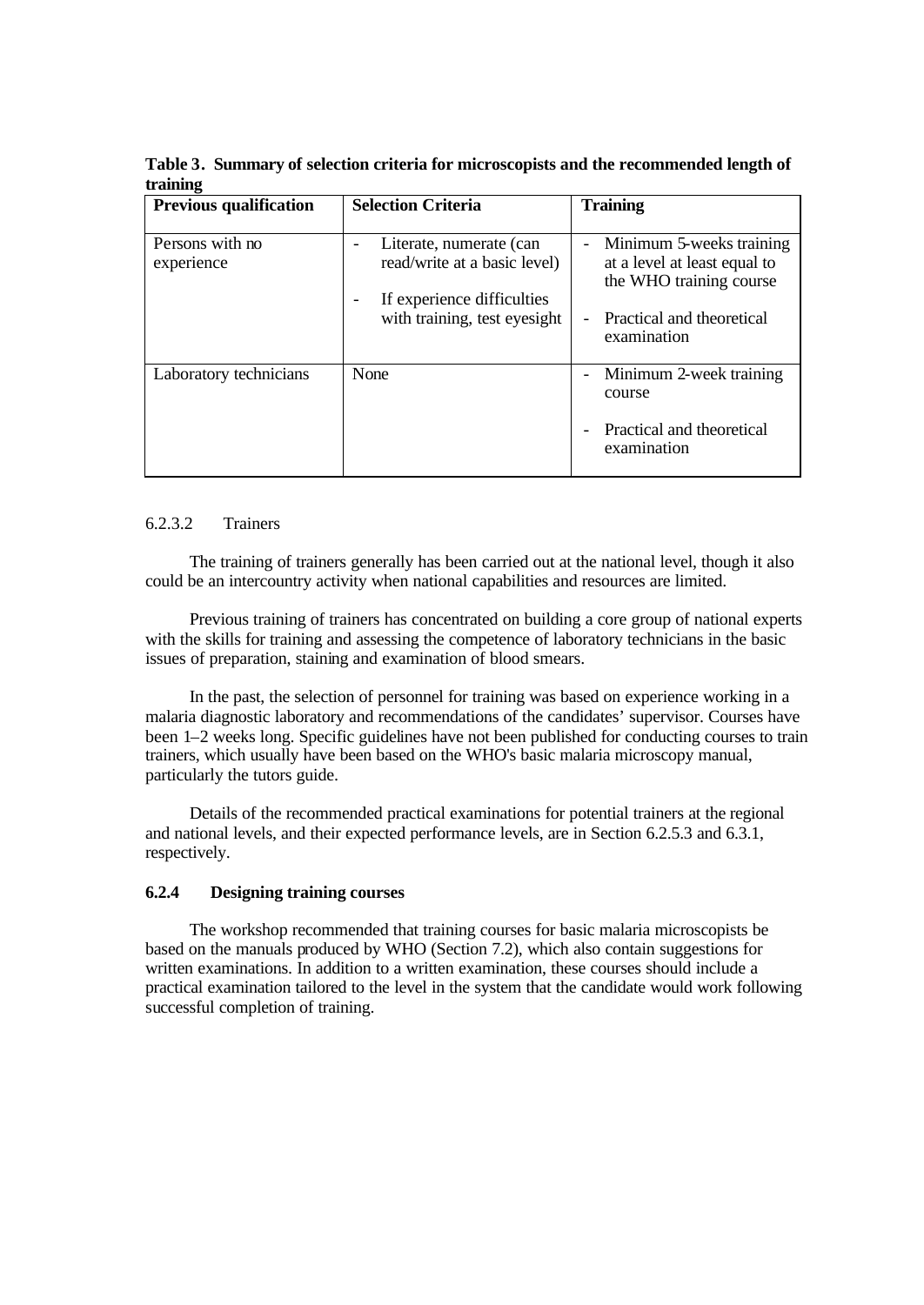**Table 3. Summary of selection criteria for microscopists and the recommended length of training**

| Previous qualification | Selection Criteria | Training |
|---|---|---|
| Persons with no experience | - Literate, numerate (can read/write at a basic level)<br>- If experience difficulties with training, test eyesight | - Minimum 5-weeks training at a level at least equal to the WHO training course<br>- Practical and theoretical examination |
| Laboratory technicians | None | - Minimum 2-week training course<br>- Practical and theoretical examination |

6.2.3.2 Trainers

The training of trainers generally has been carried out at the national level, though it also could be an intercountry activity when national capabilities and resources are limited.

Previous training of trainers has concentrated on building a core group of national experts with the skills for training and assessing the competence of laboratory technicians in the basic issues of preparation, staining and examination of blood smears.

In the past, the selection of personnel for training was based on experience working in a malaria diagnostic laboratory and recommendations of the candidates' supervisor. Courses have been 1–2 weeks long. Specific guidelines have not been published for conducting courses to train trainers, which usually have been based on the WHO's basic malaria microscopy manual, particularly the tutors guide.

Details of the recommended practical examinations for potential trainers at the regional and national levels, and their expected performance levels, are in Section 6.2.5.3 and 6.3.1, respectively.

### 6.2.4 Designing training courses

The workshop recommended that training courses for basic malaria microscopists be based on the manuals produced by WHO (Section 7.2), which also contain suggestions for written examinations. In addition to a written examination, these courses should include a practical examination tailored to the level in the system that the candidate would work following successful completion of training.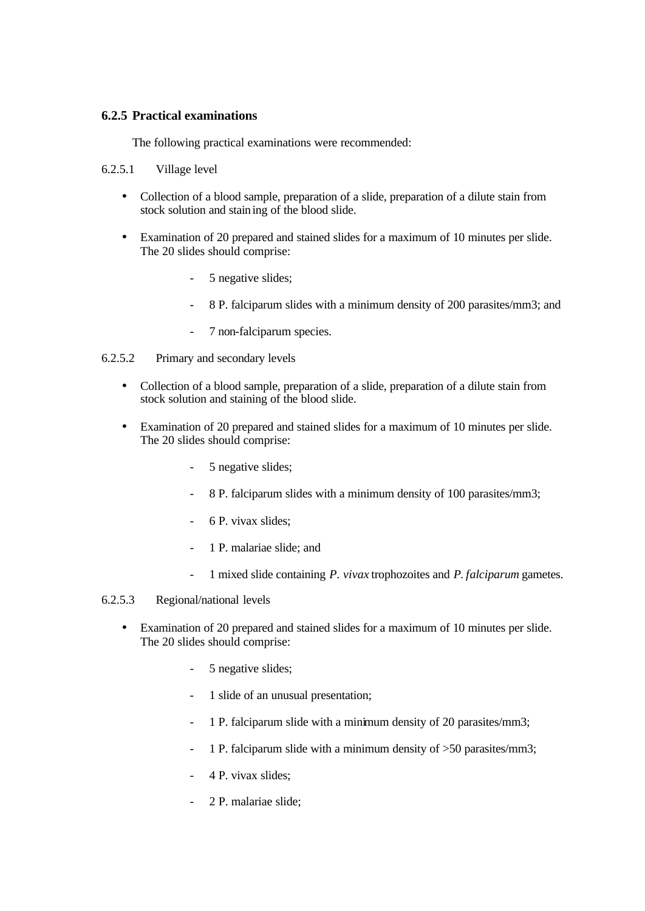### 6.2.5 Practical examinations

The following practical examinations were recommended:

6.2.5.1 Village level

- Collection of a blood sample, preparation of a slide, preparation of a dilute stain from stock solution and staining of the blood slide.
- Examination of 20 prepared and stained slides for a maximum of 10 minutes per slide. The 20 slides should comprise:
  - 5 negative slides;
  - 8 P. falciparum slides with a minimum density of 200 parasites/mm3; and
  - 7 non-falciparum species.

6.2.5.2 Primary and secondary levels

- Collection of a blood sample, preparation of a slide, preparation of a dilute stain from stock solution and staining of the blood slide.
- Examination of 20 prepared and stained slides for a maximum of 10 minutes per slide. The 20 slides should comprise:
  - 5 negative slides;
  - 8 P. falciparum slides with a minimum density of 100 parasites/mm3;
  - 6 P. vivax slides;
  - 1 P. malariae slide; and
  - 1 mixed slide containing *P. vivax* trophozoites and *P. falciparum* gametes.

6.2.5.3 Regional/national levels

- Examination of 20 prepared and stained slides for a maximum of 10 minutes per slide. The 20 slides should comprise:
  - 5 negative slides;
  - 1 slide of an unusual presentation;
  - 1 P. falciparum slide with a minimum density of 20 parasites/mm3;
  - 1 P. falciparum slide with a minimum density of >50 parasites/mm3;
  - 4 P. vivax slides;
  - 2 P. malariae slide;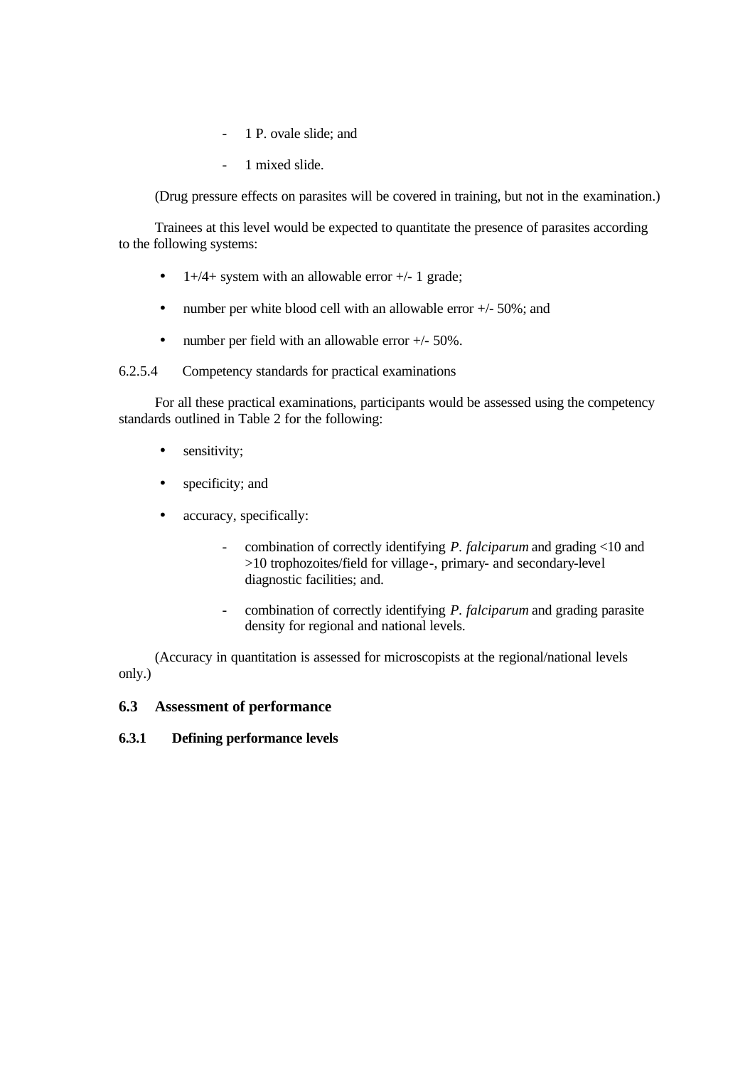- 1 P. ovale slide; and
- 1 mixed slide.

(Drug pressure effects on parasites will be covered in training, but not in the examination.)

Trainees at this level would be expected to quantitate the presence of parasites according to the following systems:

- 1+/4+ system with an allowable error +/- 1 grade;
- number per white blood cell with an allowable error +/- 50%; and
- number per field with an allowable error +/- 50%.

6.2.5.4 Competency standards for practical examinations

For all these practical examinations, participants would be assessed using the competency standards outlined in Table 2 for the following:

- sensitivity;
- specificity; and
- accuracy, specifically:
  - combination of correctly identifying *P. falciparum* and grading <10 and >10 trophozoites/field for village-, primary- and secondary-level diagnostic facilities; and.
  - combination of correctly identifying *P. falciparum* and grading parasite density for regional and national levels.

(Accuracy in quantitation is assessed for microscopists at the regional/national levels only.)

## 6.3 Assessment of performance

### 6.3.1 Defining performance levels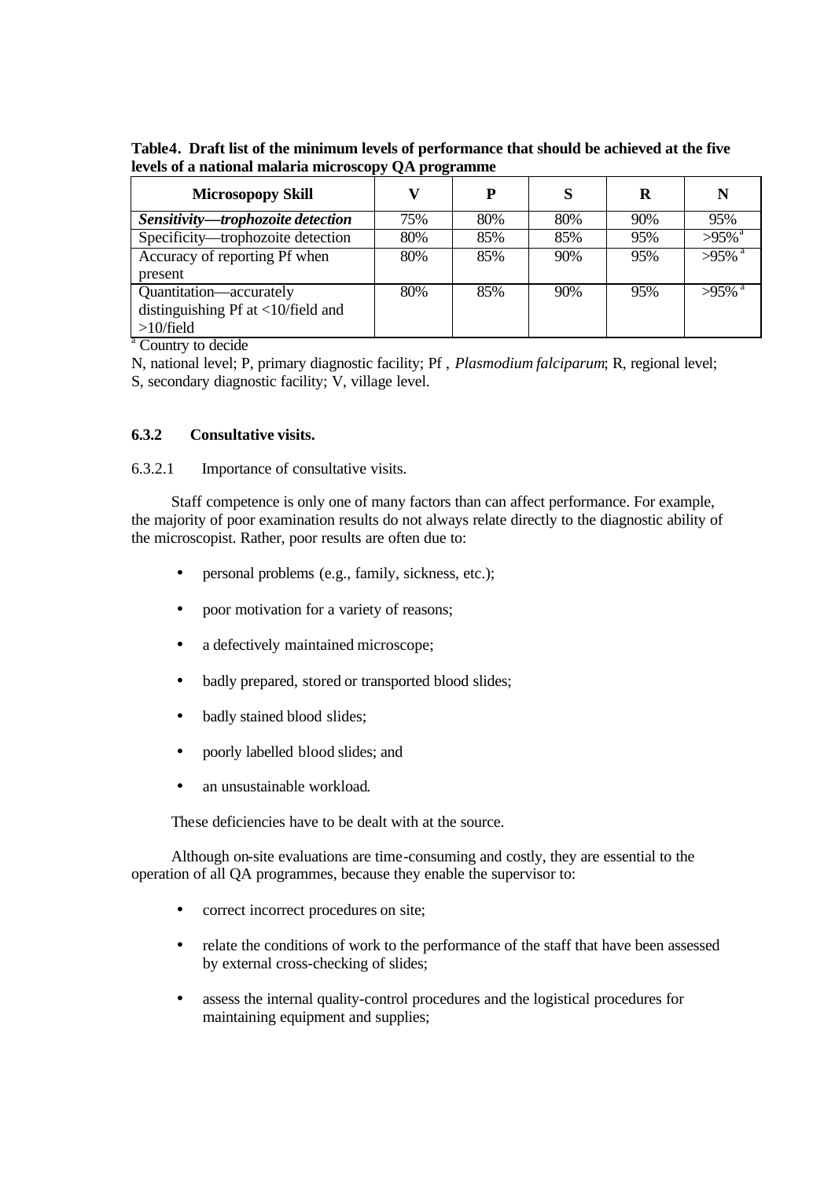**Table4. Draft list of the minimum levels of performance that should be achieved at the five levels of a national malaria microscopy QA programme**

| Microsopopy Skill | V | P | S | R | N |
|---|---|---|---|---|---|
| ***Sensitivity—trophozoite detection*** | 75% | 80% | 80% | 90% | 95% |
| Specificity—trophozoite detection | 80% | 85% | 85% | 95% | >95% [a] |
| Accuracy of reporting Pf when present | 80% | 85% | 90% | 95% | >95% [a] |
| Quantitation—accurately distinguishing Pf at <10/field and >10/field | 80% | 85% | 90% | 95% | >95% [a] |

[a] Country to decide

N, national level; P, primary diagnostic facility; Pf , *Plasmodium falciparum*; R, regional level; S, secondary diagnostic facility; V, village level.

### 6.3.2 Consultative visits.

6.3.2.1 Importance of consultative visits.

Staff competence is only one of many factors than can affect performance. For example, the majority of poor examination results do not always relate directly to the diagnostic ability of the microscopist. Rather, poor results are often due to:

- personal problems (e.g., family, sickness, etc.);
- poor motivation for a variety of reasons;
- a defectively maintained microscope;
- badly prepared, stored or transported blood slides;
- badly stained blood slides;
- poorly labelled blood slides; and
- an unsustainable workload.

These deficiencies have to be dealt with at the source.

Although on-site evaluations are time-consuming and costly, they are essential to the operation of all QA programmes, because they enable the supervisor to:

- correct incorrect procedures on site;
- relate the conditions of work to the performance of the staff that have been assessed by external cross-checking of slides;
- assess the internal quality-control procedures and the logistical procedures for maintaining equipment and supplies;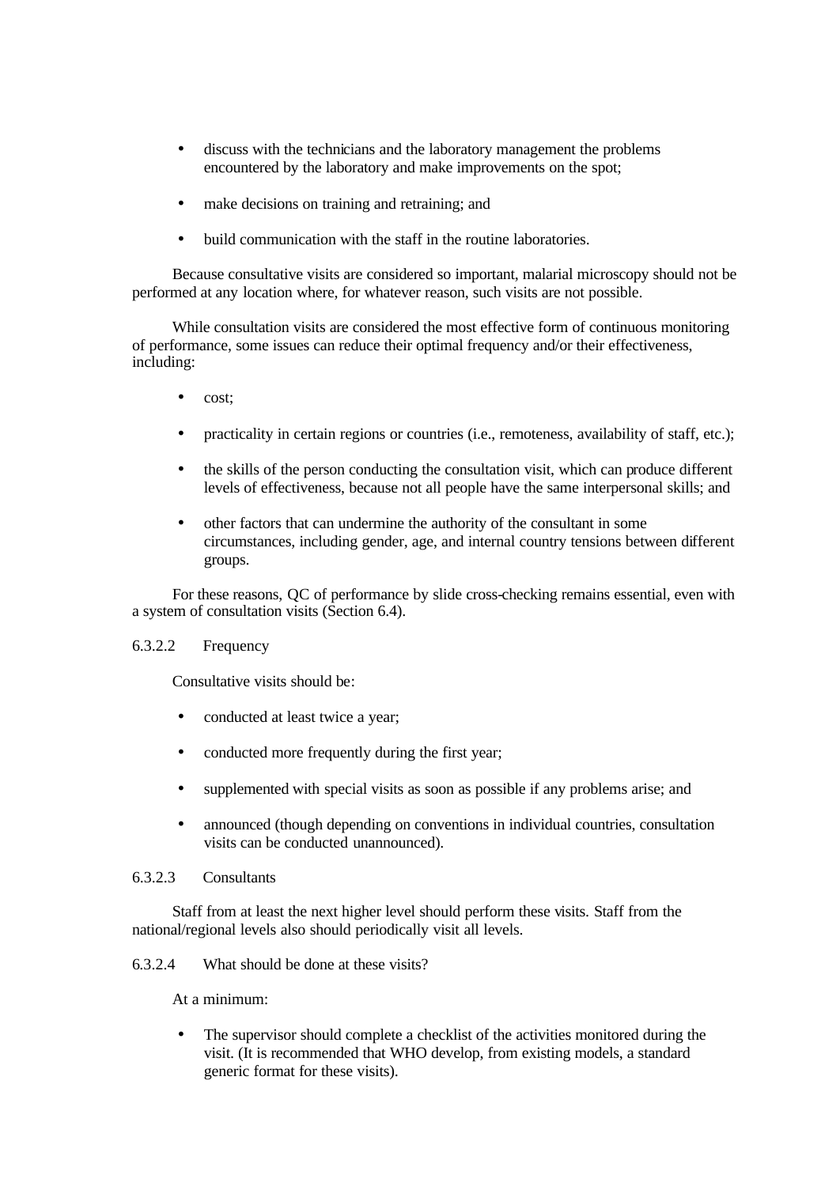- discuss with the technicians and the laboratory management the problems encountered by the laboratory and make improvements on the spot;
- make decisions on training and retraining; and
- build communication with the staff in the routine laboratories.

Because consultative visits are considered so important, malarial microscopy should not be performed at any location where, for whatever reason, such visits are not possible.

While consultation visits are considered the most effective form of continuous monitoring of performance, some issues can reduce their optimal frequency and/or their effectiveness, including:

- cost;
- practicality in certain regions or countries (i.e., remoteness, availability of staff, etc.);
- the skills of the person conducting the consultation visit, which can produce different levels of effectiveness, because not all people have the same interpersonal skills; and
- other factors that can undermine the authority of the consultant in some circumstances, including gender, age, and internal country tensions between different groups.

For these reasons, QC of performance by slide cross-checking remains essential, even with a system of consultation visits (Section 6.4).

#### 6.3.2.2 Frequency

Consultative visits should be:

- conducted at least twice a year;
- conducted more frequently during the first year;
- supplemented with special visits as soon as possible if any problems arise; and
- announced (though depending on conventions in individual countries, consultation visits can be conducted unannounced).

#### 6.3.2.3 Consultants

Staff from at least the next higher level should perform these visits. Staff from the national/regional levels also should periodically visit all levels.

#### 6.3.2.4 What should be done at these visits?

At a minimum:

- The supervisor should complete a checklist of the activities monitored during the visit. (It is recommended that WHO develop, from existing models, a standard generic format for these visits).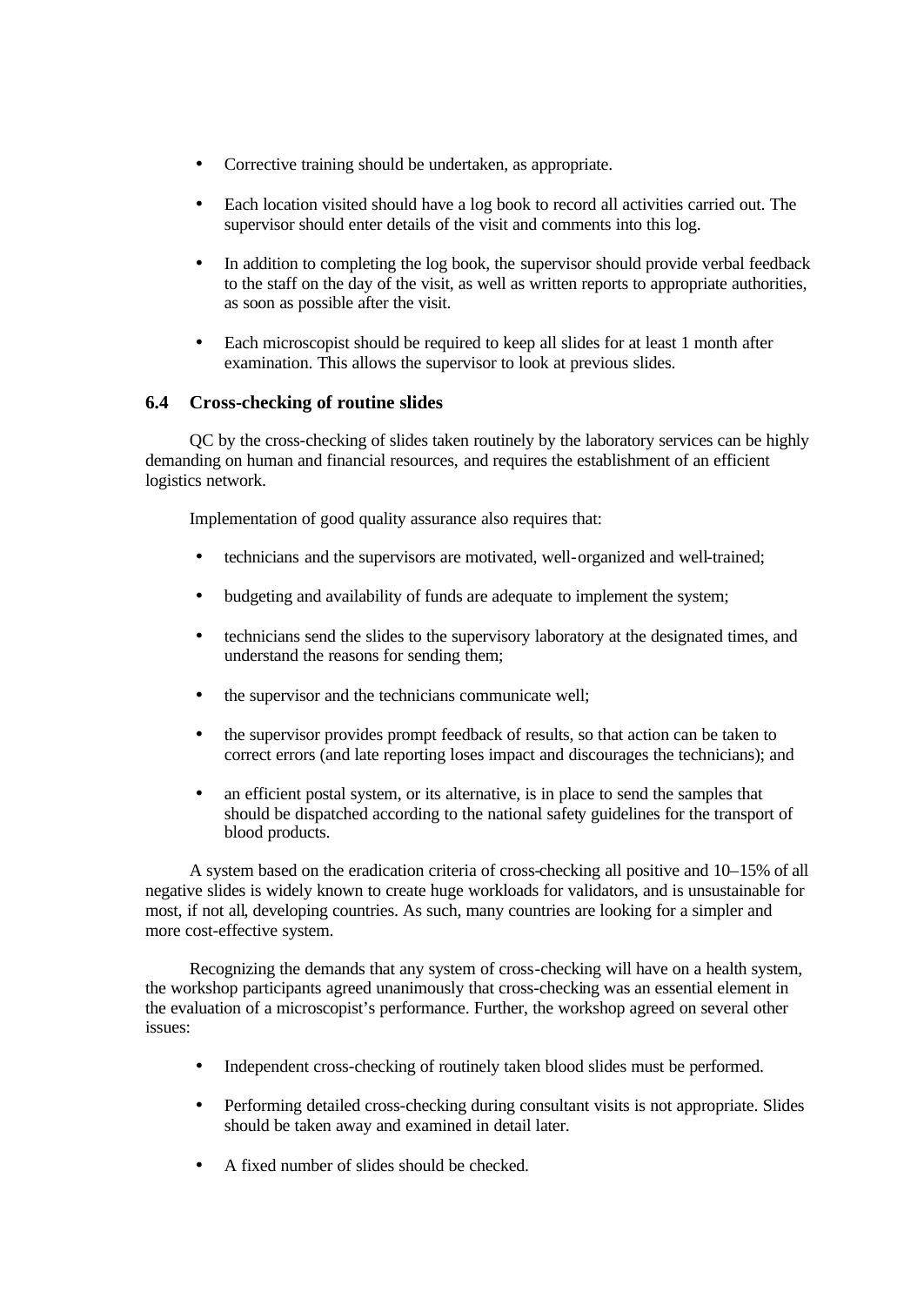- Corrective training should be undertaken, as appropriate.
- Each location visited should have a log book to record all activities carried out. The supervisor should enter details of the visit and comments into this log.
- In addition to completing the log book, the supervisor should provide verbal feedback to the staff on the day of the visit, as well as written reports to appropriate authorities, as soon as possible after the visit.
- Each microscopist should be required to keep all slides for at least 1 month after examination. This allows the supervisor to look at previous slides.

### 6.4 Cross-checking of routine slides

QC by the cross-checking of slides taken routinely by the laboratory services can be highly demanding on human and financial resources, and requires the establishment of an efficient logistics network.

Implementation of good quality assurance also requires that:

- technicians and the supervisors are motivated, well-organized and well-trained;
- budgeting and availability of funds are adequate to implement the system;
- technicians send the slides to the supervisory laboratory at the designated times, and understand the reasons for sending them;
- the supervisor and the technicians communicate well;
- the supervisor provides prompt feedback of results, so that action can be taken to correct errors (and late reporting loses impact and discourages the technicians); and
- an efficient postal system, or its alternative, is in place to send the samples that should be dispatched according to the national safety guidelines for the transport of blood products.

A system based on the eradication criteria of cross-checking all positive and 10–15% of all negative slides is widely known to create huge workloads for validators, and is unsustainable for most, if not all, developing countries. As such, many countries are looking for a simpler and more cost-effective system.

Recognizing the demands that any system of cross-checking will have on a health system, the workshop participants agreed unanimously that cross-checking was an essential element in the evaluation of a microscopist's performance. Further, the workshop agreed on several other issues:

- Independent cross-checking of routinely taken blood slides must be performed.
- Performing detailed cross-checking during consultant visits is not appropriate. Slides should be taken away and examined in detail later.
- A fixed number of slides should be checked.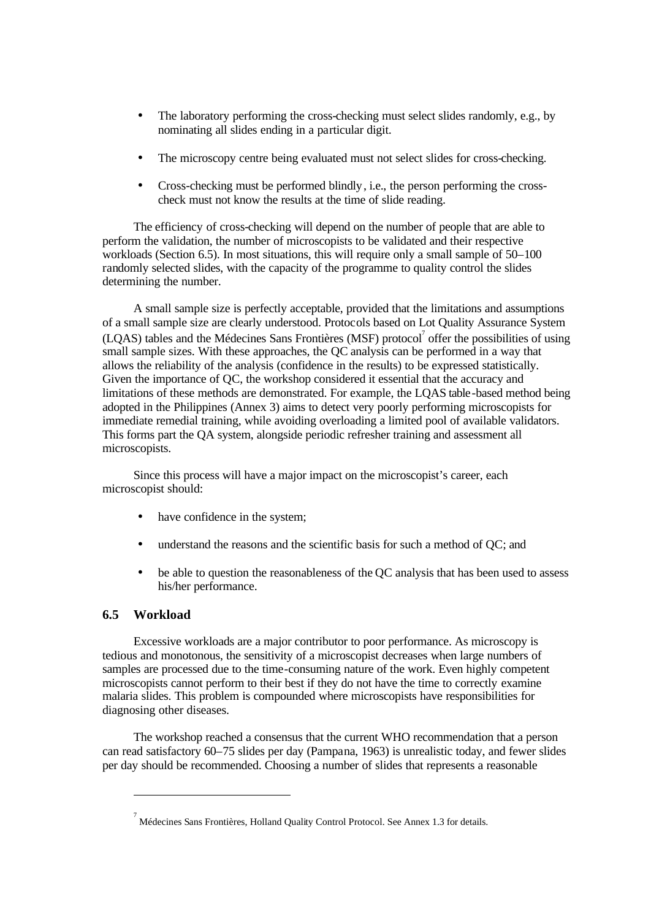- The laboratory performing the cross-checking must select slides randomly, e.g., by nominating all slides ending in a particular digit.

- The microscopy centre being evaluated must not select slides for cross-checking.

- Cross-checking must be performed blindly, i.e., the person performing the cross-check must not know the results at the time of slide reading.

The efficiency of cross-checking will depend on the number of people that are able to perform the validation, the number of microscopists to be validated and their respective workloads (Section 6.5). In most situations, this will require only a small sample of 50–100 randomly selected slides, with the capacity of the programme to quality control the slides determining the number.

A small sample size is perfectly acceptable, provided that the limitations and assumptions of a small sample size are clearly understood. Protocols based on Lot Quality Assurance System (LQAS) tables and the Médecines Sans Frontières (MSF) protocol[7] offer the possibilities of using small sample sizes. With these approaches, the QC analysis can be performed in a way that allows the reliability of the analysis (confidence in the results) to be expressed statistically. Given the importance of QC, the workshop considered it essential that the accuracy and limitations of these methods are demonstrated. For example, the LQAS table-based method being adopted in the Philippines (Annex 3) aims to detect very poorly performing microscopists for immediate remedial training, while avoiding overloading a limited pool of available validators. This forms part the QA system, alongside periodic refresher training and assessment all microscopists.

Since this process will have a major impact on the microscopist's career, each microscopist should:

- have confidence in the system;

- understand the reasons and the scientific basis for such a method of QC; and

- be able to question the reasonableness of the QC analysis that has been used to assess his/her performance.

### 6.5 Workload

Excessive workloads are a major contributor to poor performance. As microscopy is tedious and monotonous, the sensitivity of a microscopist decreases when large numbers of samples are processed due to the time-consuming nature of the work. Even highly competent microscopists cannot perform to their best if they do not have the time to correctly examine malaria slides. This problem is compounded where microscopists have responsibilities for diagnosing other diseases.

The workshop reached a consensus that the current WHO recommendation that a person can read satisfactory 60–75 slides per day (Pampana, 1963) is unrealistic today, and fewer slides per day should be recommended. Choosing a number of slides that represents a reasonable

---

[7] Médecines Sans Frontières, Holland Quality Control Protocol. See Annex 1.3 for details.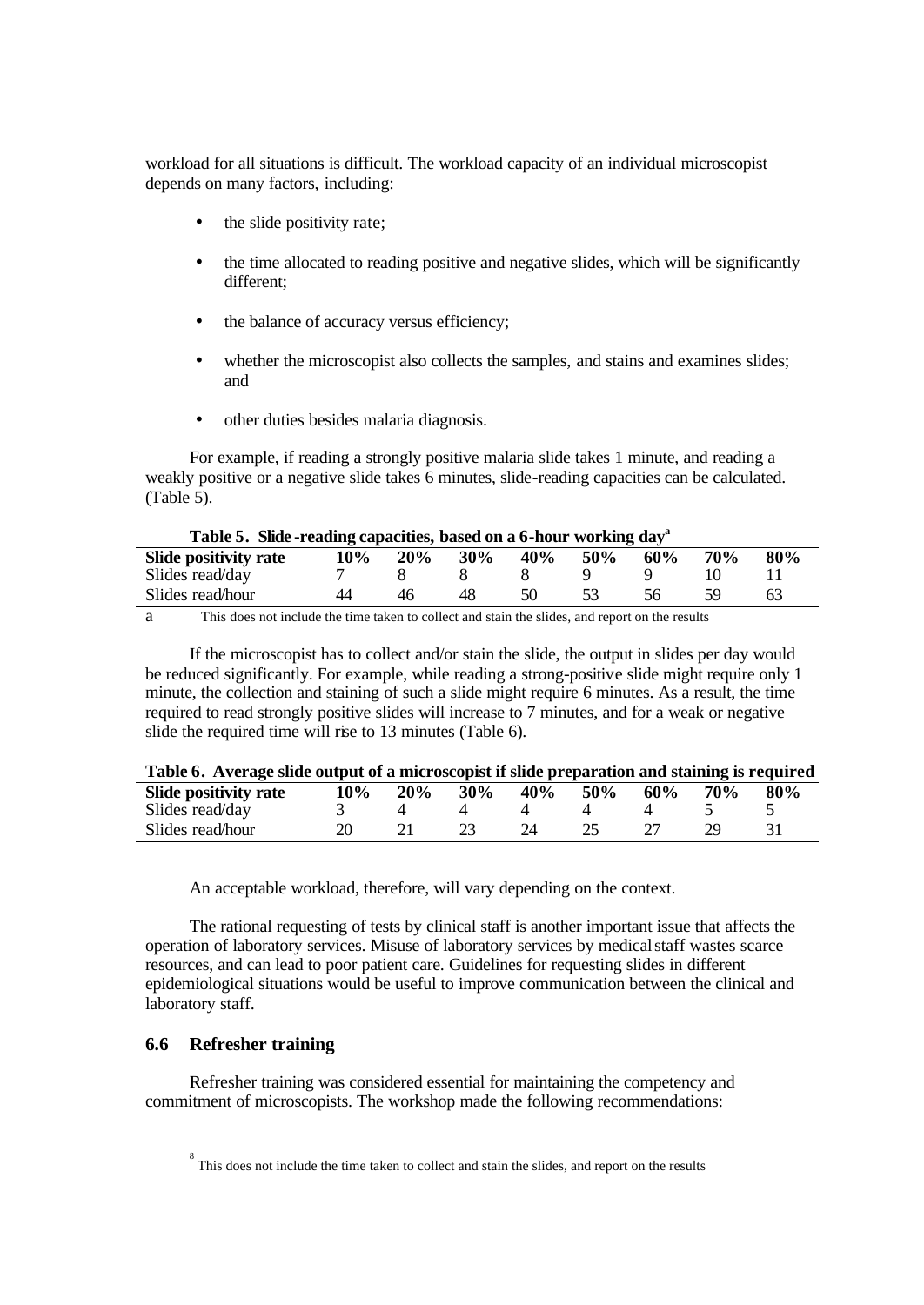workload for all situations is difficult. The workload capacity of an individual microscopist depends on many factors, including:

- the slide positivity rate;
- the time allocated to reading positive and negative slides, which will be significantly different;
- the balance of accuracy versus efficiency;
- whether the microscopist also collects the samples, and stains and examines slides; and
- other duties besides malaria diagnosis.

For example, if reading a strongly positive malaria slide takes 1 minute, and reading a weakly positive or a negative slide takes 6 minutes, slide-reading capacities can be calculated. (Table 5).

**Table 5. Slide-reading capacities, based on a 6-hour working day[a]**

| Slide positivity rate | 10% | 20% | 30% | 40% | 50% | 60% | 70% | 80% |
|---|---|---|---|---|---|---|---|---|
| Slides read/day | 7 | 8 | 8 | 8 | 9 | 9 | 10 | 11 |
| Slides read/hour | 44 | 46 | 48 | 50 | 53 | 56 | 59 | 63 |

a This does not include the time taken to collect and stain the slides, and report on the results

If the microscopist has to collect and/or stain the slide, the output in slides per day would be reduced significantly. For example, while reading a strong-positive slide might require only 1 minute, the collection and staining of such a slide might require 6 minutes. As a result, the time required to read strongly positive slides will increase to 7 minutes, and for a weak or negative slide the required time will rise to 13 minutes (Table 6).

**Table 6. Average slide output of a microscopist if slide preparation and staining is required**

| Slide positivity rate | 10% | 20% | 30% | 40% | 50% | 60% | 70% | 80% |
|---|---|---|---|---|---|---|---|---|
| Slides read/day | 3 | 4 | 4 | 4 | 4 | 4 | 5 | 5 |
| Slides read/hour | 20 | 21 | 23 | 24 | 25 | 27 | 29 | 31 |

An acceptable workload, therefore, will vary depending on the context.

The rational requesting of tests by clinical staff is another important issue that affects the operation of laboratory services. Misuse of laboratory services by medical staff wastes scarce resources, and can lead to poor patient care. Guidelines for requesting slides in different epidemiological situations would be useful to improve communication between the clinical and laboratory staff.

### 6.6 Refresher training

Refresher training was considered essential for maintaining the competency and commitment of microscopists. The workshop made the following recommendations:

[8] This does not include the time taken to collect and stain the slides, and report on the results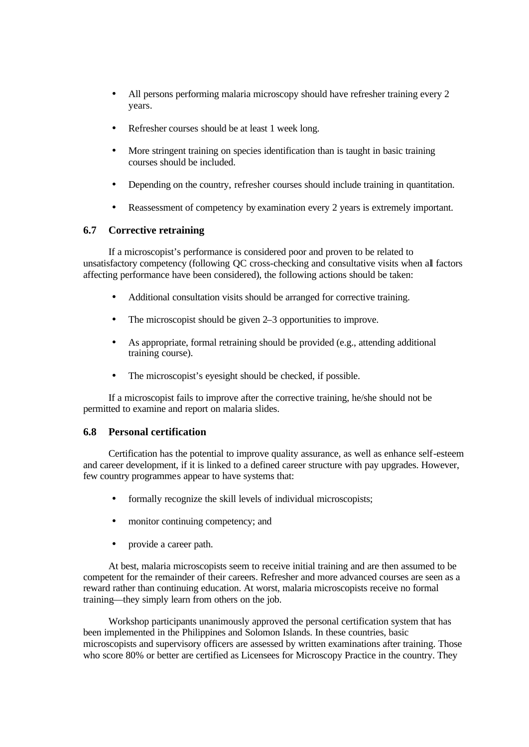- All persons performing malaria microscopy should have refresher training every 2 years.
- Refresher courses should be at least 1 week long.
- More stringent training on species identification than is taught in basic training courses should be included.
- Depending on the country, refresher courses should include training in quantitation.
- Reassessment of competency by examination every 2 years is extremely important.

### 6.7 Corrective retraining

If a microscopist's performance is considered poor and proven to be related to unsatisfactory competency (following QC cross-checking and consultative visits when all factors affecting performance have been considered), the following actions should be taken:

- Additional consultation visits should be arranged for corrective training.
- The microscopist should be given 2–3 opportunities to improve.
- As appropriate, formal retraining should be provided (e.g., attending additional training course).
- The microscopist's eyesight should be checked, if possible.

If a microscopist fails to improve after the corrective training, he/she should not be permitted to examine and report on malaria slides.

### 6.8 Personal certification

Certification has the potential to improve quality assurance, as well as enhance self-esteem and career development, if it is linked to a defined career structure with pay upgrades. However, few country programmes appear to have systems that:

- formally recognize the skill levels of individual microscopists;
- monitor continuing competency; and
- provide a career path.

At best, malaria microscopists seem to receive initial training and are then assumed to be competent for the remainder of their careers. Refresher and more advanced courses are seen as a reward rather than continuing education. At worst, malaria microscopists receive no formal training—they simply learn from others on the job.

Workshop participants unanimously approved the personal certification system that has been implemented in the Philippines and Solomon Islands. In these countries, basic microscopists and supervisory officers are assessed by written examinations after training. Those who score 80% or better are certified as Licensees for Microscopy Practice in the country. They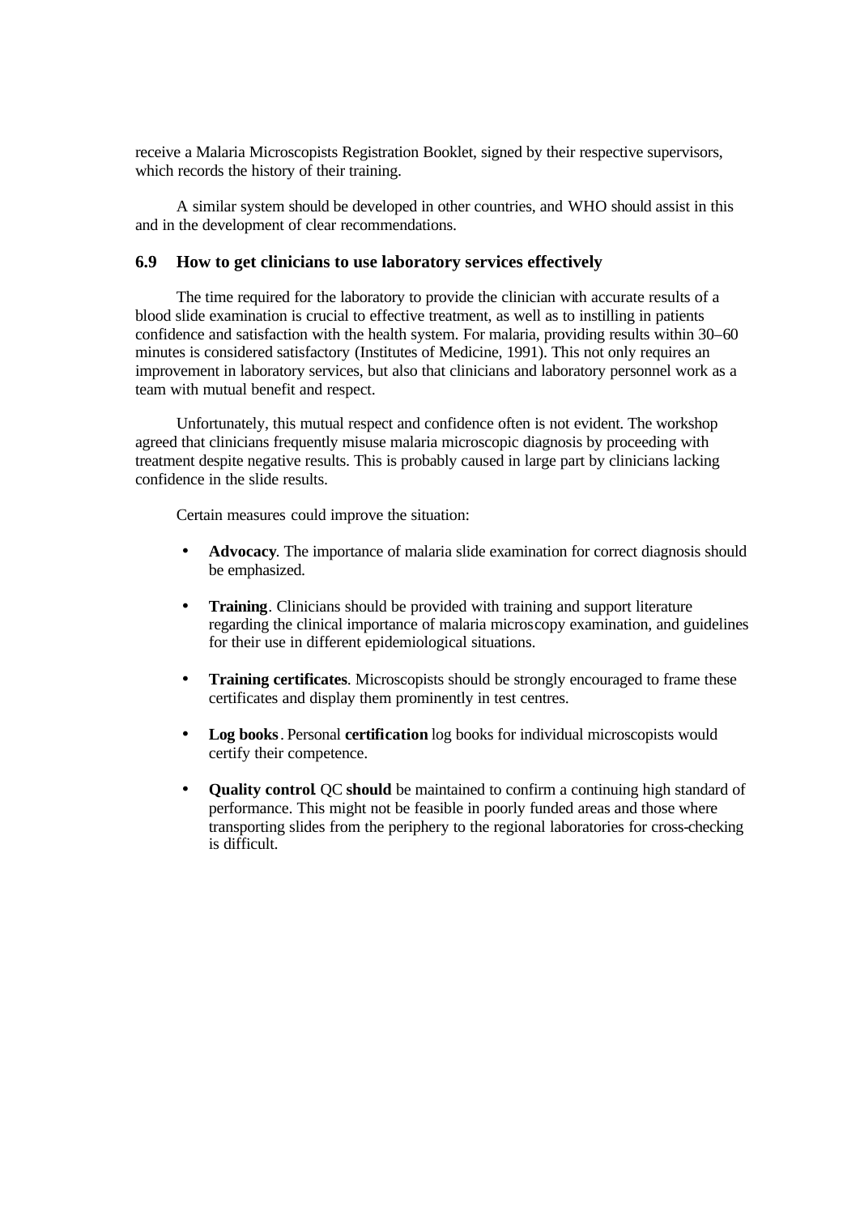receive a Malaria Microscopists Registration Booklet, signed by their respective supervisors, which records the history of their training.

A similar system should be developed in other countries, and WHO should assist in this and in the development of clear recommendations.

### 6.9 How to get clinicians to use laboratory services effectively

The time required for the laboratory to provide the clinician with accurate results of a blood slide examination is crucial to effective treatment, as well as to instilling in patients confidence and satisfaction with the health system. For malaria, providing results within 30–60 minutes is considered satisfactory (Institutes of Medicine, 1991). This not only requires an improvement in laboratory services, but also that clinicians and laboratory personnel work as a team with mutual benefit and respect.

Unfortunately, this mutual respect and confidence often is not evident. The workshop agreed that clinicians frequently misuse malaria microscopic diagnosis by proceeding with treatment despite negative results. This is probably caused in large part by clinicians lacking confidence in the slide results.

Certain measures could improve the situation:

- **Advocacy**. The importance of malaria slide examination for correct diagnosis should be emphasized.
- **Training**. Clinicians should be provided with training and support literature regarding the clinical importance of malaria microscopy examination, and guidelines for their use in different epidemiological situations.
- **Training certificates**. Microscopists should be strongly encouraged to frame these certificates and display them prominently in test centres.
- **Log books**. Personal **certification** log books for individual microscopists would certify their competence.
- **Quality control**. QC **should** be maintained to confirm a continuing high standard of performance. This might not be feasible in poorly funded areas and those where transporting slides from the periphery to the regional laboratories for cross-checking is difficult.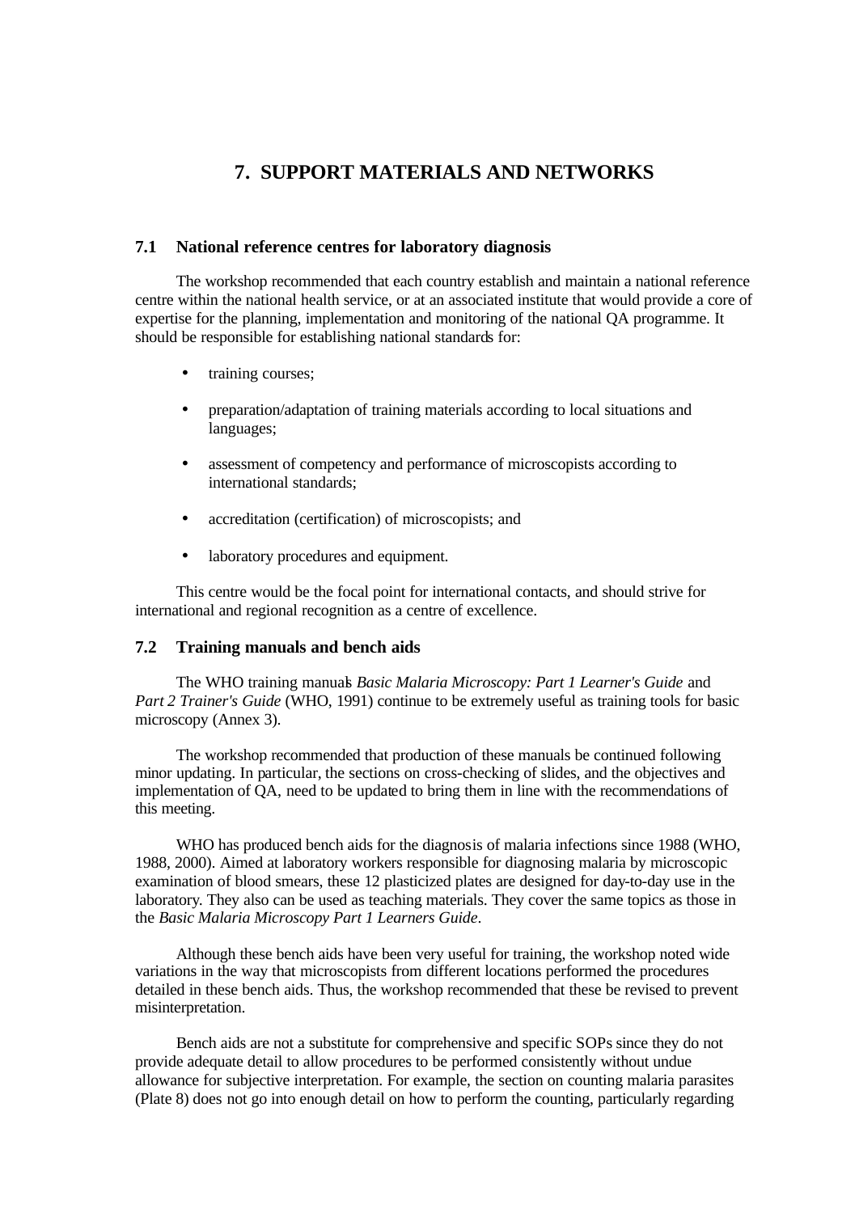# 7. SUPPORT MATERIALS AND NETWORKS

## 7.1 National reference centres for laboratory diagnosis

The workshop recommended that each country establish and maintain a national reference centre within the national health service, or at an associated institute that would provide a core of expertise for the planning, implementation and monitoring of the national QA programme. It should be responsible for establishing national standards for:

- training courses;
- preparation/adaptation of training materials according to local situations and languages;
- assessment of competency and performance of microscopists according to international standards;
- accreditation (certification) of microscopists; and
- laboratory procedures and equipment.

This centre would be the focal point for international contacts, and should strive for international and regional recognition as a centre of excellence.

## 7.2 Training manuals and bench aids

The WHO training manuals *Basic Malaria Microscopy: Part 1 Learner's Guide* and *Part 2 Trainer's Guide* (WHO, 1991) continue to be extremely useful as training tools for basic microscopy (Annex 3).

The workshop recommended that production of these manuals be continued following minor updating. In particular, the sections on cross-checking of slides, and the objectives and implementation of QA, need to be updated to bring them in line with the recommendations of this meeting.

WHO has produced bench aids for the diagnosis of malaria infections since 1988 (WHO, 1988, 2000). Aimed at laboratory workers responsible for diagnosing malaria by microscopic examination of blood smears, these 12 plasticized plates are designed for day-to-day use in the laboratory. They also can be used as teaching materials. They cover the same topics as those in the *Basic Malaria Microscopy Part 1 Learners Guide*.

Although these bench aids have been very useful for training, the workshop noted wide variations in the way that microscopists from different locations performed the procedures detailed in these bench aids. Thus, the workshop recommended that these be revised to prevent misinterpretation.

Bench aids are not a substitute for comprehensive and specific SOPs since they do not provide adequate detail to allow procedures to be performed consistently without undue allowance for subjective interpretation. For example, the section on counting malaria parasites (Plate 8) does not go into enough detail on how to perform the counting, particularly regarding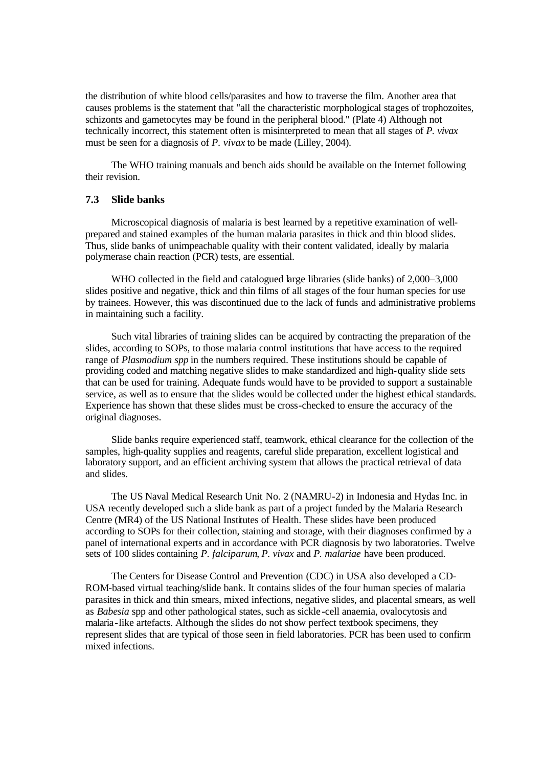the distribution of white blood cells/parasites and how to traverse the film. Another area that causes problems is the statement that "all the characteristic morphological stages of trophozoites, schizonts and gametocytes may be found in the peripheral blood." (Plate 4) Although not technically incorrect, this statement often is misinterpreted to mean that all stages of *P. vivax* must be seen for a diagnosis of *P. vivax* to be made (Lilley, 2004).

The WHO training manuals and bench aids should be available on the Internet following their revision.

### 7.3 Slide banks

Microscopical diagnosis of malaria is best learned by a repetitive examination of well-prepared and stained examples of the human malaria parasites in thick and thin blood slides. Thus, slide banks of unimpeachable quality with their content validated, ideally by malaria polymerase chain reaction (PCR) tests, are essential.

WHO collected in the field and catalogued large libraries (slide banks) of 2,000–3,000 slides positive and negative, thick and thin films of all stages of the four human species for use by trainees. However, this was discontinued due to the lack of funds and administrative problems in maintaining such a facility.

Such vital libraries of training slides can be acquired by contracting the preparation of the slides, according to SOPs, to those malaria control institutions that have access to the required range of *Plasmodium spp* in the numbers required. These institutions should be capable of providing coded and matching negative slides to make standardized and high-quality slide sets that can be used for training. Adequate funds would have to be provided to support a sustainable service, as well as to ensure that the slides would be collected under the highest ethical standards. Experience has shown that these slides must be cross-checked to ensure the accuracy of the original diagnoses.

Slide banks require experienced staff, teamwork, ethical clearance for the collection of the samples, high-quality supplies and reagents, careful slide preparation, excellent logistical and laboratory support, and an efficient archiving system that allows the practical retrieval of data and slides.

The US Naval Medical Research Unit No. 2 (NAMRU-2) in Indonesia and Hydas Inc. in USA recently developed such a slide bank as part of a project funded by the Malaria Research Centre (MR4) of the US National Institutes of Health. These slides have been produced according to SOPs for their collection, staining and storage, with their diagnoses confirmed by a panel of international experts and in accordance with PCR diagnosis by two laboratories. Twelve sets of 100 slides containing *P. falciparum*, *P. vivax* and *P. malariae* have been produced.

The Centers for Disease Control and Prevention (CDC) in USA also developed a CD-ROM-based virtual teaching/slide bank. It contains slides of the four human species of malaria parasites in thick and thin smears, mixed infections, negative slides, and placental smears, as well as *Babesia* spp and other pathological states, such as sickle-cell anaemia, ovalocytosis and malaria-like artefacts. Although the slides do not show perfect textbook specimens, they represent slides that are typical of those seen in field laboratories. PCR has been used to confirm mixed infections.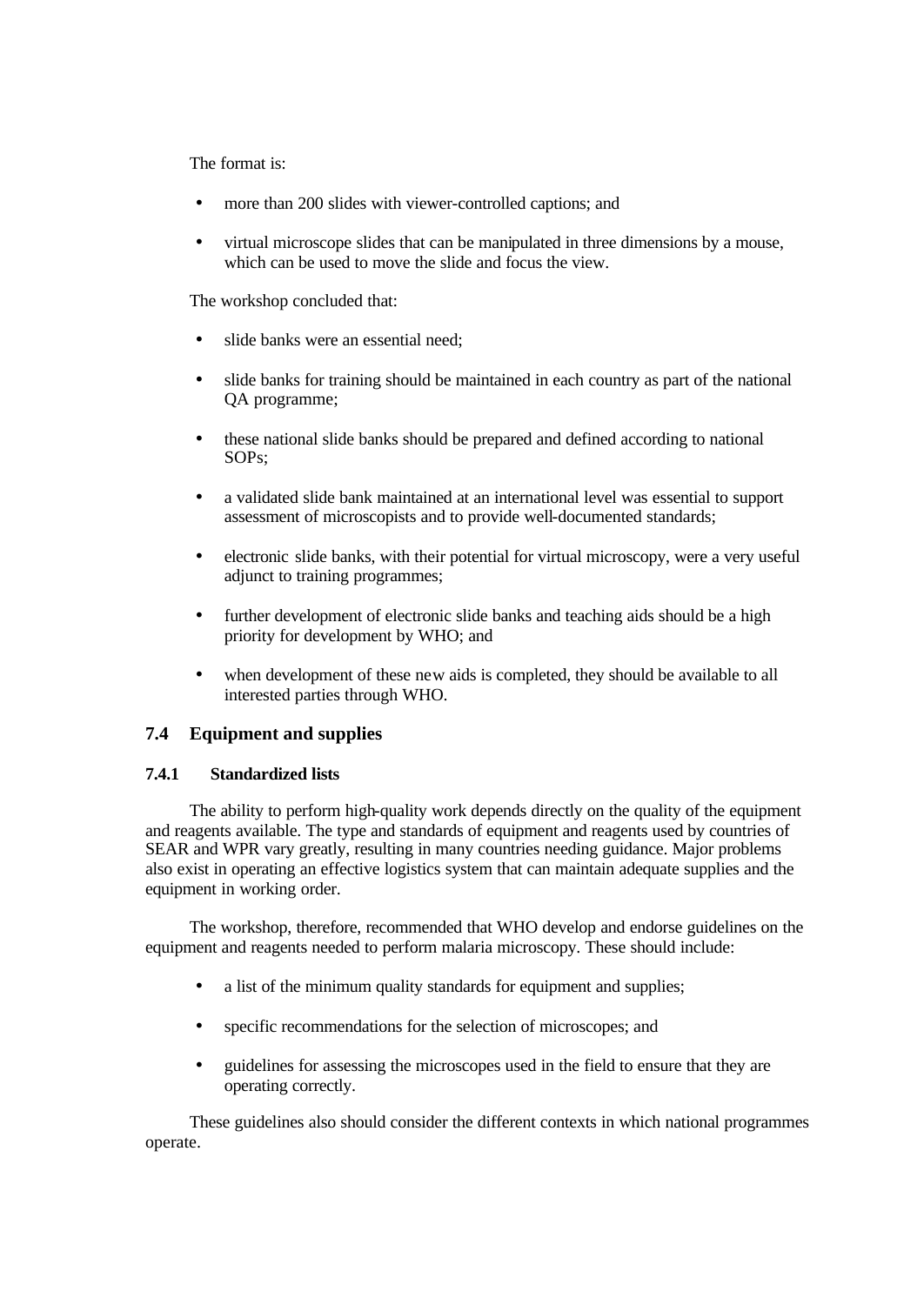The format is:

- more than 200 slides with viewer-controlled captions; and
- virtual microscope slides that can be manipulated in three dimensions by a mouse, which can be used to move the slide and focus the view.

The workshop concluded that:

- slide banks were an essential need;
- slide banks for training should be maintained in each country as part of the national QA programme;
- these national slide banks should be prepared and defined according to national SOPs;
- a validated slide bank maintained at an international level was essential to support assessment of microscopists and to provide well-documented standards;
- electronic slide banks, with their potential for virtual microscopy, were a very useful adjunct to training programmes;
- further development of electronic slide banks and teaching aids should be a high priority for development by WHO; and
- when development of these new aids is completed, they should be available to all interested parties through WHO.

## 7.4 Equipment and supplies

### 7.4.1 Standardized lists

The ability to perform high-quality work depends directly on the quality of the equipment and reagents available. The type and standards of equipment and reagents used by countries of SEAR and WPR vary greatly, resulting in many countries needing guidance. Major problems also exist in operating an effective logistics system that can maintain adequate supplies and the equipment in working order.

The workshop, therefore, recommended that WHO develop and endorse guidelines on the equipment and reagents needed to perform malaria microscopy. These should include:

- a list of the minimum quality standards for equipment and supplies;
- specific recommendations for the selection of microscopes; and
- guidelines for assessing the microscopes used in the field to ensure that they are operating correctly.

These guidelines also should consider the different contexts in which national programmes operate.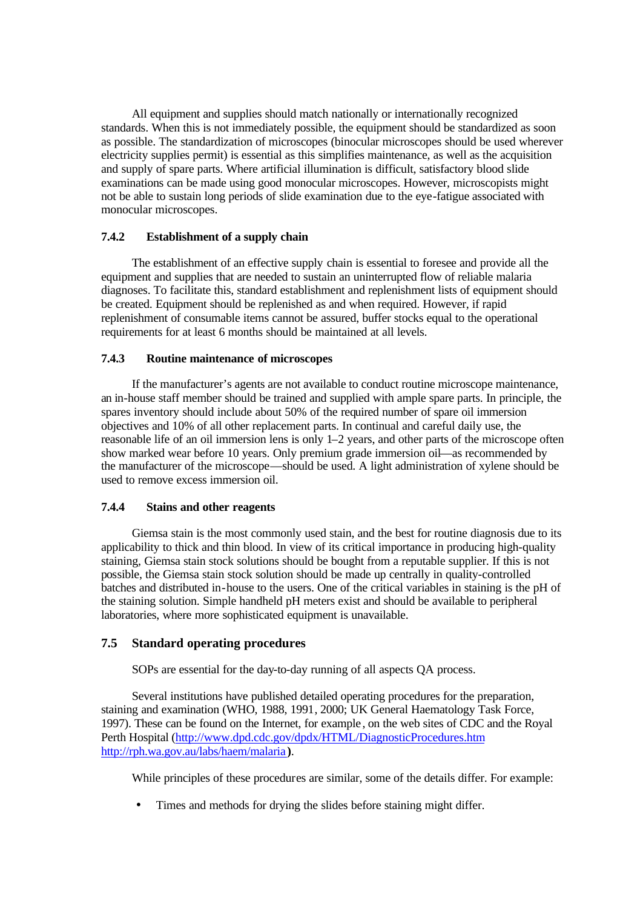All equipment and supplies should match nationally or internationally recognized standards. When this is not immediately possible, the equipment should be standardized as soon as possible. The standardization of microscopes (binocular microscopes should be used wherever electricity supplies permit) is essential as this simplifies maintenance, as well as the acquisition and supply of spare parts. Where artificial illumination is difficult, satisfactory blood slide examinations can be made using good monocular microscopes. However, microscopists might not be able to sustain long periods of slide examination due to the eye-fatigue associated with monocular microscopes.

### 7.4.2 Establishment of a supply chain

The establishment of an effective supply chain is essential to foresee and provide all the equipment and supplies that are needed to sustain an uninterrupted flow of reliable malaria diagnoses. To facilitate this, standard establishment and replenishment lists of equipment should be created. Equipment should be replenished as and when required. However, if rapid replenishment of consumable items cannot be assured, buffer stocks equal to the operational requirements for at least 6 months should be maintained at all levels.

### 7.4.3 Routine maintenance of microscopes

If the manufacturer's agents are not available to conduct routine microscope maintenance, an in-house staff member should be trained and supplied with ample spare parts. In principle, the spares inventory should include about 50% of the required number of spare oil immersion objectives and 10% of all other replacement parts. In continual and careful daily use, the reasonable life of an oil immersion lens is only 1–2 years, and other parts of the microscope often show marked wear before 10 years. Only premium grade immersion oil—as recommended by the manufacturer of the microscope—should be used. A light administration of xylene should be used to remove excess immersion oil.

### 7.4.4 Stains and other reagents

Giemsa stain is the most commonly used stain, and the best for routine diagnosis due to its applicability to thick and thin blood. In view of its critical importance in producing high-quality staining, Giemsa stain stock solutions should be bought from a reputable supplier. If this is not possible, the Giemsa stain stock solution should be made up centrally in quality-controlled batches and distributed in-house to the users. One of the critical variables in staining is the pH of the staining solution. Simple handheld pH meters exist and should be available to peripheral laboratories, where more sophisticated equipment is unavailable.

## 7.5 Standard operating procedures

SOPs are essential for the day-to-day running of all aspects QA process.

Several institutions have published detailed operating procedures for the preparation, staining and examination (WHO, 1988, 1991, 2000; UK General Haematology Task Force, 1997). These can be found on the Internet, for example, on the web sites of CDC and the Royal Perth Hospital (http://www.dpd.cdc.gov/dpdx/HTML/DiagnosticProcedures.htm http://rph.wa.gov.au/labs/haem/malaria).

While principles of these procedures are similar, some of the details differ. For example:

- Times and methods for drying the slides before staining might differ.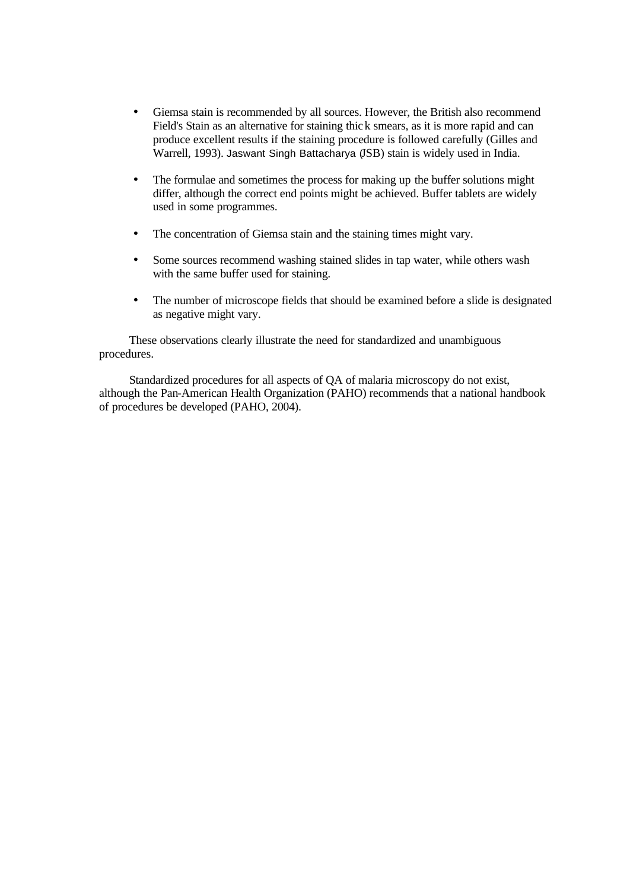- Giemsa stain is recommended by all sources. However, the British also recommend Field's Stain as an alternative for staining thick smears, as it is more rapid and can produce excellent results if the staining procedure is followed carefully (Gilles and Warrell, 1993). Jaswant Singh Battacharya (JSB) stain is widely used in India.

- The formulae and sometimes the process for making up the buffer solutions might differ, although the correct end points might be achieved. Buffer tablets are widely used in some programmes.

- The concentration of Giemsa stain and the staining times might vary.

- Some sources recommend washing stained slides in tap water, while others wash with the same buffer used for staining.

- The number of microscope fields that should be examined before a slide is designated as negative might vary.

These observations clearly illustrate the need for standardized and unambiguous procedures.

Standardized procedures for all aspects of QA of malaria microscopy do not exist, although the Pan-American Health Organization (PAHO) recommends that a national handbook of procedures be developed (PAHO, 2004).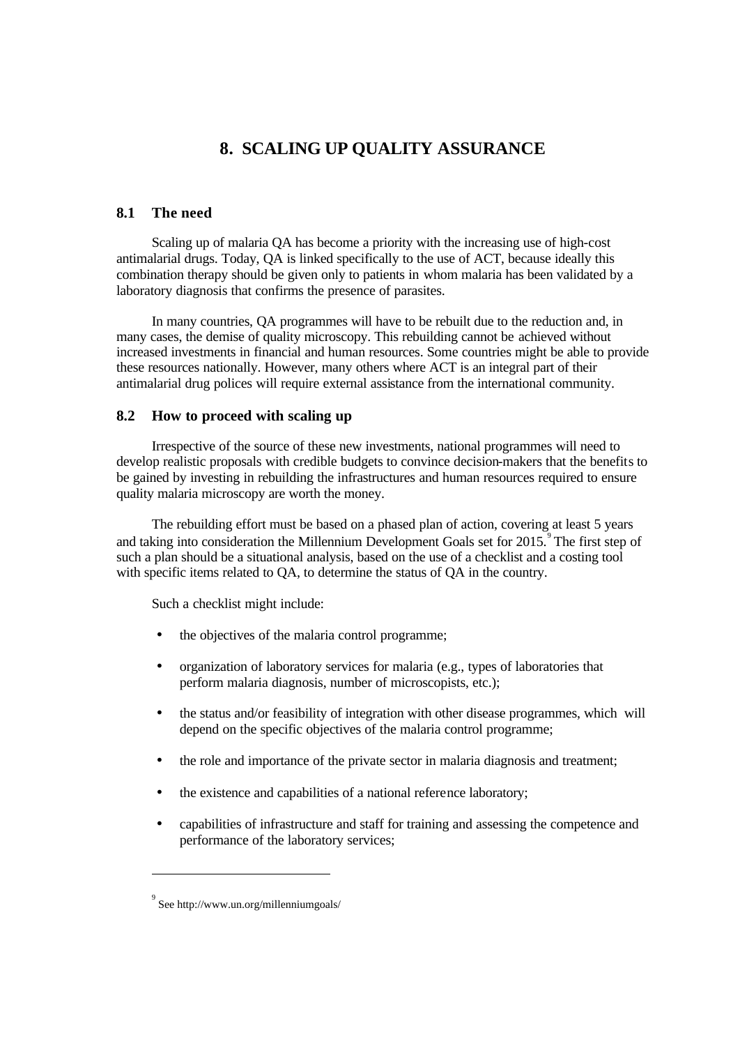# 8. SCALING UP QUALITY ASSURANCE

## 8.1 The need

Scaling up of malaria QA has become a priority with the increasing use of high-cost antimalarial drugs. Today, QA is linked specifically to the use of ACT, because ideally this combination therapy should be given only to patients in whom malaria has been validated by a laboratory diagnosis that confirms the presence of parasites.

In many countries, QA programmes will have to be rebuilt due to the reduction and, in many cases, the demise of quality microscopy. This rebuilding cannot be achieved without increased investments in financial and human resources. Some countries might be able to provide these resources nationally. However, many others where ACT is an integral part of their antimalarial drug polices will require external assistance from the international community.

## 8.2 How to proceed with scaling up

Irrespective of the source of these new investments, national programmes will need to develop realistic proposals with credible budgets to convince decision-makers that the benefits to be gained by investing in rebuilding the infrastructures and human resources required to ensure quality malaria microscopy are worth the money.

The rebuilding effort must be based on a phased plan of action, covering at least 5 years and taking into consideration the Millennium Development Goals set for 2015.[9] The first step of such a plan should be a situational analysis, based on the use of a checklist and a costing tool with specific items related to QA, to determine the status of QA in the country.

Such a checklist might include:

- the objectives of the malaria control programme;
- organization of laboratory services for malaria (e.g., types of laboratories that perform malaria diagnosis, number of microscopists, etc.);
- the status and/or feasibility of integration with other disease programmes, which will depend on the specific objectives of the malaria control programme;
- the role and importance of the private sector in malaria diagnosis and treatment;
- the existence and capabilities of a national reference laboratory;
- capabilities of infrastructure and staff for training and assessing the competence and performance of the laboratory services;

---

[9] See http://www.un.org/millenniumgoals/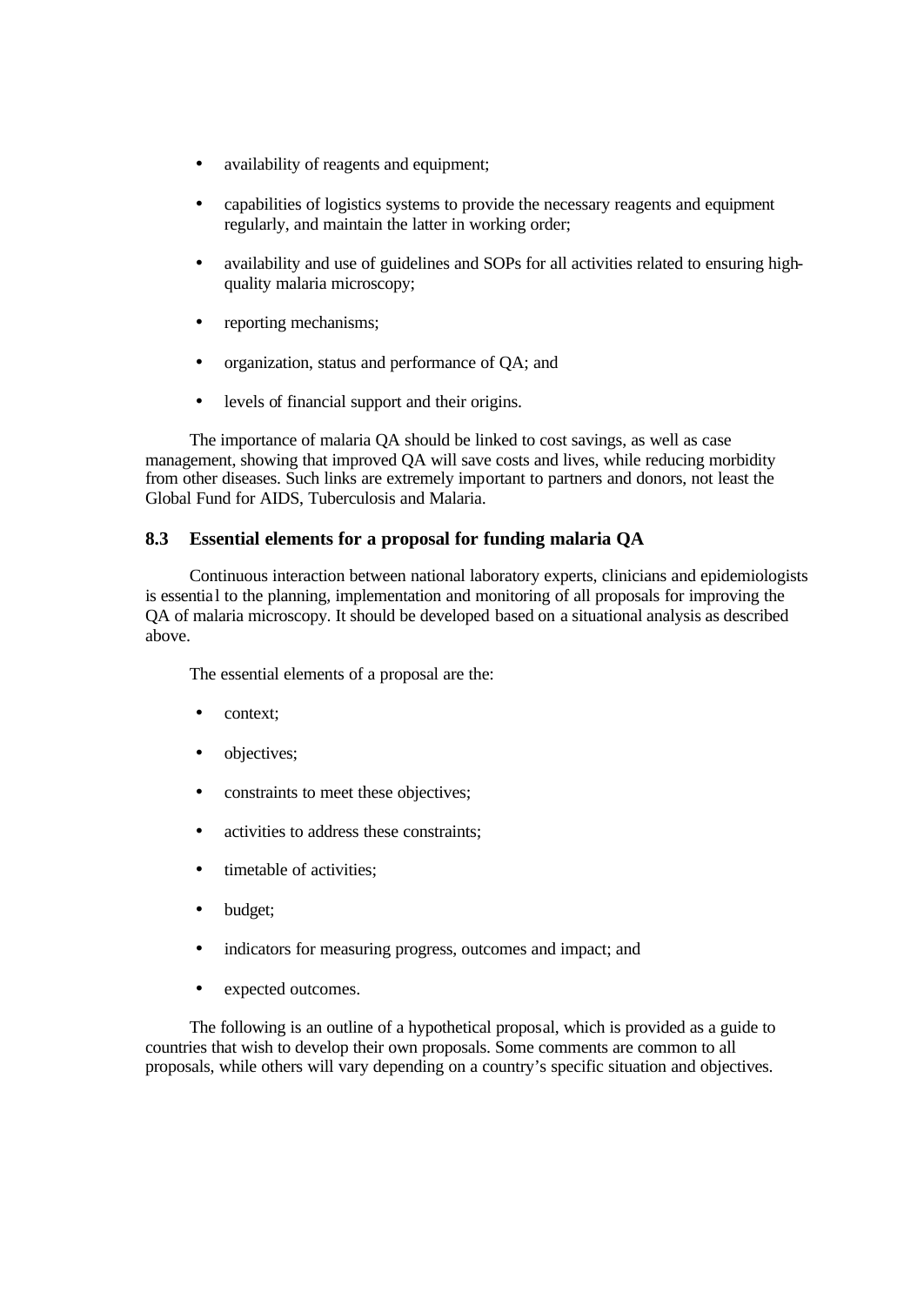- availability of reagents and equipment;
- capabilities of logistics systems to provide the necessary reagents and equipment regularly, and maintain the latter in working order;
- availability and use of guidelines and SOPs for all activities related to ensuring high-quality malaria microscopy;
- reporting mechanisms;
- organization, status and performance of QA; and
- levels of financial support and their origins.

The importance of malaria QA should be linked to cost savings, as well as case management, showing that improved QA will save costs and lives, while reducing morbidity from other diseases. Such links are extremely important to partners and donors, not least the Global Fund for AIDS, Tuberculosis and Malaria.

## 8.3 Essential elements for a proposal for funding malaria QA

Continuous interaction between national laboratory experts, clinicians and epidemiologists is essential to the planning, implementation and monitoring of all proposals for improving the QA of malaria microscopy. It should be developed based on a situational analysis as described above.

The essential elements of a proposal are the:

- context;
- objectives;
- constraints to meet these objectives;
- activities to address these constraints;
- timetable of activities;
- budget;
- indicators for measuring progress, outcomes and impact; and
- expected outcomes.

The following is an outline of a hypothetical proposal, which is provided as a guide to countries that wish to develop their own proposals. Some comments are common to all proposals, while others will vary depending on a country's specific situation and objectives.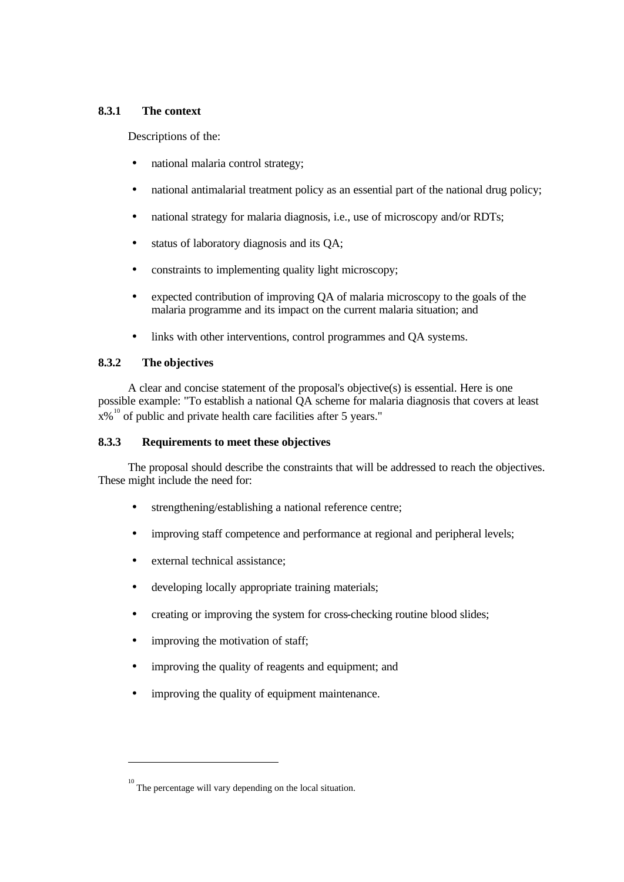### 8.3.1 The context

Descriptions of the:

- national malaria control strategy;
- national antimalarial treatment policy as an essential part of the national drug policy;
- national strategy for malaria diagnosis, i.e., use of microscopy and/or RDTs;
- status of laboratory diagnosis and its QA;
- constraints to implementing quality light microscopy;
- expected contribution of improving QA of malaria microscopy to the goals of the malaria programme and its impact on the current malaria situation; and
- links with other interventions, control programmes and QA systems.

### 8.3.2 The objectives

A clear and concise statement of the proposal's objective(s) is essential. Here is one possible example: "To establish a national QA scheme for malaria diagnosis that covers at least x%[10] of public and private health care facilities after 5 years."

### 8.3.3 Requirements to meet these objectives

The proposal should describe the constraints that will be addressed to reach the objectives. These might include the need for:

- strengthening/establishing a national reference centre;
- improving staff competence and performance at regional and peripheral levels;
- external technical assistance;
- developing locally appropriate training materials;
- creating or improving the system for cross-checking routine blood slides;
- improving the motivation of staff;
- improving the quality of reagents and equipment; and
- improving the quality of equipment maintenance.

---

[10] The percentage will vary depending on the local situation.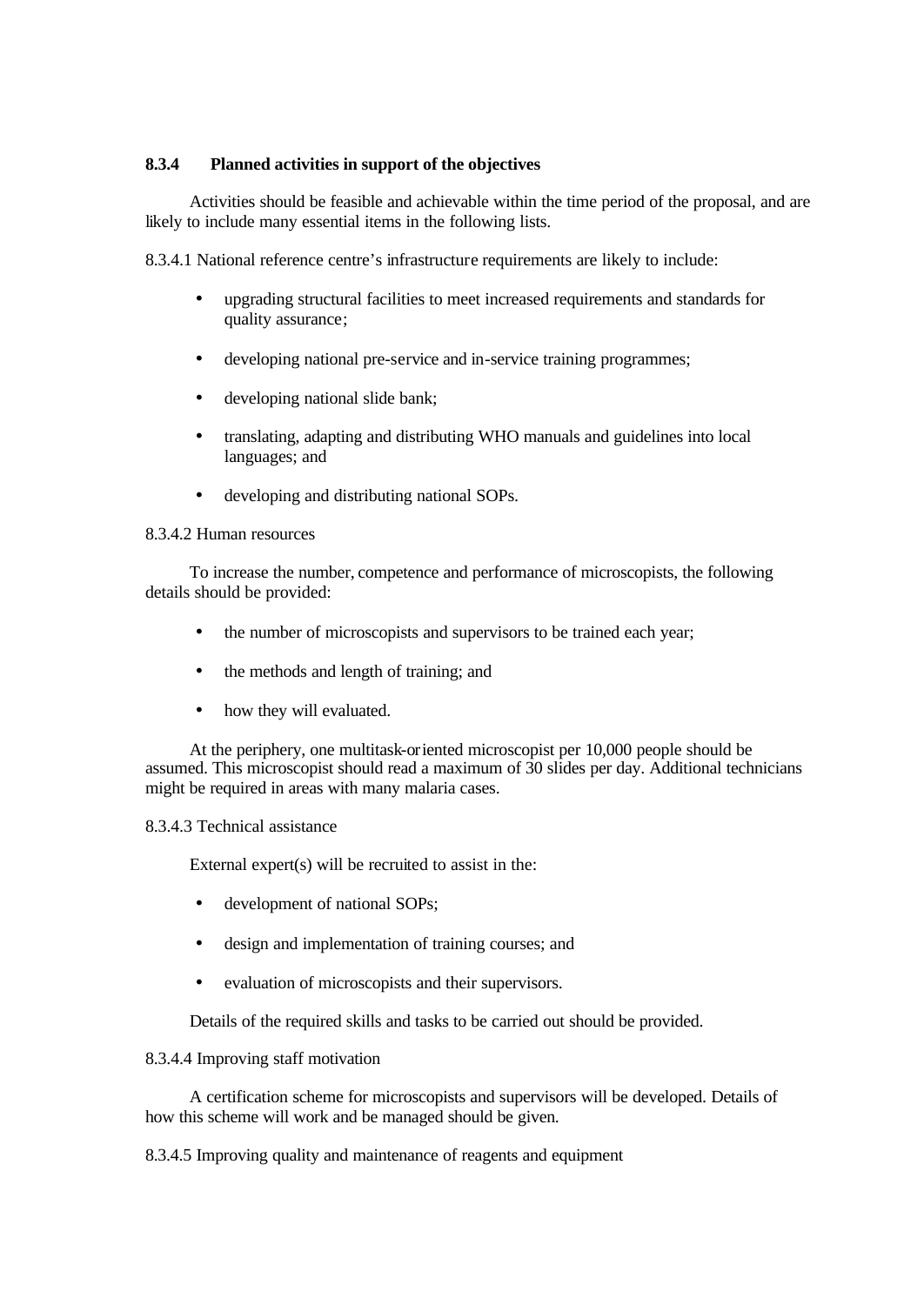### 8.3.4 Planned activities in support of the objectives

Activities should be feasible and achievable within the time period of the proposal, and are likely to include many essential items in the following lists.

8.3.4.1 National reference centre's infrastructure requirements are likely to include:

- upgrading structural facilities to meet increased requirements and standards for quality assurance;
- developing national pre-service and in-service training programmes;
- developing national slide bank;
- translating, adapting and distributing WHO manuals and guidelines into local languages; and
- developing and distributing national SOPs.

8.3.4.2 Human resources

To increase the number, competence and performance of microscopists, the following details should be provided:

- the number of microscopists and supervisors to be trained each year;
- the methods and length of training; and
- how they will evaluated.

At the periphery, one multitask-oriented microscopist per 10,000 people should be assumed. This microscopist should read a maximum of 30 slides per day. Additional technicians might be required in areas with many malaria cases.

8.3.4.3 Technical assistance

External expert(s) will be recruited to assist in the:

- development of national SOPs;
- design and implementation of training courses; and
- evaluation of microscopists and their supervisors.

Details of the required skills and tasks to be carried out should be provided.

8.3.4.4 Improving staff motivation

A certification scheme for microscopists and supervisors will be developed. Details of how this scheme will work and be managed should be given.

8.3.4.5 Improving quality and maintenance of reagents and equipment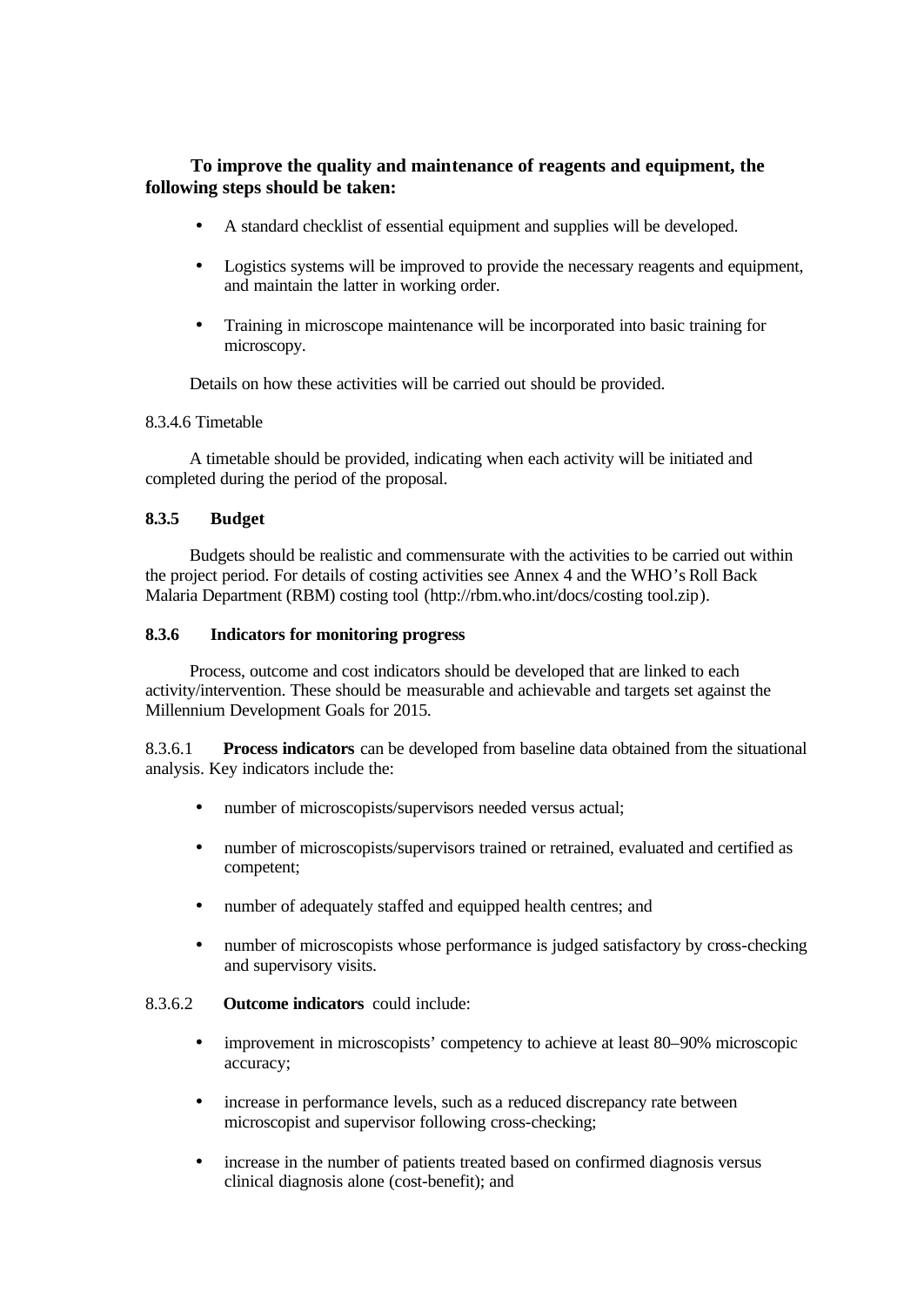**To improve the quality and maintenance of reagents and equipment, the following steps should be taken:**

- A standard checklist of essential equipment and supplies will be developed.
- Logistics systems will be improved to provide the necessary reagents and equipment, and maintain the latter in working order.
- Training in microscope maintenance will be incorporated into basic training for microscopy.

Details on how these activities will be carried out should be provided.

8.3.4.6 Timetable

A timetable should be provided, indicating when each activity will be initiated and completed during the period of the proposal.

### 8.3.5 Budget

Budgets should be realistic and commensurate with the activities to be carried out within the project period. For details of costing activities see Annex 4 and the WHO's Roll Back Malaria Department (RBM) costing tool (http://rbm.who.int/docs/costing tool.zip).

### 8.3.6 Indicators for monitoring progress

Process, outcome and cost indicators should be developed that are linked to each activity/intervention. These should be measurable and achievable and targets set against the Millennium Development Goals for 2015.

8.3.6.1 **Process indicators** can be developed from baseline data obtained from the situational analysis. Key indicators include the:

- number of microscopists/supervisors needed versus actual;
- number of microscopists/supervisors trained or retrained, evaluated and certified as competent;
- number of adequately staffed and equipped health centres; and
- number of microscopists whose performance is judged satisfactory by cross-checking and supervisory visits.

8.3.6.2 **Outcome indicators** could include:

- improvement in microscopists' competency to achieve at least 80–90% microscopic accuracy;
- increase in performance levels, such as a reduced discrepancy rate between microscopist and supervisor following cross-checking;
- increase in the number of patients treated based on confirmed diagnosis versus clinical diagnosis alone (cost-benefit); and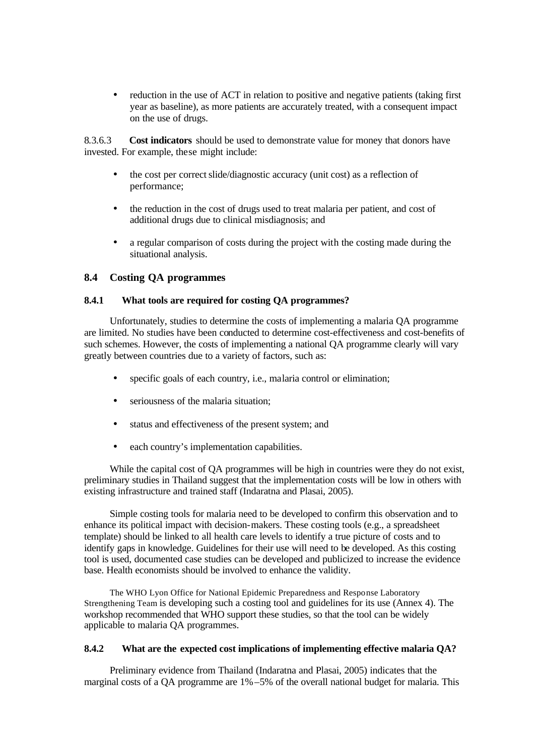- reduction in the use of ACT in relation to positive and negative patients (taking first year as baseline), as more patients are accurately treated, with a consequent impact on the use of drugs.

8.3.6.3 **Cost indicators** should be used to demonstrate value for money that donors have invested. For example, these might include:

- the cost per correct slide/diagnostic accuracy (unit cost) as a reflection of performance;
- the reduction in the cost of drugs used to treat malaria per patient, and cost of additional drugs due to clinical misdiagnosis; and
- a regular comparison of costs during the project with the costing made during the situational analysis.

## 8.4 Costing QA programmes

### 8.4.1 What tools are required for costing QA programmes?

Unfortunately, studies to determine the costs of implementing a malaria QA programme are limited. No studies have been conducted to determine cost-effectiveness and cost-benefits of such schemes. However, the costs of implementing a national QA programme clearly will vary greatly between countries due to a variety of factors, such as:

- specific goals of each country, i.e., malaria control or elimination;
- seriousness of the malaria situation;
- status and effectiveness of the present system; and
- each country's implementation capabilities.

While the capital cost of QA programmes will be high in countries were they do not exist, preliminary studies in Thailand suggest that the implementation costs will be low in others with existing infrastructure and trained staff (Indaratna and Plasai, 2005).

Simple costing tools for malaria need to be developed to confirm this observation and to enhance its political impact with decision-makers. These costing tools (e.g., a spreadsheet template) should be linked to all health care levels to identify a true picture of costs and to identify gaps in knowledge. Guidelines for their use will need to be developed. As this costing tool is used, documented case studies can be developed and publicized to increase the evidence base. Health economists should be involved to enhance the validity.

The WHO Lyon Office for National Epidemic Preparedness and Response Laboratory Strengthening Team is developing such a costing tool and guidelines for its use (Annex 4). The workshop recommended that WHO support these studies, so that the tool can be widely applicable to malaria QA programmes.

### 8.4.2 What are the expected cost implications of implementing effective malaria QA?

Preliminary evidence from Thailand (Indaratna and Plasai, 2005) indicates that the marginal costs of a QA programme are 1%–5% of the overall national budget for malaria. This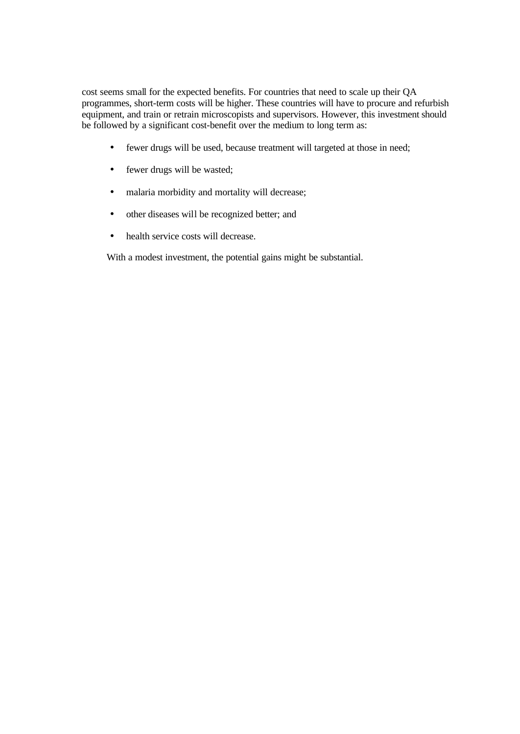cost seems small for the expected benefits. For countries that need to scale up their QA programmes, short-term costs will be higher. These countries will have to procure and refurbish equipment, and train or retrain microscopists and supervisors. However, this investment should be followed by a significant cost-benefit over the medium to long term as:

- fewer drugs will be used, because treatment will targeted at those in need;
- fewer drugs will be wasted;
- malaria morbidity and mortality will decrease;
- other diseases will be recognized better; and
- health service costs will decrease.

With a modest investment, the potential gains might be substantial.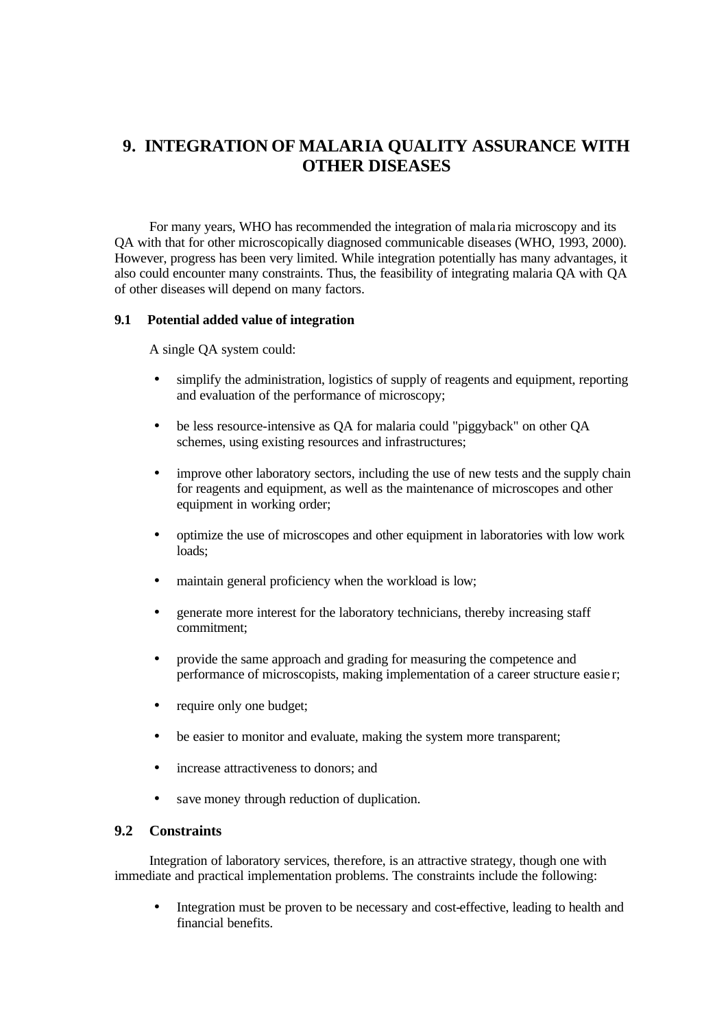# 9. INTEGRATION OF MALARIA QUALITY ASSURANCE WITH OTHER DISEASES

For many years, WHO has recommended the integration of malaria microscopy and its QA with that for other microscopically diagnosed communicable diseases (WHO, 1993, 2000). However, progress has been very limited. While integration potentially has many advantages, it also could encounter many constraints. Thus, the feasibility of integrating malaria QA with QA of other diseases will depend on many factors.

## 9.1 Potential added value of integration

A single QA system could:

- simplify the administration, logistics of supply of reagents and equipment, reporting and evaluation of the performance of microscopy;
- be less resource-intensive as QA for malaria could "piggyback" on other QA schemes, using existing resources and infrastructures;
- improve other laboratory sectors, including the use of new tests and the supply chain for reagents and equipment, as well as the maintenance of microscopes and other equipment in working order;
- optimize the use of microscopes and other equipment in laboratories with low work loads;
- maintain general proficiency when the workload is low;
- generate more interest for the laboratory technicians, thereby increasing staff commitment;
- provide the same approach and grading for measuring the competence and performance of microscopists, making implementation of a career structure easier;
- require only one budget;
- be easier to monitor and evaluate, making the system more transparent;
- increase attractiveness to donors; and
- save money through reduction of duplication.

## 9.2 Constraints

Integration of laboratory services, therefore, is an attractive strategy, though one with immediate and practical implementation problems. The constraints include the following:

- Integration must be proven to be necessary and cost-effective, leading to health and financial benefits.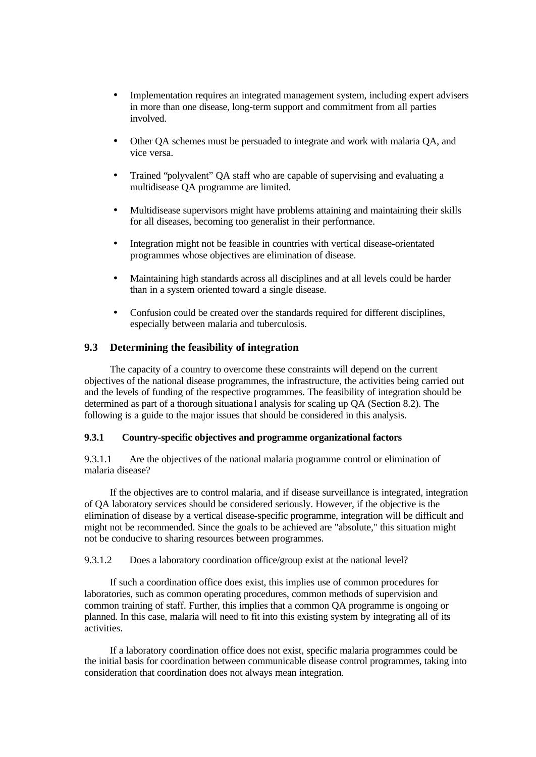- Implementation requires an integrated management system, including expert advisers in more than one disease, long-term support and commitment from all parties involved.

- Other QA schemes must be persuaded to integrate and work with malaria QA, and vice versa.

- Trained "polyvalent" QA staff who are capable of supervising and evaluating a multidisease QA programme are limited.

- Multidisease supervisors might have problems attaining and maintaining their skills for all diseases, becoming too generalist in their performance.

- Integration might not be feasible in countries with vertical disease-orientated programmes whose objectives are elimination of disease.

- Maintaining high standards across all disciplines and at all levels could be harder than in a system oriented toward a single disease.

- Confusion could be created over the standards required for different disciplines, especially between malaria and tuberculosis.

## 9.3 Determining the feasibility of integration

The capacity of a country to overcome these constraints will depend on the current objectives of the national disease programmes, the infrastructure, the activities being carried out and the levels of funding of the respective programmes. The feasibility of integration should be determined as part of a thorough situational analysis for scaling up QA (Section 8.2). The following is a guide to the major issues that should be considered in this analysis.

### 9.3.1 Country-specific objectives and programme organizational factors

9.3.1.1 Are the objectives of the national malaria programme control or elimination of malaria disease?

If the objectives are to control malaria, and if disease surveillance is integrated, integration of QA laboratory services should be considered seriously. However, if the objective is the elimination of disease by a vertical disease-specific programme, integration will be difficult and might not be recommended. Since the goals to be achieved are "absolute," this situation might not be conducive to sharing resources between programmes.

9.3.1.2 Does a laboratory coordination office/group exist at the national level?

If such a coordination office does exist, this implies use of common procedures for laboratories, such as common operating procedures, common methods of supervision and common training of staff. Further, this implies that a common QA programme is ongoing or planned. In this case, malaria will need to fit into this existing system by integrating all of its activities.

If a laboratory coordination office does not exist, specific malaria programmes could be the initial basis for coordination between communicable disease control programmes, taking into consideration that coordination does not always mean integration.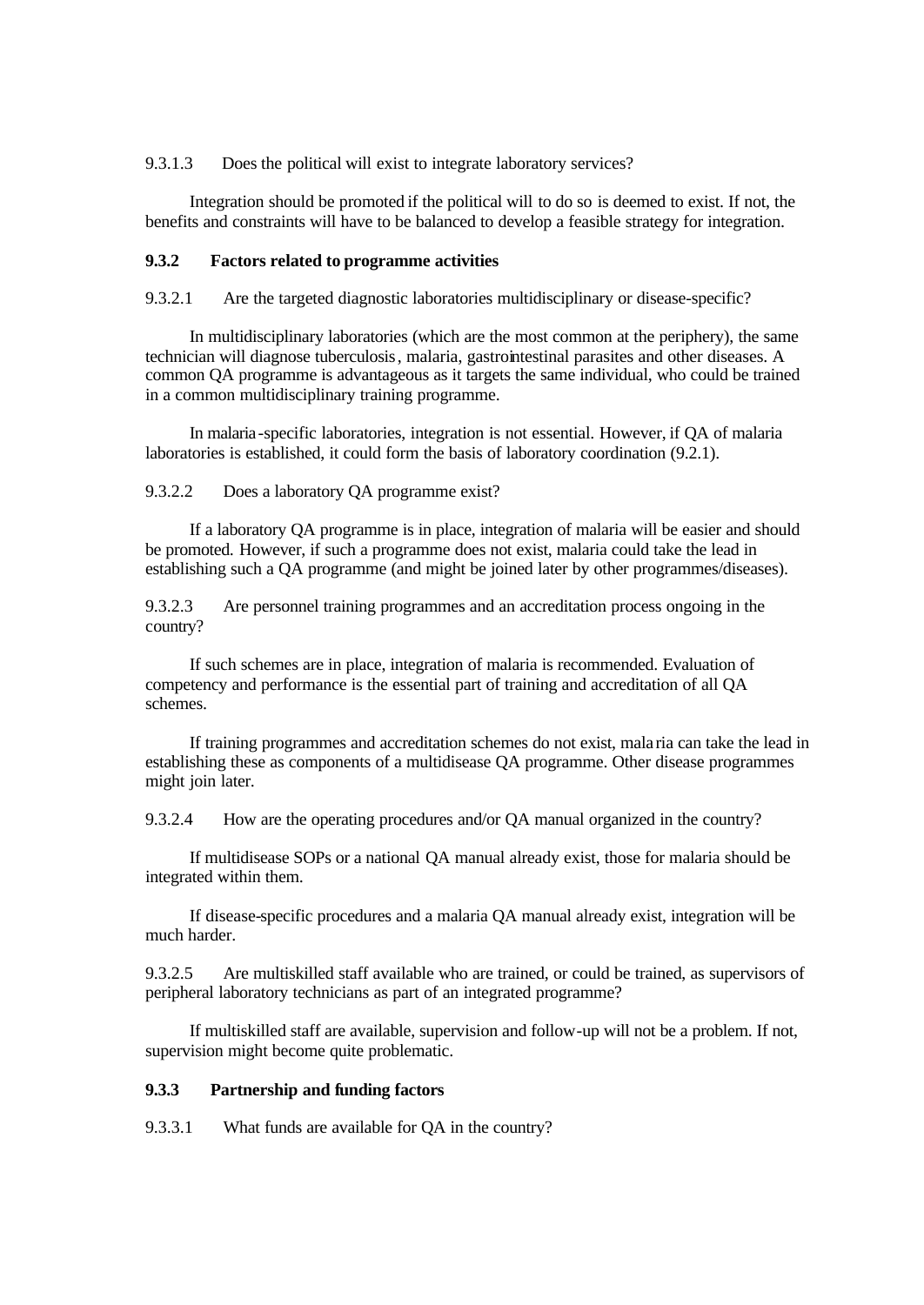9.3.1.3 Does the political will exist to integrate laboratory services?

Integration should be promoted if the political will to do so is deemed to exist. If not, the benefits and constraints will have to be balanced to develop a feasible strategy for integration.

### 9.3.2 Factors related to programme activities

9.3.2.1 Are the targeted diagnostic laboratories multidisciplinary or disease-specific?

In multidisciplinary laboratories (which are the most common at the periphery), the same technician will diagnose tuberculosis, malaria, gastrointestinal parasites and other diseases. A common QA programme is advantageous as it targets the same individual, who could be trained in a common multidisciplinary training programme.

In malaria-specific laboratories, integration is not essential. However, if QA of malaria laboratories is established, it could form the basis of laboratory coordination (9.2.1).

9.3.2.2 Does a laboratory QA programme exist?

If a laboratory QA programme is in place, integration of malaria will be easier and should be promoted. However, if such a programme does not exist, malaria could take the lead in establishing such a QA programme (and might be joined later by other programmes/diseases).

9.3.2.3 Are personnel training programmes and an accreditation process ongoing in the country?

If such schemes are in place, integration of malaria is recommended. Evaluation of competency and performance is the essential part of training and accreditation of all QA schemes.

If training programmes and accreditation schemes do not exist, malaria can take the lead in establishing these as components of a multidisease QA programme. Other disease programmes might join later.

9.3.2.4 How are the operating procedures and/or QA manual organized in the country?

If multidisease SOPs or a national QA manual already exist, those for malaria should be integrated within them.

If disease-specific procedures and a malaria QA manual already exist, integration will be much harder.

9.3.2.5 Are multiskilled staff available who are trained, or could be trained, as supervisors of peripheral laboratory technicians as part of an integrated programme?

If multiskilled staff are available, supervision and follow-up will not be a problem. If not, supervision might become quite problematic.

### 9.3.3 Partnership and funding factors

9.3.3.1 What funds are available for QA in the country?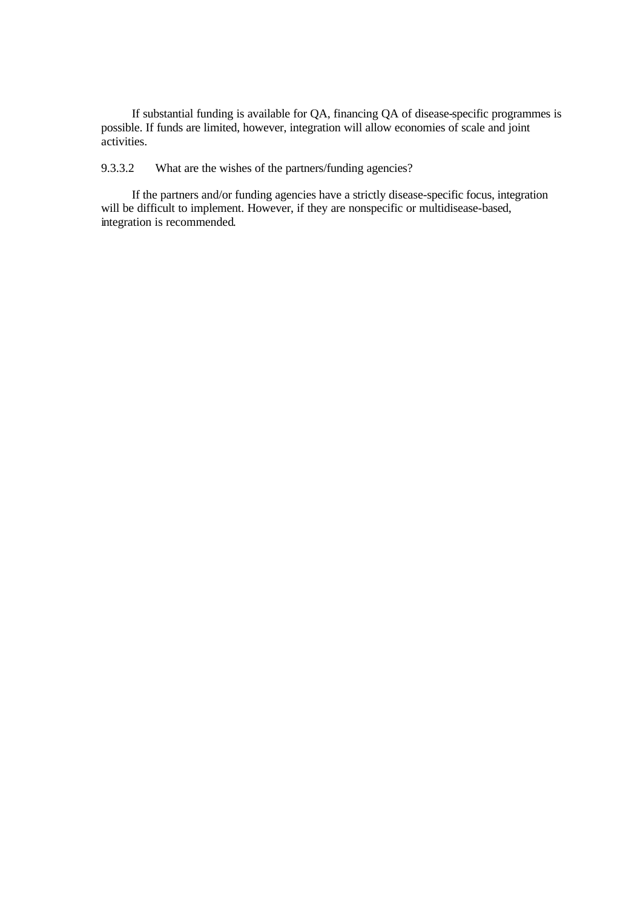If substantial funding is available for QA, financing QA of disease-specific programmes is possible. If funds are limited, however, integration will allow economies of scale and joint activities.

#### 9.3.3.2 What are the wishes of the partners/funding agencies?

If the partners and/or funding agencies have a strictly disease-specific focus, integration will be difficult to implement. However, if they are nonspecific or multidisease-based, integration is recommended.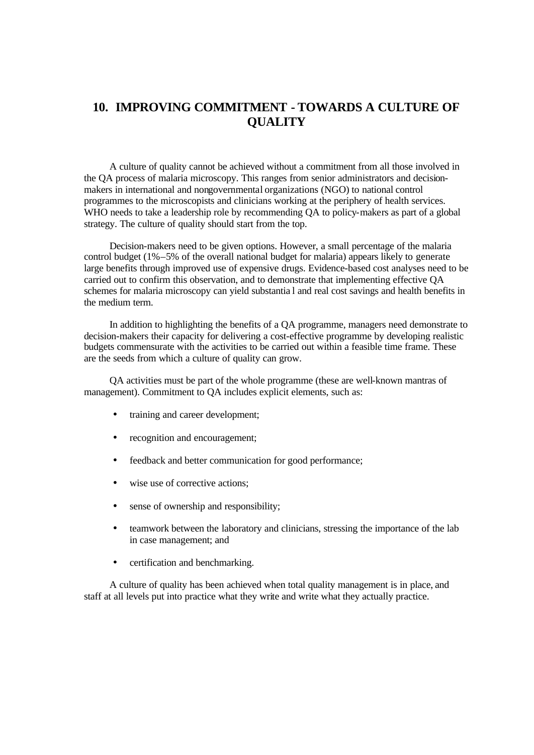# 10. IMPROVING COMMITMENT - TOWARDS A CULTURE OF QUALITY

A culture of quality cannot be achieved without a commitment from all those involved in the QA process of malaria microscopy. This ranges from senior administrators and decision-makers in international and nongovernmental organizations (NGO) to national control programmes to the microscopists and clinicians working at the periphery of health services. WHO needs to take a leadership role by recommending QA to policy-makers as part of a global strategy. The culture of quality should start from the top.

Decision-makers need to be given options. However, a small percentage of the malaria control budget (1%–5% of the overall national budget for malaria) appears likely to generate large benefits through improved use of expensive drugs. Evidence-based cost analyses need to be carried out to confirm this observation, and to demonstrate that implementing effective QA schemes for malaria microscopy can yield substantial and real cost savings and health benefits in the medium term.

In addition to highlighting the benefits of a QA programme, managers need demonstrate to decision-makers their capacity for delivering a cost-effective programme by developing realistic budgets commensurate with the activities to be carried out within a feasible time frame. These are the seeds from which a culture of quality can grow.

QA activities must be part of the whole programme (these are well-known mantras of management). Commitment to QA includes explicit elements, such as:

- training and career development;
- recognition and encouragement;
- feedback and better communication for good performance;
- wise use of corrective actions;
- sense of ownership and responsibility;
- teamwork between the laboratory and clinicians, stressing the importance of the lab in case management; and
- certification and benchmarking.

A culture of quality has been achieved when total quality management is in place, and staff at all levels put into practice what they write and write what they actually practice.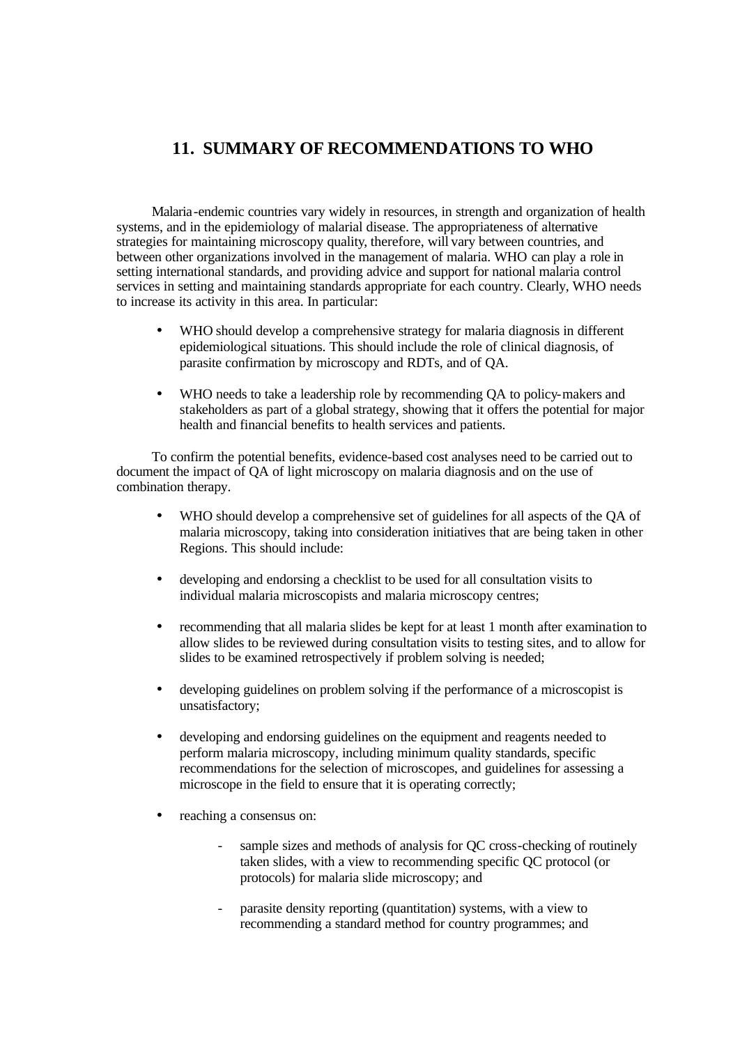# 11. SUMMARY OF RECOMMENDATIONS TO WHO

Malaria-endemic countries vary widely in resources, in strength and organization of health systems, and in the epidemiology of malarial disease. The appropriateness of alternative strategies for maintaining microscopy quality, therefore, will vary between countries, and between other organizations involved in the management of malaria. WHO can play a role in setting international standards, and providing advice and support for national malaria control services in setting and maintaining standards appropriate for each country. Clearly, WHO needs to increase its activity in this area. In particular:

- WHO should develop a comprehensive strategy for malaria diagnosis in different epidemiological situations. This should include the role of clinical diagnosis, of parasite confirmation by microscopy and RDTs, and of QA.
- WHO needs to take a leadership role by recommending QA to policy-makers and stakeholders as part of a global strategy, showing that it offers the potential for major health and financial benefits to health services and patients.

To confirm the potential benefits, evidence-based cost analyses need to be carried out to document the impact of QA of light microscopy on malaria diagnosis and on the use of combination therapy.

- WHO should develop a comprehensive set of guidelines for all aspects of the QA of malaria microscopy, taking into consideration initiatives that are being taken in other Regions. This should include:
- developing and endorsing a checklist to be used for all consultation visits to individual malaria microscopists and malaria microscopy centres;
- recommending that all malaria slides be kept for at least 1 month after examination to allow slides to be reviewed during consultation visits to testing sites, and to allow for slides to be examined retrospectively if problem solving is needed;
- developing guidelines on problem solving if the performance of a microscopist is unsatisfactory;
- developing and endorsing guidelines on the equipment and reagents needed to perform malaria microscopy, including minimum quality standards, specific recommendations for the selection of microscopes, and guidelines for assessing a microscope in the field to ensure that it is operating correctly;
- reaching a consensus on:
    - sample sizes and methods of analysis for QC cross-checking of routinely taken slides, with a view to recommending specific QC protocol (or protocols) for malaria slide microscopy; and
    - parasite density reporting (quantitation) systems, with a view to recommending a standard method for country programmes; and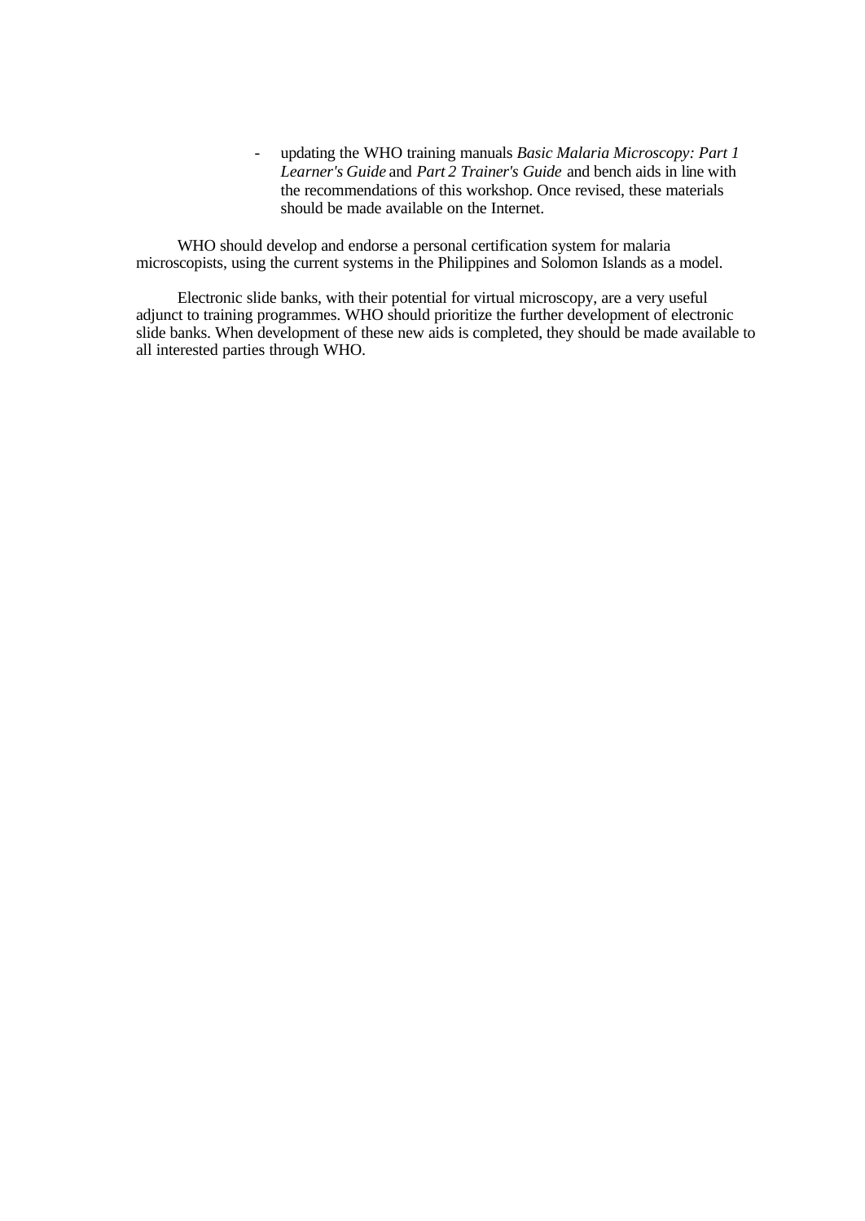- updating the WHO training manuals *Basic Malaria Microscopy: Part 1 Learner's Guide* and *Part 2 Trainer's Guide* and bench aids in line with the recommendations of this workshop. Once revised, these materials should be made available on the Internet.

WHO should develop and endorse a personal certification system for malaria microscopists, using the current systems in the Philippines and Solomon Islands as a model.

Electronic slide banks, with their potential for virtual microscopy, are a very useful adjunct to training programmes. WHO should prioritize the further development of electronic slide banks. When development of these new aids is completed, they should be made available to all interested parties through WHO.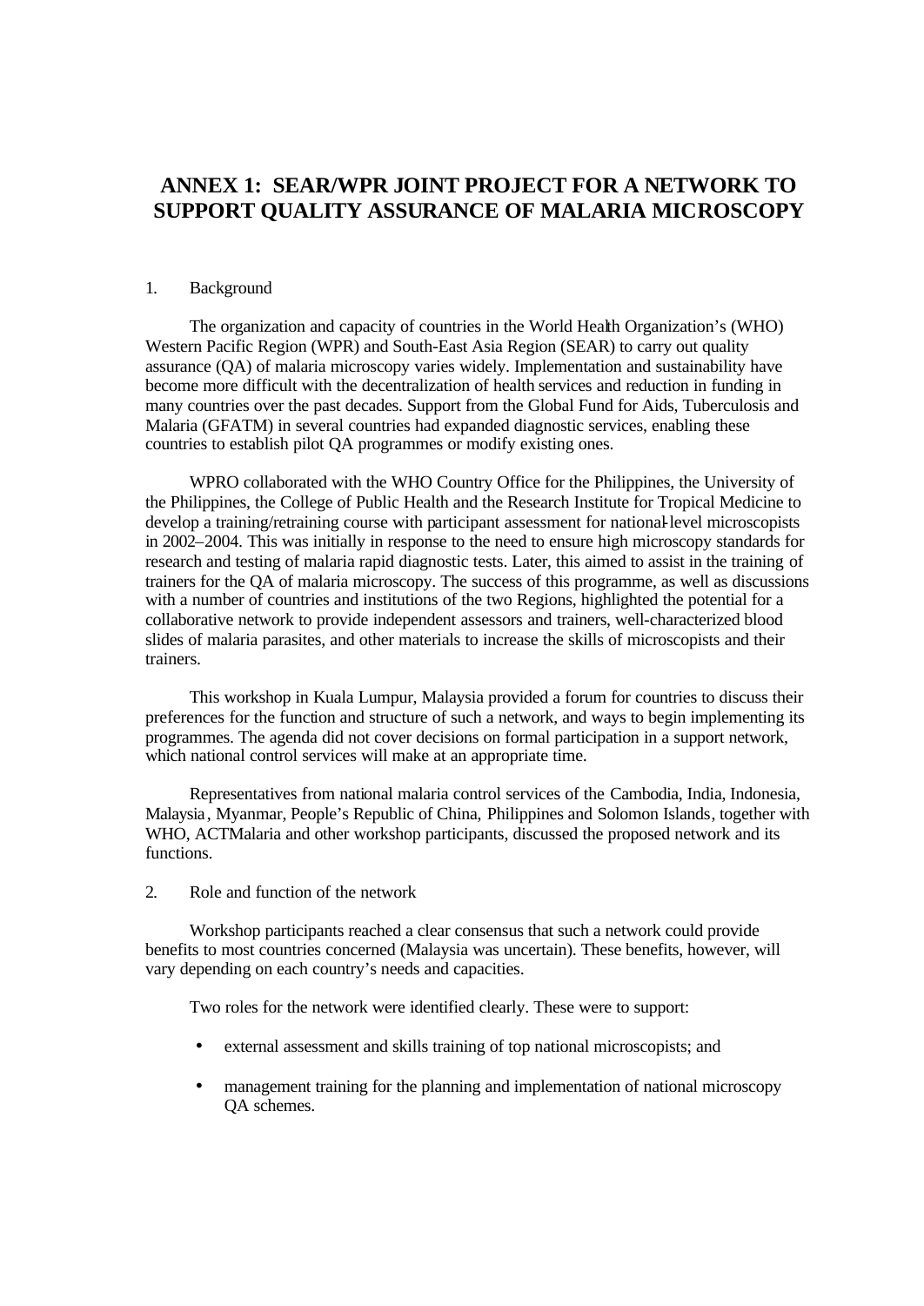# ANNEX 1: SEAR/WPR JOINT PROJECT FOR A NETWORK TO SUPPORT QUALITY ASSURANCE OF MALARIA MICROSCOPY

1. Background

The organization and capacity of countries in the World Health Organization's (WHO) Western Pacific Region (WPR) and South-East Asia Region (SEAR) to carry out quality assurance (QA) of malaria microscopy varies widely. Implementation and sustainability have become more difficult with the decentralization of health services and reduction in funding in many countries over the past decades. Support from the Global Fund for Aids, Tuberculosis and Malaria (GFATM) in several countries had expanded diagnostic services, enabling these countries to establish pilot QA programmes or modify existing ones.

WPRO collaborated with the WHO Country Office for the Philippines, the University of the Philippines, the College of Public Health and the Research Institute for Tropical Medicine to develop a training/retraining course with participant assessment for national-level microscopists in 2002–2004. This was initially in response to the need to ensure high microscopy standards for research and testing of malaria rapid diagnostic tests. Later, this aimed to assist in the training of trainers for the QA of malaria microscopy. The success of this programme, as well as discussions with a number of countries and institutions of the two Regions, highlighted the potential for a collaborative network to provide independent assessors and trainers, well-characterized blood slides of malaria parasites, and other materials to increase the skills of microscopists and their trainers.

This workshop in Kuala Lumpur, Malaysia provided a forum for countries to discuss their preferences for the function and structure of such a network, and ways to begin implementing its programmes. The agenda did not cover decisions on formal participation in a support network, which national control services will make at an appropriate time.

Representatives from national malaria control services of the Cambodia, India, Indonesia, Malaysia, Myanmar, People's Republic of China, Philippines and Solomon Islands, together with WHO, ACTMalaria and other workshop participants, discussed the proposed network and its functions.

2. Role and function of the network

Workshop participants reached a clear consensus that such a network could provide benefits to most countries concerned (Malaysia was uncertain). These benefits, however, will vary depending on each country's needs and capacities.

Two roles for the network were identified clearly. These were to support:

- external assessment and skills training of top national microscopists; and
- management training for the planning and implementation of national microscopy QA schemes.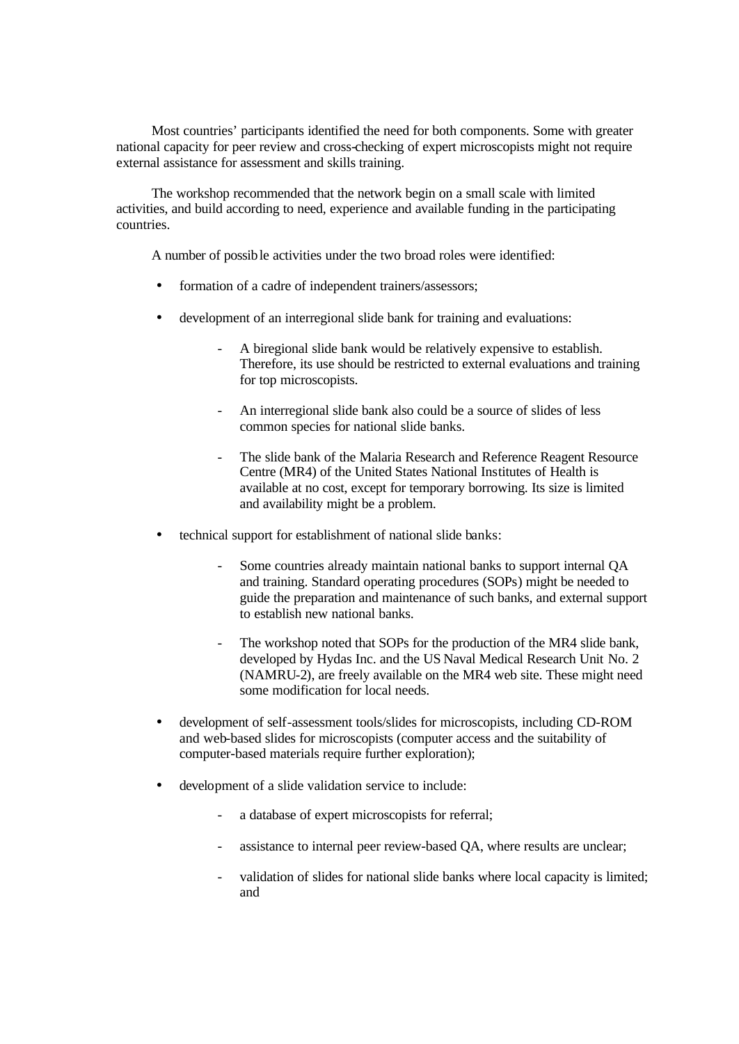Most countries' participants identified the need for both components. Some with greater national capacity for peer review and cross-checking of expert microscopists might not require external assistance for assessment and skills training.

The workshop recommended that the network begin on a small scale with limited activities, and build according to need, experience and available funding in the participating countries.

A number of possible activities under the two broad roles were identified:

- formation of a cadre of independent trainers/assessors;

- development of an interregional slide bank for training and evaluations:

    - A biregional slide bank would be relatively expensive to establish. Therefore, its use should be restricted to external evaluations and training for top microscopists.

    - An interregional slide bank also could be a source of slides of less common species for national slide banks.

    - The slide bank of the Malaria Research and Reference Reagent Resource Centre (MR4) of the United States National Institutes of Health is available at no cost, except for temporary borrowing. Its size is limited and availability might be a problem.

- technical support for establishment of national slide banks:

    - Some countries already maintain national banks to support internal QA and training. Standard operating procedures (SOPs) might be needed to guide the preparation and maintenance of such banks, and external support to establish new national banks.

    - The workshop noted that SOPs for the production of the MR4 slide bank, developed by Hydas Inc. and the US Naval Medical Research Unit No. 2 (NAMRU-2), are freely available on the MR4 web site. These might need some modification for local needs.

- development of self-assessment tools/slides for microscopists, including CD-ROM and web-based slides for microscopists (computer access and the suitability of computer-based materials require further exploration);

- development of a slide validation service to include:

    - a database of expert microscopists for referral;

    - assistance to internal peer review-based QA, where results are unclear;

    - validation of slides for national slide banks where local capacity is limited; and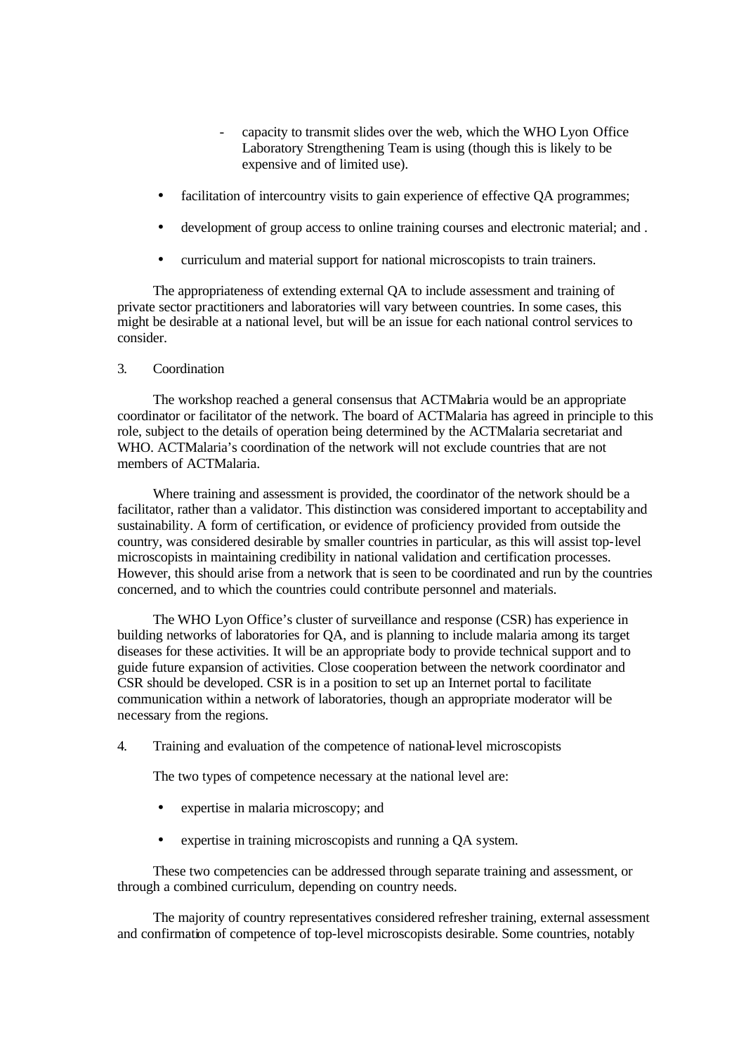- capacity to transmit slides over the web, which the WHO Lyon Office Laboratory Strengthening Team is using (though this is likely to be expensive and of limited use).

- facilitation of intercountry visits to gain experience of effective QA programmes;
- development of group access to online training courses and electronic material; and .
- curriculum and material support for national microscopists to train trainers.

The appropriateness of extending external QA to include assessment and training of private sector practitioners and laboratories will vary between countries. In some cases, this might be desirable at a national level, but will be an issue for each national control services to consider.

3. Coordination

The workshop reached a general consensus that ACTMalaria would be an appropriate coordinator or facilitator of the network. The board of ACTMalaria has agreed in principle to this role, subject to the details of operation being determined by the ACTMalaria secretariat and WHO. ACTMalaria's coordination of the network will not exclude countries that are not members of ACTMalaria.

Where training and assessment is provided, the coordinator of the network should be a facilitator, rather than a validator. This distinction was considered important to acceptability and sustainability. A form of certification, or evidence of proficiency provided from outside the country, was considered desirable by smaller countries in particular, as this will assist top-level microscopists in maintaining credibility in national validation and certification processes. However, this should arise from a network that is seen to be coordinated and run by the countries concerned, and to which the countries could contribute personnel and materials.

The WHO Lyon Office's cluster of surveillance and response (CSR) has experience in building networks of laboratories for QA, and is planning to include malaria among its target diseases for these activities. It will be an appropriate body to provide technical support and to guide future expansion of activities. Close cooperation between the network coordinator and CSR should be developed. CSR is in a position to set up an Internet portal to facilitate communication within a network of laboratories, though an appropriate moderator will be necessary from the regions.

4. Training and evaluation of the competence of national-level microscopists

The two types of competence necessary at the national level are:

- expertise in malaria microscopy; and
- expertise in training microscopists and running a QA system.

These two competencies can be addressed through separate training and assessment, or through a combined curriculum, depending on country needs.

The majority of country representatives considered refresher training, external assessment and confirmation of competence of top-level microscopists desirable. Some countries, notably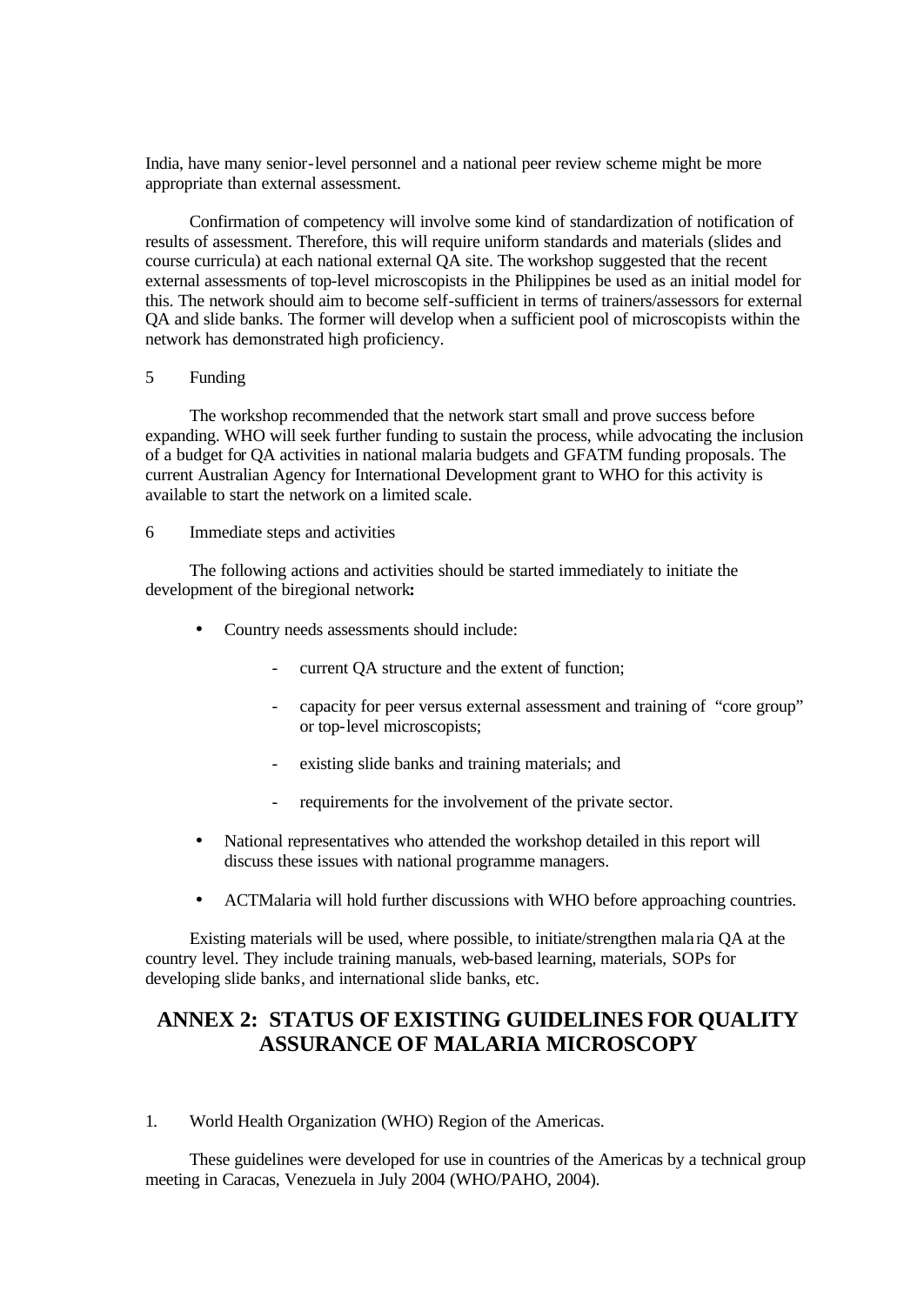India, have many senior-level personnel and a national peer review scheme might be more appropriate than external assessment.

Confirmation of competency will involve some kind of standardization of notification of results of assessment. Therefore, this will require uniform standards and materials (slides and course curricula) at each national external QA site. The workshop suggested that the recent external assessments of top-level microscopists in the Philippines be used as an initial model for this. The network should aim to become self-sufficient in terms of trainers/assessors for external QA and slide banks. The former will develop when a sufficient pool of microscopists within the network has demonstrated high proficiency.

5 Funding

The workshop recommended that the network start small and prove success before expanding. WHO will seek further funding to sustain the process, while advocating the inclusion of a budget for QA activities in national malaria budgets and GFATM funding proposals. The current Australian Agency for International Development grant to WHO for this activity is available to start the network on a limited scale.

6 Immediate steps and activities

The following actions and activities should be started immediately to initiate the development of the biregional network**:**

- Country needs assessments should include:
  - current QA structure and the extent of function;
  - capacity for peer versus external assessment and training of "core group" or top-level microscopists;
  - existing slide banks and training materials; and
  - requirements for the involvement of the private sector.
- National representatives who attended the workshop detailed in this report will discuss these issues with national programme managers.
- ACTMalaria will hold further discussions with WHO before approaching countries.

Existing materials will be used, where possible, to initiate/strengthen malaria QA at the country level. They include training manuals, web-based learning, materials, SOPs for developing slide banks, and international slide banks, etc.

## ANNEX 2: STATUS OF EXISTING GUIDELINES FOR QUALITY ASSURANCE OF MALARIA MICROSCOPY

1. World Health Organization (WHO) Region of the Americas.

These guidelines were developed for use in countries of the Americas by a technical group meeting in Caracas, Venezuela in July 2004 (WHO/PAHO, 2004).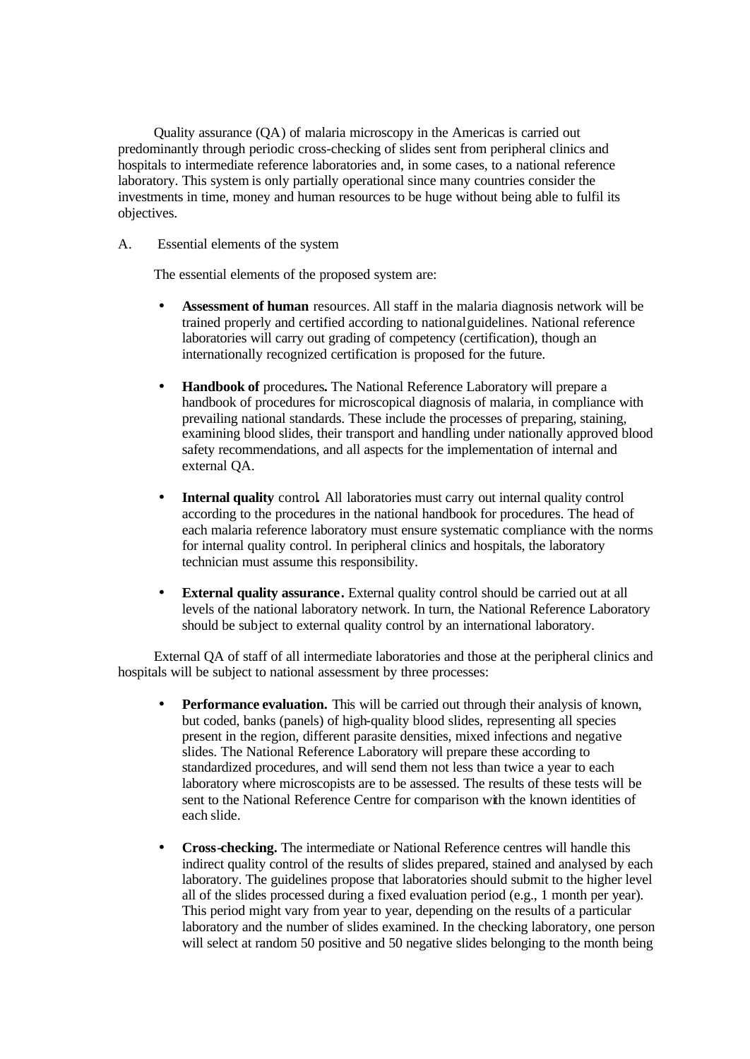Quality assurance (QA) of malaria microscopy in the Americas is carried out predominantly through periodic cross-checking of slides sent from peripheral clinics and hospitals to intermediate reference laboratories and, in some cases, to a national reference laboratory. This system is only partially operational since many countries consider the investments in time, money and human resources to be huge without being able to fulfil its objectives.

A. Essential elements of the system

The essential elements of the proposed system are:

- **Assessment of human** resources. All staff in the malaria diagnosis network will be trained properly and certified according to national guidelines. National reference laboratories will carry out grading of competency (certification), though an internationally recognized certification is proposed for the future.

- **Handbook of** procedures**.** The National Reference Laboratory will prepare a handbook of procedures for microscopical diagnosis of malaria, in compliance with prevailing national standards. These include the processes of preparing, staining, examining blood slides, their transport and handling under nationally approved blood safety recommendations, and all aspects for the implementation of internal and external QA.

- **Internal quality** control**.** All laboratories must carry out internal quality control according to the procedures in the national handbook for procedures. The head of each malaria reference laboratory must ensure systematic compliance with the norms for internal quality control. In peripheral clinics and hospitals, the laboratory technician must assume this responsibility.

- **External quality assurance.** External quality control should be carried out at all levels of the national laboratory network. In turn, the National Reference Laboratory should be subject to external quality control by an international laboratory.

External QA of staff of all intermediate laboratories and those at the peripheral clinics and hospitals will be subject to national assessment by three processes:

- **Performance evaluation.** This will be carried out through their analysis of known, but coded, banks (panels) of high-quality blood slides, representing all species present in the region, different parasite densities, mixed infections and negative slides. The National Reference Laboratory will prepare these according to standardized procedures, and will send them not less than twice a year to each laboratory where microscopists are to be assessed. The results of these tests will be sent to the National Reference Centre for comparison with the known identities of each slide.

- **Cross-checking.** The intermediate or National Reference centres will handle this indirect quality control of the results of slides prepared, stained and analysed by each laboratory. The guidelines propose that laboratories should submit to the higher level all of the slides processed during a fixed evaluation period (e.g., 1 month per year). This period might vary from year to year, depending on the results of a particular laboratory and the number of slides examined. In the checking laboratory, one person will select at random 50 positive and 50 negative slides belonging to the month being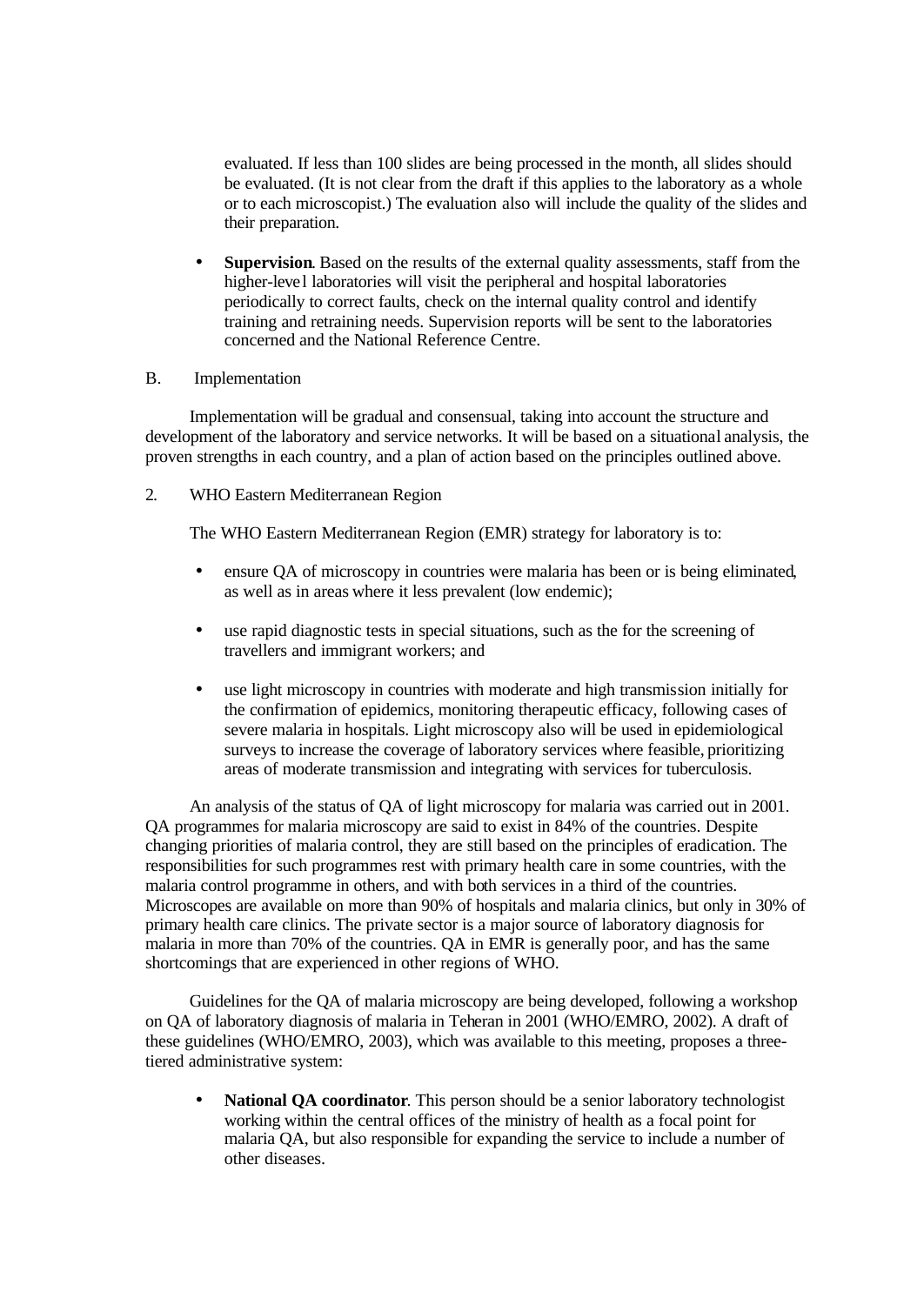evaluated. If less than 100 slides are being processed in the month, all slides should be evaluated. (It is not clear from the draft if this applies to the laboratory as a whole or to each microscopist.) The evaluation also will include the quality of the slides and their preparation.

- **Supervision**. Based on the results of the external quality assessments, staff from the higher-level laboratories will visit the peripheral and hospital laboratories periodically to correct faults, check on the internal quality control and identify training and retraining needs. Supervision reports will be sent to the laboratories concerned and the National Reference Centre.

B. Implementation

Implementation will be gradual and consensual, taking into account the structure and development of the laboratory and service networks. It will be based on a situational analysis, the proven strengths in each country, and a plan of action based on the principles outlined above.

2. WHO Eastern Mediterranean Region

The WHO Eastern Mediterranean Region (EMR) strategy for laboratory is to:

- ensure QA of microscopy in countries were malaria has been or is being eliminated, as well as in areas where it less prevalent (low endemic);
- use rapid diagnostic tests in special situations, such as the for the screening of travellers and immigrant workers; and
- use light microscopy in countries with moderate and high transmission initially for the confirmation of epidemics, monitoring therapeutic efficacy, following cases of severe malaria in hospitals. Light microscopy also will be used in epidemiological surveys to increase the coverage of laboratory services where feasible, prioritizing areas of moderate transmission and integrating with services for tuberculosis.

An analysis of the status of QA of light microscopy for malaria was carried out in 2001. QA programmes for malaria microscopy are said to exist in 84% of the countries. Despite changing priorities of malaria control, they are still based on the principles of eradication. The responsibilities for such programmes rest with primary health care in some countries, with the malaria control programme in others, and with both services in a third of the countries. Microscopes are available on more than 90% of hospitals and malaria clinics, but only in 30% of primary health care clinics. The private sector is a major source of laboratory diagnosis for malaria in more than 70% of the countries. QA in EMR is generally poor, and has the same shortcomings that are experienced in other regions of WHO.

Guidelines for the QA of malaria microscopy are being developed, following a workshop on QA of laboratory diagnosis of malaria in Teheran in 2001 (WHO/EMRO, 2002). A draft of these guidelines (WHO/EMRO, 2003), which was available to this meeting, proposes a three-tiered administrative system:

- **National QA coordinator**. This person should be a senior laboratory technologist working within the central offices of the ministry of health as a focal point for malaria QA, but also responsible for expanding the service to include a number of other diseases.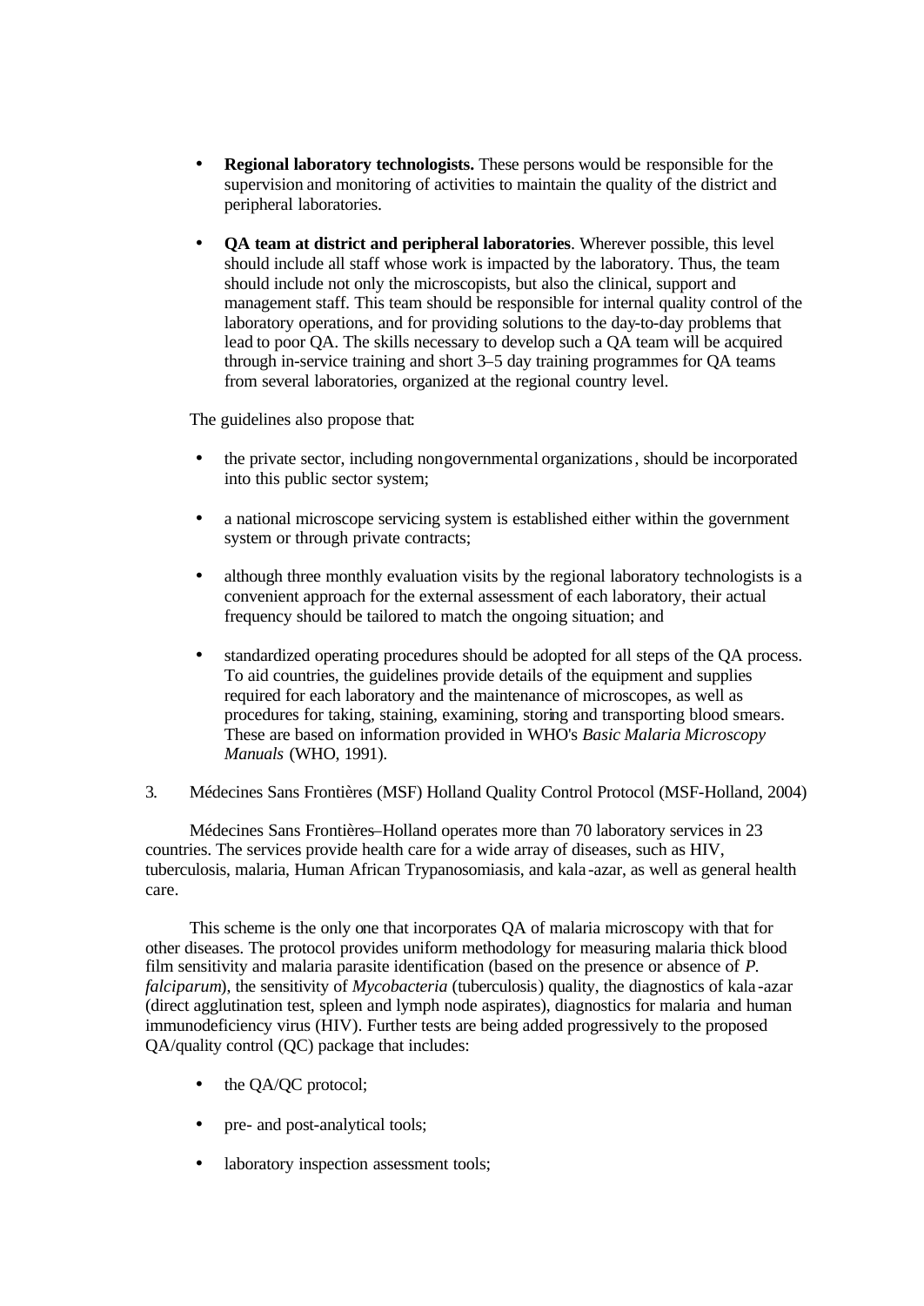- **Regional laboratory technologists.** These persons would be responsible for the supervision and monitoring of activities to maintain the quality of the district and peripheral laboratories.

- **QA team at district and peripheral laboratories**. Wherever possible, this level should include all staff whose work is impacted by the laboratory. Thus, the team should include not only the microscopists, but also the clinical, support and management staff. This team should be responsible for internal quality control of the laboratory operations, and for providing solutions to the day-to-day problems that lead to poor QA. The skills necessary to develop such a QA team will be acquired through in-service training and short 3–5 day training programmes for QA teams from several laboratories, organized at the regional country level.

The guidelines also propose that:

- the private sector, including nongovernmental organizations, should be incorporated into this public sector system;

- a national microscope servicing system is established either within the government system or through private contracts;

- although three monthly evaluation visits by the regional laboratory technologists is a convenient approach for the external assessment of each laboratory, their actual frequency should be tailored to match the ongoing situation; and

- standardized operating procedures should be adopted for all steps of the QA process. To aid countries, the guidelines provide details of the equipment and supplies required for each laboratory and the maintenance of microscopes, as well as procedures for taking, staining, examining, storing and transporting blood smears. These are based on information provided in WHO's *Basic Malaria Microscopy Manuals* (WHO, 1991).

3. Médecines Sans Frontières (MSF) Holland Quality Control Protocol (MSF-Holland, 2004)

Médecines Sans Frontières–Holland operates more than 70 laboratory services in 23 countries. The services provide health care for a wide array of diseases, such as HIV, tuberculosis, malaria, Human African Trypanosomiasis, and kala-azar, as well as general health care.

This scheme is the only one that incorporates QA of malaria microscopy with that for other diseases. The protocol provides uniform methodology for measuring malaria thick blood film sensitivity and malaria parasite identification (based on the presence or absence of *P. falciparum*), the sensitivity of *Mycobacteria* (tuberculosis) quality, the diagnostics of kala-azar (direct agglutination test, spleen and lymph node aspirates), diagnostics for malaria and human immunodeficiency virus (HIV). Further tests are being added progressively to the proposed QA/quality control (QC) package that includes:

- the QA/QC protocol;

- pre- and post-analytical tools;

- laboratory inspection assessment tools;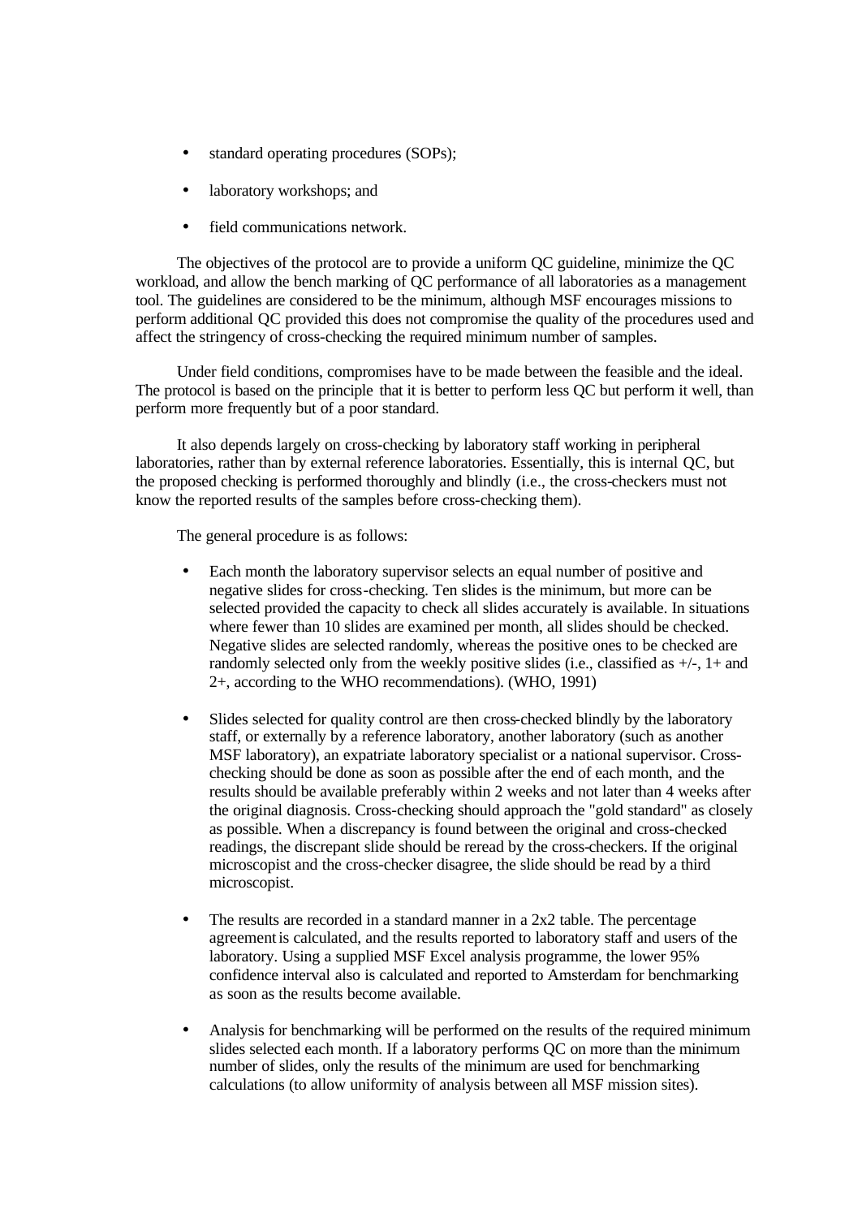- standard operating procedures (SOPs);
- laboratory workshops; and
- field communications network.

The objectives of the protocol are to provide a uniform QC guideline, minimize the QC workload, and allow the bench marking of QC performance of all laboratories as a management tool. The guidelines are considered to be the minimum, although MSF encourages missions to perform additional QC provided this does not compromise the quality of the procedures used and affect the stringency of cross-checking the required minimum number of samples.

Under field conditions, compromises have to be made between the feasible and the ideal. The protocol is based on the principle that it is better to perform less QC but perform it well, than perform more frequently but of a poor standard.

It also depends largely on cross-checking by laboratory staff working in peripheral laboratories, rather than by external reference laboratories. Essentially, this is internal QC, but the proposed checking is performed thoroughly and blindly (i.e., the cross-checkers must not know the reported results of the samples before cross-checking them).

The general procedure is as follows:

- Each month the laboratory supervisor selects an equal number of positive and negative slides for cross-checking. Ten slides is the minimum, but more can be selected provided the capacity to check all slides accurately is available. In situations where fewer than 10 slides are examined per month, all slides should be checked. Negative slides are selected randomly, whereas the positive ones to be checked are randomly selected only from the weekly positive slides (i.e., classified as +/-, 1+ and 2+, according to the WHO recommendations). (WHO, 1991)

- Slides selected for quality control are then cross-checked blindly by the laboratory staff, or externally by a reference laboratory, another laboratory (such as another MSF laboratory), an expatriate laboratory specialist or a national supervisor. Cross-checking should be done as soon as possible after the end of each month, and the results should be available preferably within 2 weeks and not later than 4 weeks after the original diagnosis. Cross-checking should approach the "gold standard" as closely as possible. When a discrepancy is found between the original and cross-checked readings, the discrepant slide should be reread by the cross-checkers. If the original microscopist and the cross-checker disagree, the slide should be read by a third microscopist.

- The results are recorded in a standard manner in a 2x2 table. The percentage agreement is calculated, and the results reported to laboratory staff and users of the laboratory. Using a supplied MSF Excel analysis programme, the lower 95% confidence interval also is calculated and reported to Amsterdam for benchmarking as soon as the results become available.

- Analysis for benchmarking will be performed on the results of the required minimum slides selected each month. If a laboratory performs QC on more than the minimum number of slides, only the results of the minimum are used for benchmarking calculations (to allow uniformity of analysis between all MSF mission sites).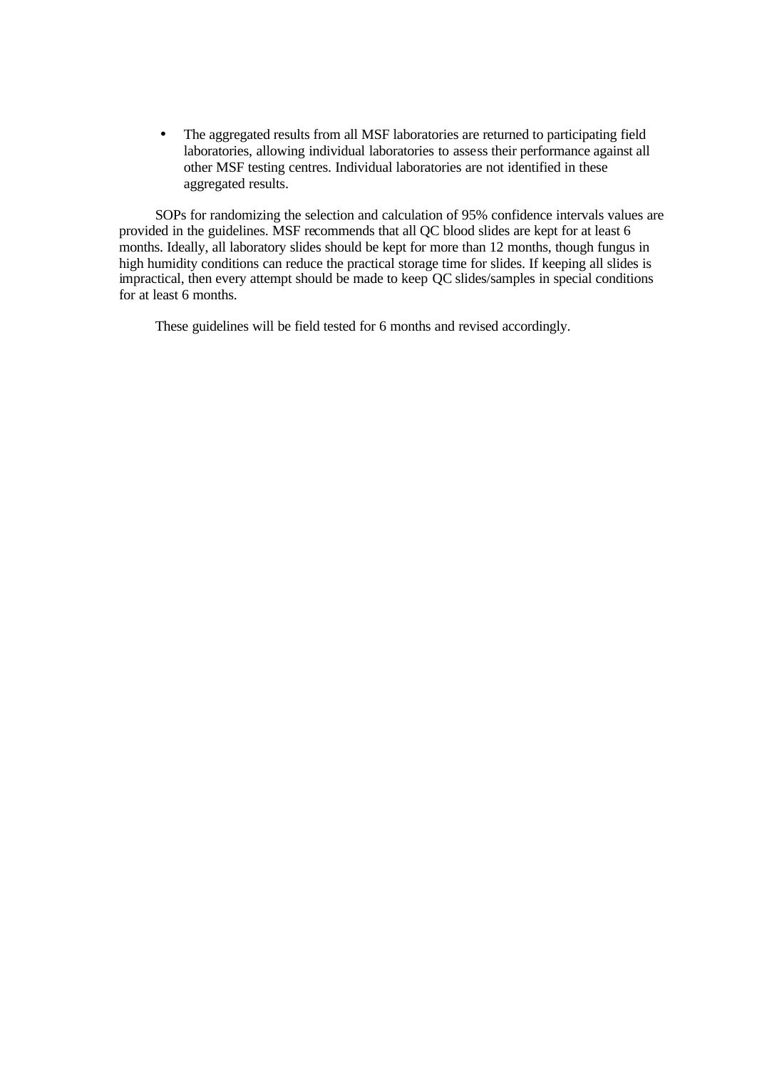- The aggregated results from all MSF laboratories are returned to participating field laboratories, allowing individual laboratories to assess their performance against all other MSF testing centres. Individual laboratories are not identified in these aggregated results.

SOPs for randomizing the selection and calculation of 95% confidence intervals values are provided in the guidelines. MSF recommends that all QC blood slides are kept for at least 6 months. Ideally, all laboratory slides should be kept for more than 12 months, though fungus in high humidity conditions can reduce the practical storage time for slides. If keeping all slides is impractical, then every attempt should be made to keep QC slides/samples in special conditions for at least 6 months.

These guidelines will be field tested for 6 months and revised accordingly.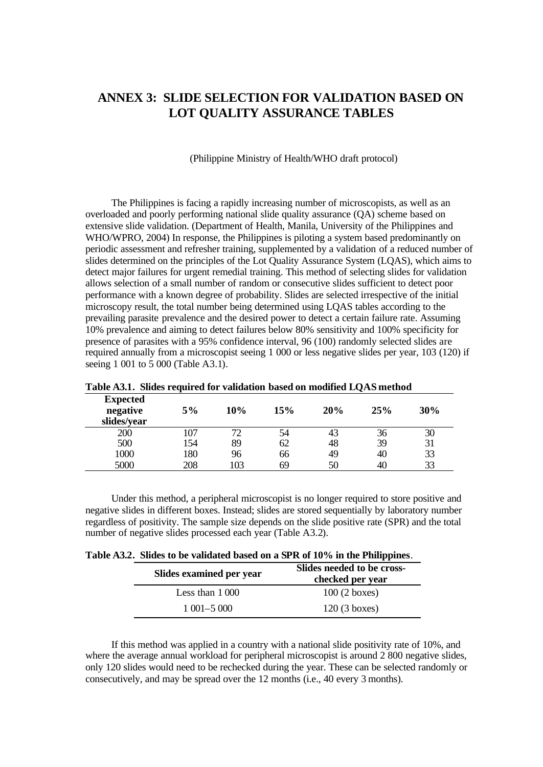# ANNEX 3: SLIDE SELECTION FOR VALIDATION BASED ON LOT QUALITY ASSURANCE TABLES

(Philippine Ministry of Health/WHO draft protocol)

The Philippines is facing a rapidly increasing number of microscopists, as well as an overloaded and poorly performing national slide quality assurance (QA) scheme based on extensive slide validation. (Department of Health, Manila, University of the Philippines and WHO/WPRO, 2004) In response, the Philippines is piloting a system based predominantly on periodic assessment and refresher training, supplemented by a validation of a reduced number of slides determined on the principles of the Lot Quality Assurance System (LQAS), which aims to detect major failures for urgent remedial training. This method of selecting slides for validation allows selection of a small number of random or consecutive slides sufficient to detect poor performance with a known degree of probability. Slides are selected irrespective of the initial microscopy result, the total number being determined using LQAS tables according to the prevailing parasite prevalence and the desired power to detect a certain failure rate. Assuming 10% prevalence and aiming to detect failures below 80% sensitivity and 100% specificity for presence of parasites with a 95% confidence interval, 96 (100) randomly selected slides are required annually from a microscopist seeing 1 000 or less negative slides per year, 103 (120) if seeing 1 001 to 5 000 (Table A3.1).

**Table A3.1. Slides required for validation based on modified LQAS method**

| Expected negative slides/year | 5% | 10% | 15% | 20% | 25% | 30% |
|---|---|---|---|---|---|---|
| 200 | 107 | 72 | 54 | 43 | 36 | 30 |
| 500 | 154 | 89 | 62 | 48 | 39 | 31 |
| 1000 | 180 | 96 | 66 | 49 | 40 | 33 |
| 5000 | 208 | 103 | 69 | 50 | 40 | 33 |

Under this method, a peripheral microscopist is no longer required to store positive and negative slides in different boxes. Instead; slides are stored sequentially by laboratory number regardless of positivity. The sample size depends on the slide positive rate (SPR) and the total number of negative slides processed each year (Table A3.2).

**Table A3.2. Slides to be validated based on a SPR of 10% in the Philippines**.

| Slides examined per year | Slides needed to be cross-checked per year |
|---|---|
| Less than 1 000 | 100 (2 boxes) |
| 1 001–5 000 | 120 (3 boxes) |

If this method was applied in a country with a national slide positivity rate of 10%, and where the average annual workload for peripheral microscopist is around 2 800 negative slides, only 120 slides would need to be rechecked during the year. These can be selected randomly or consecutively, and may be spread over the 12 months (i.e., 40 every 3 months).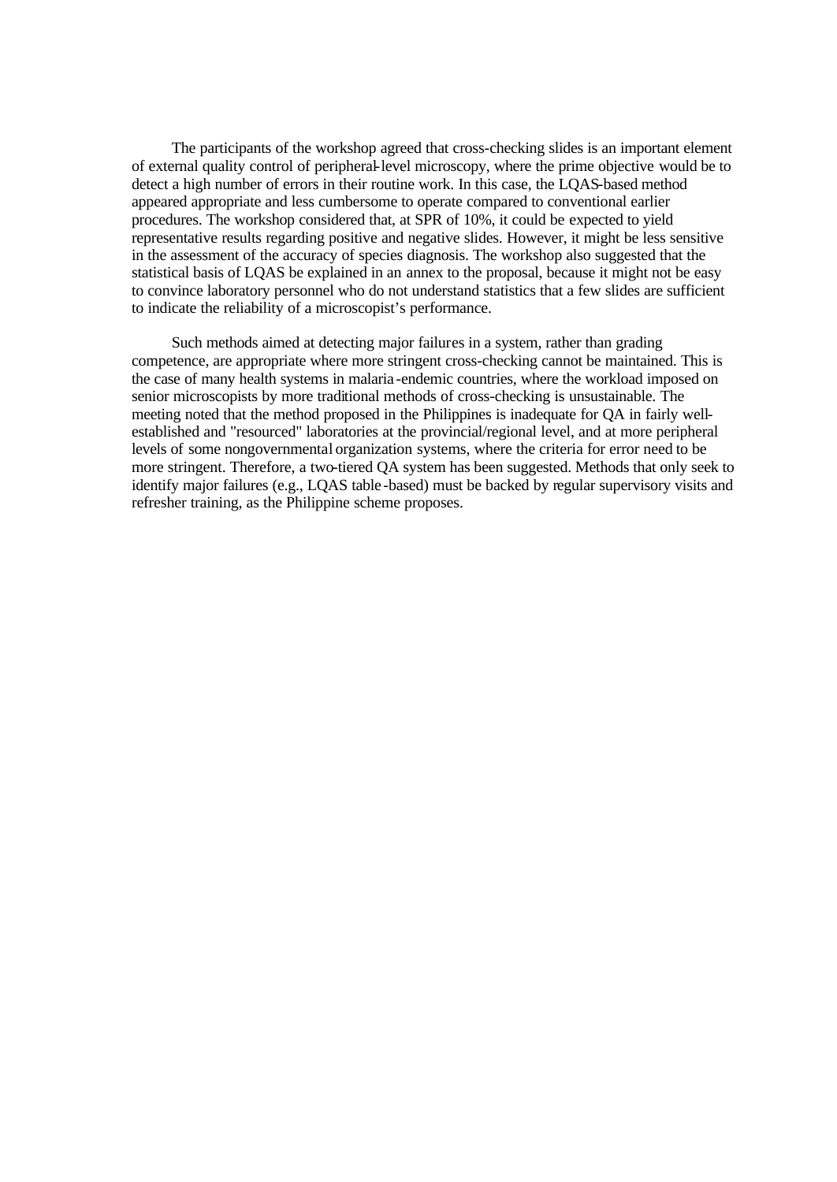The participants of the workshop agreed that cross-checking slides is an important element of external quality control of peripheral-level microscopy, where the prime objective would be to detect a high number of errors in their routine work. In this case, the LQAS-based method appeared appropriate and less cumbersome to operate compared to conventional earlier procedures. The workshop considered that, at SPR of 10%, it could be expected to yield representative results regarding positive and negative slides. However, it might be less sensitive in the assessment of the accuracy of species diagnosis. The workshop also suggested that the statistical basis of LQAS be explained in an annex to the proposal, because it might not be easy to convince laboratory personnel who do not understand statistics that a few slides are sufficient to indicate the reliability of a microscopist's performance.

Such methods aimed at detecting major failures in a system, rather than grading competence, are appropriate where more stringent cross-checking cannot be maintained. This is the case of many health systems in malaria-endemic countries, where the workload imposed on senior microscopists by more traditional methods of cross-checking is unsustainable. The meeting noted that the method proposed in the Philippines is inadequate for QA in fairly well-established and "resourced" laboratories at the provincial/regional level, and at more peripheral levels of some nongovernmental organization systems, where the criteria for error need to be more stringent. Therefore, a two-tiered QA system has been suggested. Methods that only seek to identify major failures (e.g., LQAS table-based) must be backed by regular supervisory visits and refresher training, as the Philippine scheme proposes.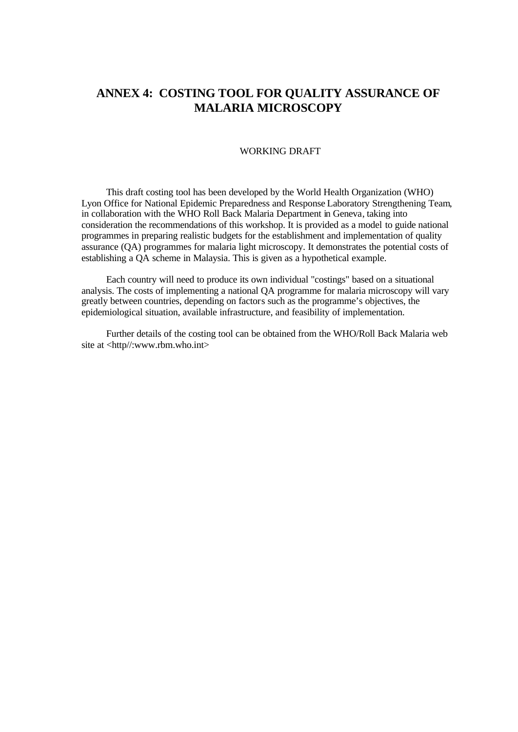# ANNEX 4: COSTING TOOL FOR QUALITY ASSURANCE OF MALARIA MICROSCOPY

WORKING DRAFT

This draft costing tool has been developed by the World Health Organization (WHO) Lyon Office for National Epidemic Preparedness and Response Laboratory Strengthening Team, in collaboration with the WHO Roll Back Malaria Department in Geneva, taking into consideration the recommendations of this workshop. It is provided as a model to guide national programmes in preparing realistic budgets for the establishment and implementation of quality assurance (QA) programmes for malaria light microscopy. It demonstrates the potential costs of establishing a QA scheme in Malaysia. This is given as a hypothetical example.

Each country will need to produce its own individual "costings" based on a situational analysis. The costs of implementing a national QA programme for malaria microscopy will vary greatly between countries, depending on factors such as the programme's objectives, the epidemiological situation, available infrastructure, and feasibility of implementation.

Further details of the costing tool can be obtained from the WHO/Roll Back Malaria web site at <http//:www.rbm.who.int>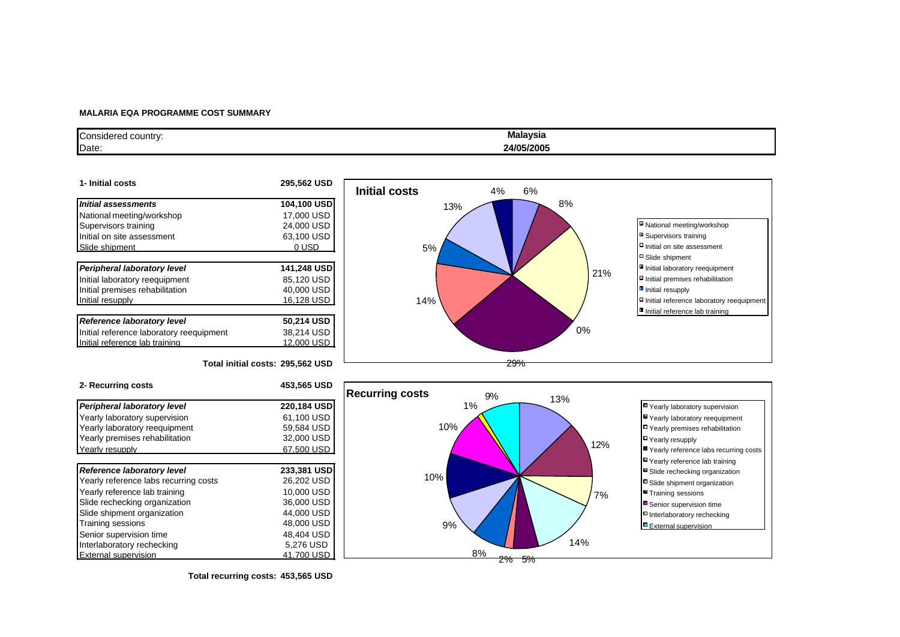**MALARIA EQA PROGRAMME COST SUMMARY**

| Considered country: | Malaysia |
|---|---|
| Date: | 24/05/2005 |

**1- Initial costs** — **295,562 USD**

| Item | Cost |
|---|---|
| ***Initial assessments*** | **104,100 USD** |
| National meeting/workshop | 17,000 USD |
| Supervisors training | 24,000 USD |
| Initial on site assessment | 63,100 USD |
| Slide shipment | 0 USD |
| ***Peripheral laboratory level*** | **141,248 USD** |
| Initial laboratory reequipment | 85,120 USD |
| Initial premises rehabilitation | 40,000 USD |
| Initial resupply | 16,128 USD |
| ***Reference laboratory level*** | **50,214 USD** |
| Initial reference laboratory reequipment | 38,214 USD |
| Initial reference lab training | 12,000 USD |
| **Total initial costs:** | **295,562 USD** |

**Initial costs**

- National meeting/workshop: 6%
- Supervisors training: 8%
- Initial on site assessment: 21%
- Slide shipment: 0%
- Initial laboratory reequipment: 29%
- Initial premises rehabilitation: 14%
- Initial resupply: 5%
- Initial reference laboratory reequipment: 13%
- Initial reference lab training: 4%

**2- Recurring costs** — **453,565 USD**

| Item | Cost |
|---|---|
| ***Peripheral laboratory level*** | **220,184 USD** |
| Yearly laboratory supervision | 61,100 USD |
| Yearly laboratory reequipment | 59,584 USD |
| Yearly premises rehabilitation | 32,000 USD |
| Yearly resupply | 67,500 USD |
| ***Reference laboratory level*** | **233,381 USD** |
| Yearly reference labs recurring costs | 26,202 USD |
| Yearly reference lab training | 10,000 USD |
| Slide rechecking organization | 36,000 USD |
| Slide shipment organization | 44,000 USD |
| Training sessions | 48,000 USD |
| Senior supervision time | 48,404 USD |
| Interlaboratory rechecking | 5,276 USD |
| External supervision | 41,700 USD |
| **Total recurring costs:** | **453,565 USD** |

**Recurring costs**

- Yearly laboratory supervision: 13%
- Yearly laboratory reequipment: 12%
- Yearly premises rehabilitation: 7%
- Yearly resupply: 14%
- Yearly reference labs recurring costs: 5%
- Yearly reference lab training: 2%
- Slide rechecking organization: 8%
- Slide shipment organization: 9%
- Training sessions: 10%
- Senior supervision time: 10%
- Interlaboratory rechecking: 1%
- External supervision: 9%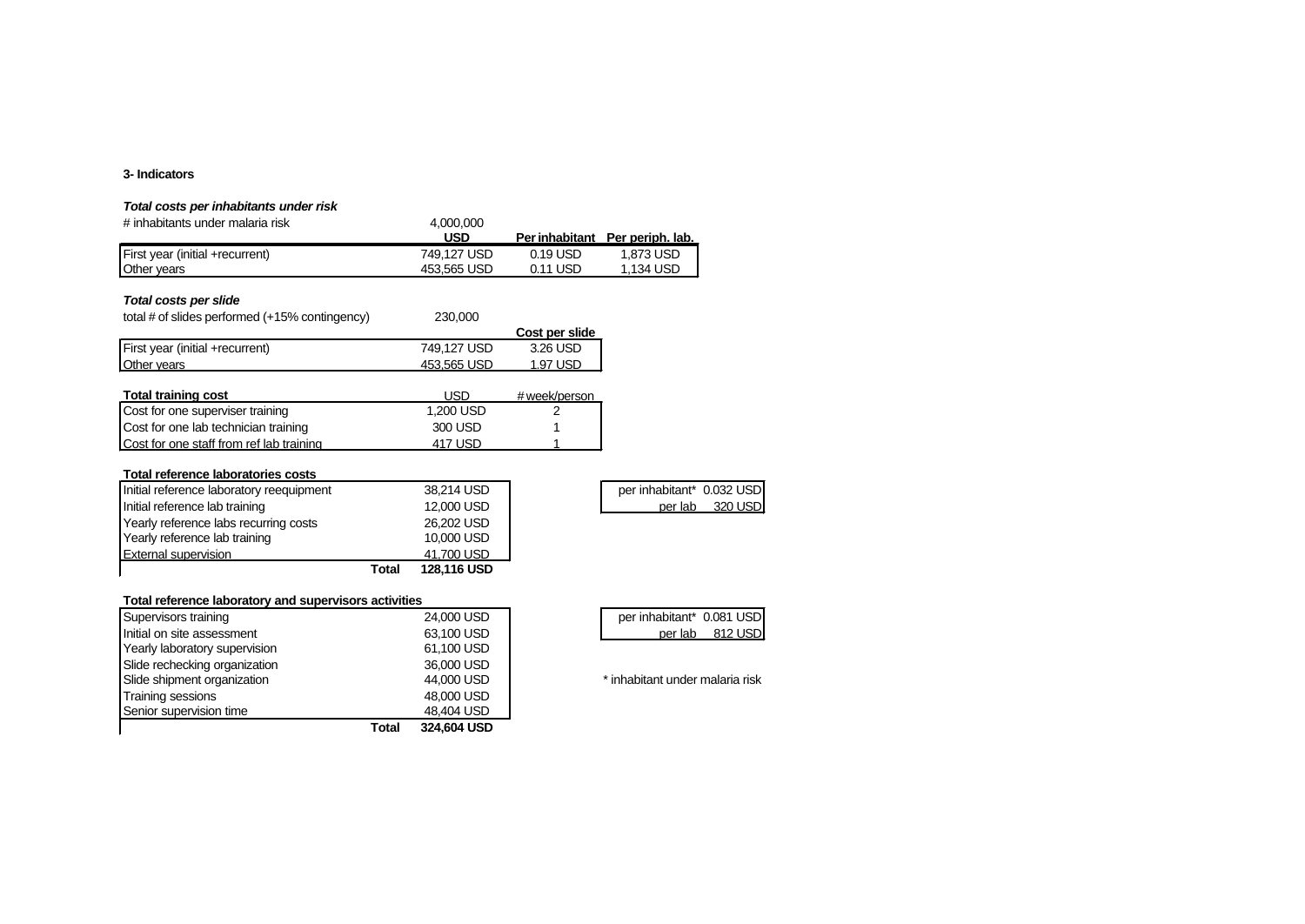**3- Indicators**

***Total costs per inhabitants under risk***

| # inhabitants under malaria risk | 4,000,000 | | |
|---|---|---|---|
| | **USD** | **Per inhabitant** | **Per periph. lab.** |
| First year (initial +recurrent) | 749,127 USD | 0.19 USD | 1,873 USD |
| Other years | 453,565 USD | 0.11 USD | 1,134 USD |

***Total costs per slide***

| total # of slides performed (+15% contingency) | 230,000 | |
|---|---|---|
| | | **Cost per slide** |
| First year (initial +recurrent) | 749,127 USD | 3.26 USD |
| Other years | 453,565 USD | 1.97 USD |

| **Total training cost** | USD | # week/person |
|---|---|---|
| Cost for one superviser training | 1,200 USD | 2 |
| Cost for one lab technician training | 300 USD | 1 |
| Cost for one staff from ref lab training | 417 USD | 1 |

**Total reference laboratories costs**

| | |
|---|---|
| Initial reference laboratory reequipment | 38,214 USD |
| Initial reference lab training | 12,000 USD |
| Yearly reference labs recurring costs | 26,202 USD |
| Yearly reference lab training | 10,000 USD |
| External supervision | 41,700 USD |
| **Total** | **128,116 USD** |

| | |
|---|---|
| per inhabitant* | 0.032 USD |
| per lab | 320 USD |

**Total reference laboratory and supervisors activities**

| | |
|---|---|
| Supervisors training | 24,000 USD |
| Initial on site assessment | 63,100 USD |
| Yearly laboratory supervision | 61,100 USD |
| Slide rechecking organization | 36,000 USD |
| Slide shipment organization | 44,000 USD |
| Training sessions | 48,000 USD |
| Senior supervision time | 48,404 USD |
| **Total** | **324,604 USD** |

| | |
|---|---|
| per inhabitant* | 0.081 USD |
| per lab | 812 USD |

* inhabitant under malaria risk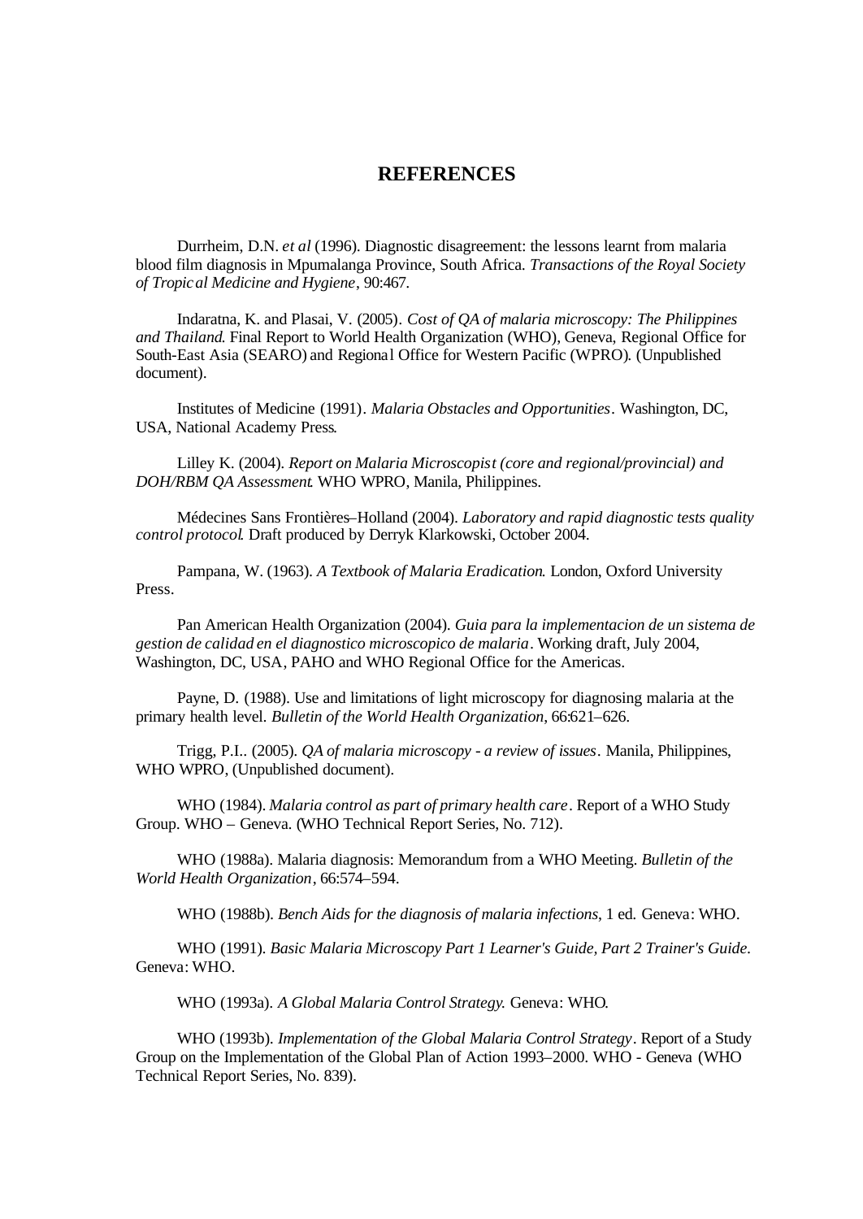# REFERENCES

Durrheim, D.N. *et al* (1996). Diagnostic disagreement: the lessons learnt from malaria blood film diagnosis in Mpumalanga Province, South Africa. *Transactions of the Royal Society of Tropical Medicine and Hygiene*, 90:467.

Indaratna, K. and Plasai, V. (2005). *Cost of QA of malaria microscopy: The Philippines and Thailand*. Final Report to World Health Organization (WHO), Geneva, Regional Office for South-East Asia (SEARO) and Regional Office for Western Pacific (WPRO). (Unpublished document).

Institutes of Medicine (1991). *Malaria Obstacles and Opportunities*. Washington, DC, USA, National Academy Press.

Lilley K. (2004). *Report on Malaria Microscopist (core and regional/provincial) and DOH/RBM QA Assessment*. WHO WPRO, Manila, Philippines.

Médecines Sans Frontières–Holland (2004). *Laboratory and rapid diagnostic tests quality control protocol*. Draft produced by Derryk Klarkowski, October 2004.

Pampana, W. (1963). *A Textbook of Malaria Eradication*. London, Oxford University Press.

Pan American Health Organization (2004). *Guia para la implementacion de un sistema de gestion de calidad en el diagnostico microscopico de malaria*. Working draft, July 2004, Washington, DC, USA, PAHO and WHO Regional Office for the Americas.

Payne, D. (1988). Use and limitations of light microscopy for diagnosing malaria at the primary health level. *Bulletin of the World Health Organization*, 66:621–626.

Trigg, P.I.. (2005). *QA of malaria microscopy - a review of issues*. Manila, Philippines, WHO WPRO, (Unpublished document).

WHO (1984). *Malaria control as part of primary health care*. Report of a WHO Study Group. WHO – Geneva. (WHO Technical Report Series, No. 712).

WHO (1988a). Malaria diagnosis: Memorandum from a WHO Meeting. *Bulletin of the World Health Organization*, 66:574–594.

WHO (1988b). *Bench Aids for the diagnosis of malaria infections*, 1 ed. Geneva: WHO.

WHO (1991). *Basic Malaria Microscopy Part 1 Learner's Guide, Part 2 Trainer's Guide*. Geneva: WHO.

WHO (1993a). *A Global Malaria Control Strategy.* Geneva: WHO.

WHO (1993b). *Implementation of the Global Malaria Control Strategy*. Report of a Study Group on the Implementation of the Global Plan of Action 1993–2000. WHO - Geneva (WHO Technical Report Series, No. 839).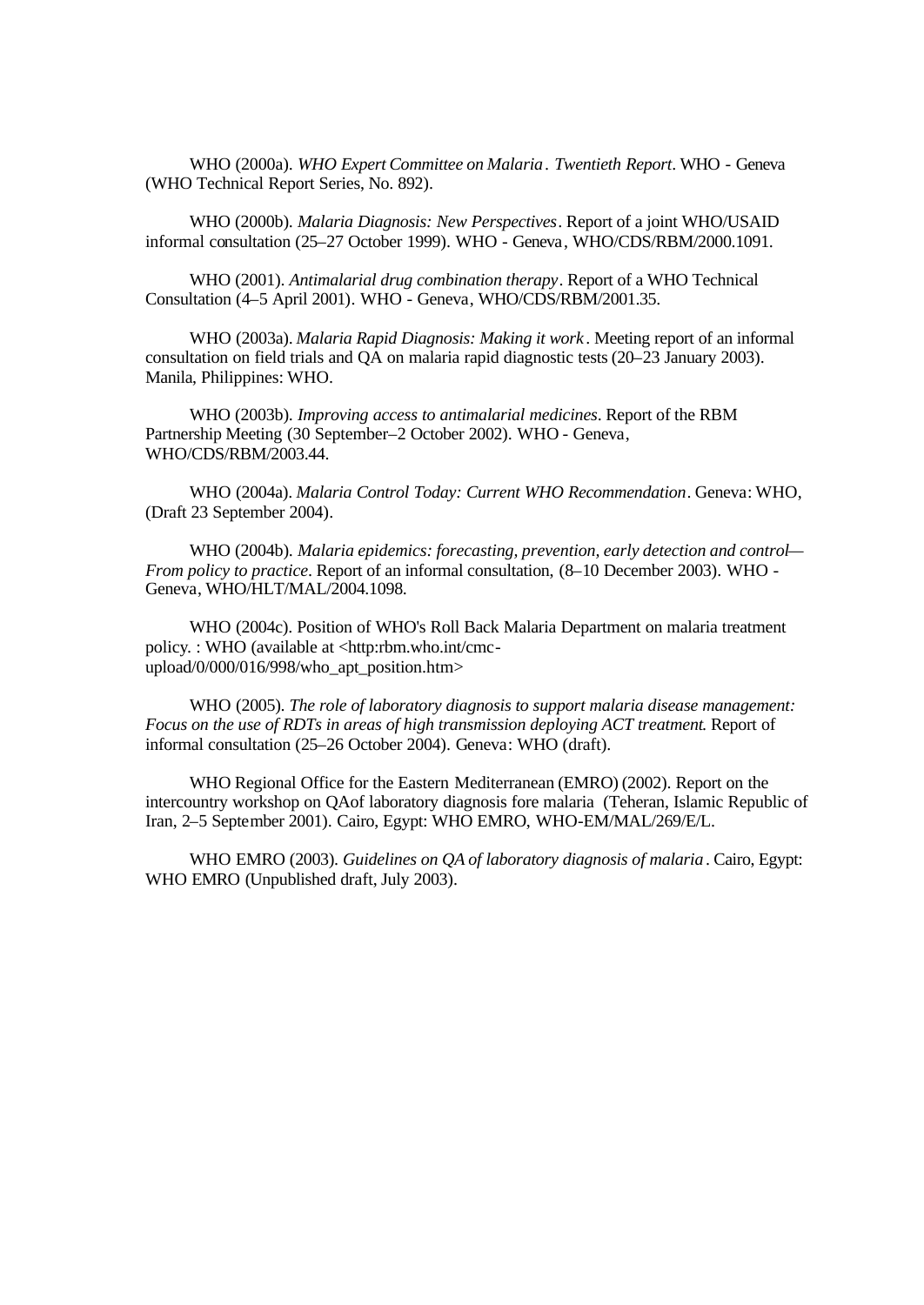WHO (2000a). *WHO Expert Committee on Malaria. Twentieth Report*. WHO - Geneva (WHO Technical Report Series, No. 892).

WHO (2000b). *Malaria Diagnosis: New Perspectives*. Report of a joint WHO/USAID informal consultation (25–27 October 1999). WHO - Geneva, WHO/CDS/RBM/2000.1091.

WHO (2001). *Antimalarial drug combination therapy*. Report of a WHO Technical Consultation (4–5 April 2001). WHO - Geneva, WHO/CDS/RBM/2001.35.

WHO (2003a). *Malaria Rapid Diagnosis: Making it work*. Meeting report of an informal consultation on field trials and QA on malaria rapid diagnostic tests (20–23 January 2003). Manila, Philippines: WHO.

WHO (2003b). *Improving access to antimalarial medicines*. Report of the RBM Partnership Meeting (30 September–2 October 2002). WHO - Geneva, WHO/CDS/RBM/2003.44.

WHO (2004a). *Malaria Control Today: Current WHO Recommendation*. Geneva: WHO, (Draft 23 September 2004).

WHO (2004b). *Malaria epidemics: forecasting, prevention, early detection and control—From policy to practice*. Report of an informal consultation, (8–10 December 2003). WHO - Geneva, WHO/HLT/MAL/2004.1098.

WHO (2004c). Position of WHO's Roll Back Malaria Department on malaria treatment policy. : WHO (available at <http:rbm.who.int/cmc-upload/0/000/016/998/who_apt_position.htm>

WHO (2005). *The role of laboratory diagnosis to support malaria disease management: Focus on the use of RDTs in areas of high transmission deploying ACT treatment*. Report of informal consultation (25–26 October 2004). Geneva: WHO (draft).

WHO Regional Office for the Eastern Mediterranean (EMRO) (2002). Report on the intercountry workshop on QAof laboratory diagnosis fore malaria (Teheran, Islamic Republic of Iran, 2–5 September 2001). Cairo, Egypt: WHO EMRO, WHO-EM/MAL/269/E/L.

WHO EMRO (2003). *Guidelines on QA of laboratory diagnosis of malaria*. Cairo, Egypt: WHO EMRO (Unpublished draft, July 2003).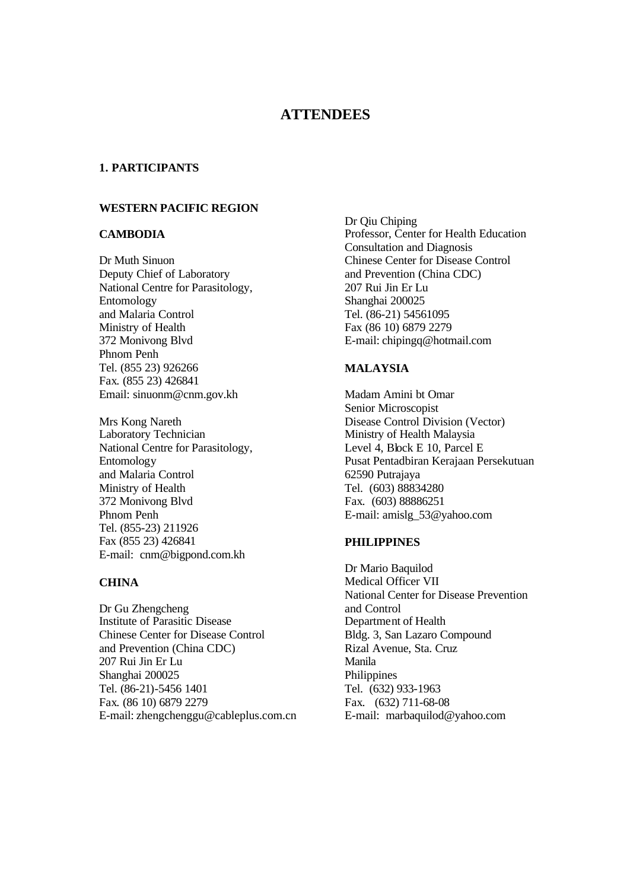# ATTENDEES

### 1. PARTICIPANTS

#### WESTERN PACIFIC REGION

#### CAMBODIA

Dr Muth Sinuon
Deputy Chief of Laboratory
National Centre for Parasitology,
Entomology
and Malaria Control
Ministry of Health
372 Monivong Blvd
Phnom Penh
Tel. (855 23) 926266
Fax. (855 23) 426841
Email: sinuonm@cnm.gov.kh

Mrs Kong Nareth
Laboratory Technician
National Centre for Parasitology,
Entomology
and Malaria Control
Ministry of Health
372 Monivong Blvd
Phnom Penh
Tel. (855-23) 211926
Fax (855 23) 426841
E-mail: cnm@bigpond.com.kh

#### CHINA

Dr Gu Zhengcheng
Institute of Parasitic Disease
Chinese Center for Disease Control
and Prevention (China CDC)
207 Rui Jin Er Lu
Shanghai 200025
Tel. (86-21)-5456 1401
Fax. (86 10) 6879 2279
E-mail: zhengchenggu@cableplus.com.cn

Dr Qiu Chiping
Professor, Center for Health Education
Consultation and Diagnosis
Chinese Center for Disease Control
and Prevention (China CDC)
207 Rui Jin Er Lu
Shanghai 200025
Tel. (86-21) 54561095
Fax (86 10) 6879 2279
E-mail: chipingq@hotmail.com

#### MALAYSIA

Madam Amini bt Omar
Senior Microscopist
Disease Control Division (Vector)
Ministry of Health Malaysia
Level 4, Block E 10, Parcel E
Pusat Pentadbiran Kerajaan Persekutuan
62590 Putrajaya
Tel. (603) 88834280
Fax. (603) 88886251
E-mail: amislg_53@yahoo.com

#### PHILIPPINES

Dr Mario Baquilod
Medical Officer VII
National Center for Disease Prevention
and Control
Department of Health
Bldg. 3, San Lazaro Compound
Rizal Avenue, Sta. Cruz
Manila
Philippines
Tel. (632) 933-1963
Fax. (632) 711-68-08
E-mail: marbaquilod@yahoo.com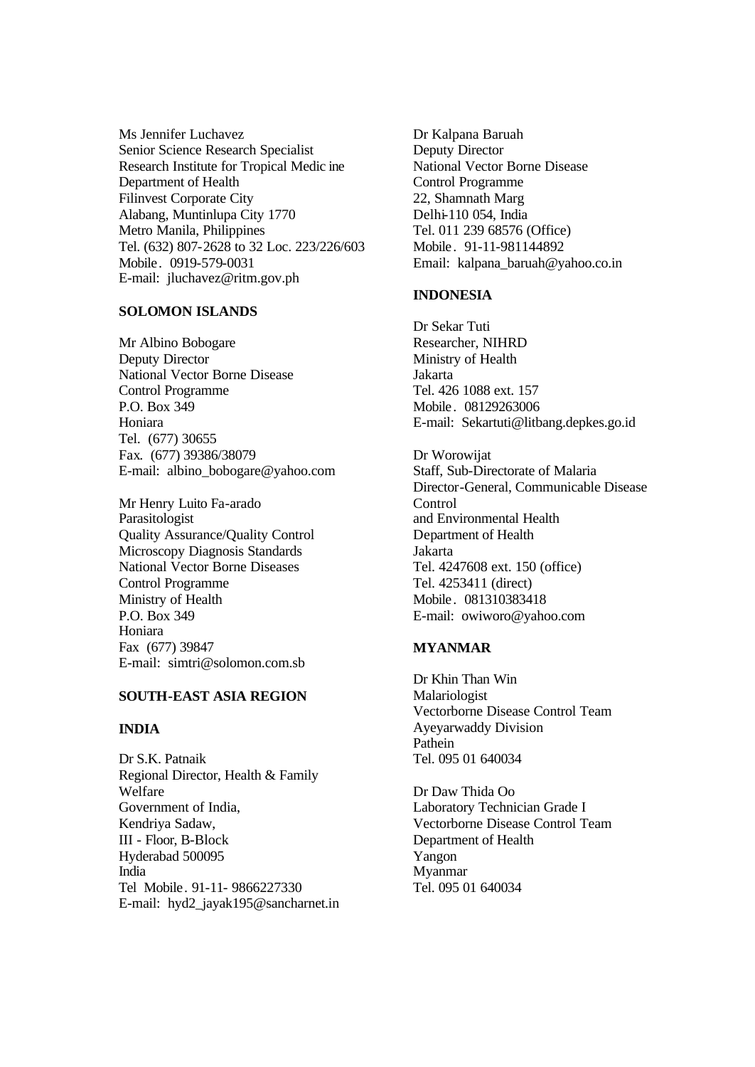Ms Jennifer Luchavez
Senior Science Research Specialist
Research Institute for Tropical Medic ine
Department of Health
Filinvest Corporate City
Alabang, Muntinlupa City 1770
Metro Manila, Philippines
Tel. (632) 807-2628 to 32 Loc. 223/226/603
Mobile. 0919-579-0031
E-mail: jluchavez@ritm.gov.ph

**SOLOMON ISLANDS**

Mr Albino Bobogare
Deputy Director
National Vector Borne Disease
Control Programme
P.O. Box 349
Honiara
Tel. (677) 30655
Fax. (677) 39386/38079
E-mail: albino_bobogare@yahoo.com

Mr Henry Luito Fa-arado
Parasitologist
Quality Assurance/Quality Control
Microscopy Diagnosis Standards
National Vector Borne Diseases
Control Programme
Ministry of Health
P.O. Box 349
Honiara
Fax (677) 39847
E-mail: simtri@solomon.com.sb

**SOUTH-EAST ASIA REGION**

**INDIA**

Dr S.K. Patnaik
Regional Director, Health & Family
Welfare
Government of India,
Kendriya Sadaw,
III - Floor, B-Block
Hyderabad 500095
India
Tel Mobile. 91-11- 9866227330
E-mail: hyd2_jayak195@sancharnet.in

Dr Kalpana Baruah
Deputy Director
National Vector Borne Disease
Control Programme
22, Shamnath Marg
Delhi-110 054, India
Tel. 011 239 68576 (Office)
Mobile. 91-11-981144892
Email: kalpana_baruah@yahoo.co.in

**INDONESIA**

Dr Sekar Tuti
Researcher, NIHRD
Ministry of Health
Jakarta
Tel. 426 1088 ext. 157
Mobile. 08129263006
E-mail: Sekartuti@litbang.depkes.go.id

Dr Worowijat
Staff, Sub-Directorate of Malaria
Director-General, Communicable Disease
Control
and Environmental Health
Department of Health
Jakarta
Tel. 4247608 ext. 150 (office)
Tel. 4253411 (direct)
Mobile. 081310383418
E-mail: owiworo@yahoo.com

**MYANMAR**

Dr Khin Than Win
Malariologist
Vectorborne Disease Control Team
Ayeyarwaddy Division
Pathein
Tel. 095 01 640034

Dr Daw Thida Oo
Laboratory Technician Grade I
Vectorborne Disease Control Team
Department of Health
Yangon
Myanmar
Tel. 095 01 640034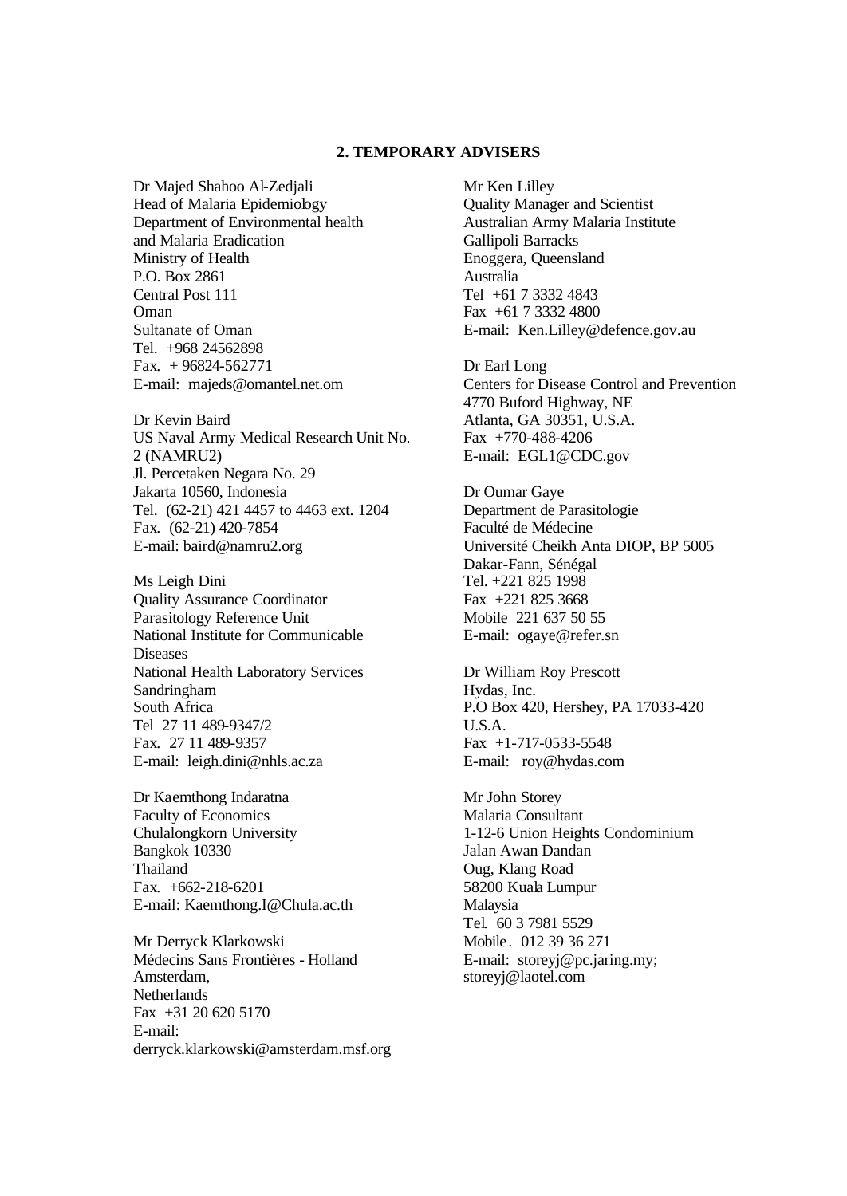## 2. TEMPORARY ADVISERS

Dr Majed Shahoo Al-Zedjali
Head of Malaria Epidemiology
Department of Environmental health
and Malaria Eradication
Ministry of Health
P.O. Box 2861
Central Post 111
Oman
Sultanate of Oman
Tel. +968 24562898
Fax. + 96824-562771
E-mail: majeds@omantel.net.om

Dr Kevin Baird
US Naval Army Medical Research Unit No. 2 (NAMRU2)
Jl. Percetaken Negara No. 29
Jakarta 10560, Indonesia
Tel. (62-21) 421 4457 to 4463 ext. 1204
Fax. (62-21) 420-7854
E-mail: baird@namru2.org

Ms Leigh Dini
Quality Assurance Coordinator
Parasitology Reference Unit
National Institute for Communicable Diseases
National Health Laboratory Services
Sandringham
South Africa
Tel 27 11 489-9347/2
Fax. 27 11 489-9357
E-mail: leigh.dini@nhls.ac.za

Dr Kaemthong Indaratna
Faculty of Economics
Chulalongkorn University
Bangkok 10330
Thailand
Fax. +662-218-6201
E-mail: Kaemthong.I@Chula.ac.th

Mr Derryck Klarkowski
Médecins Sans Frontières - Holland
Amsterdam,
Netherlands
Fax +31 20 620 5170
E-mail:
derryck.klarkowski@amsterdam.msf.org

Mr Ken Lilley
Quality Manager and Scientist
Australian Army Malaria Institute
Gallipoli Barracks
Enoggera, Queensland
Australia
Tel +61 7 3332 4843
Fax +61 7 3332 4800
E-mail: Ken.Lilley@defence.gov.au

Dr Earl Long
Centers for Disease Control and Prevention
4770 Buford Highway, NE
Atlanta, GA 30351, U.S.A.
Fax +770-488-4206
E-mail: EGL1@CDC.gov

Dr Oumar Gaye
Department de Parasitologie
Faculté de Médecine
Université Cheikh Anta DIOP, BP 5005
Dakar-Fann, Sénégal
Tel. +221 825 1998
Fax +221 825 3668
Mobile 221 637 50 55
E-mail: ogaye@refer.sn

Dr William Roy Prescott
Hydas, Inc.
P.O Box 420, Hershey, PA 17033-420
U.S.A.
Fax +1-717-0533-5548
E-mail: roy@hydas.com

Mr John Storey
Malaria Consultant
1-12-6 Union Heights Condominium
Jalan Awan Dandan
Oug, Klang Road
58200 Kuala Lumpur
Malaysia
Tel. 60 3 7981 5529
Mobile. 012 39 36 271
E-mail: storeyj@pc.jaring.my;
storeyj@laotel.com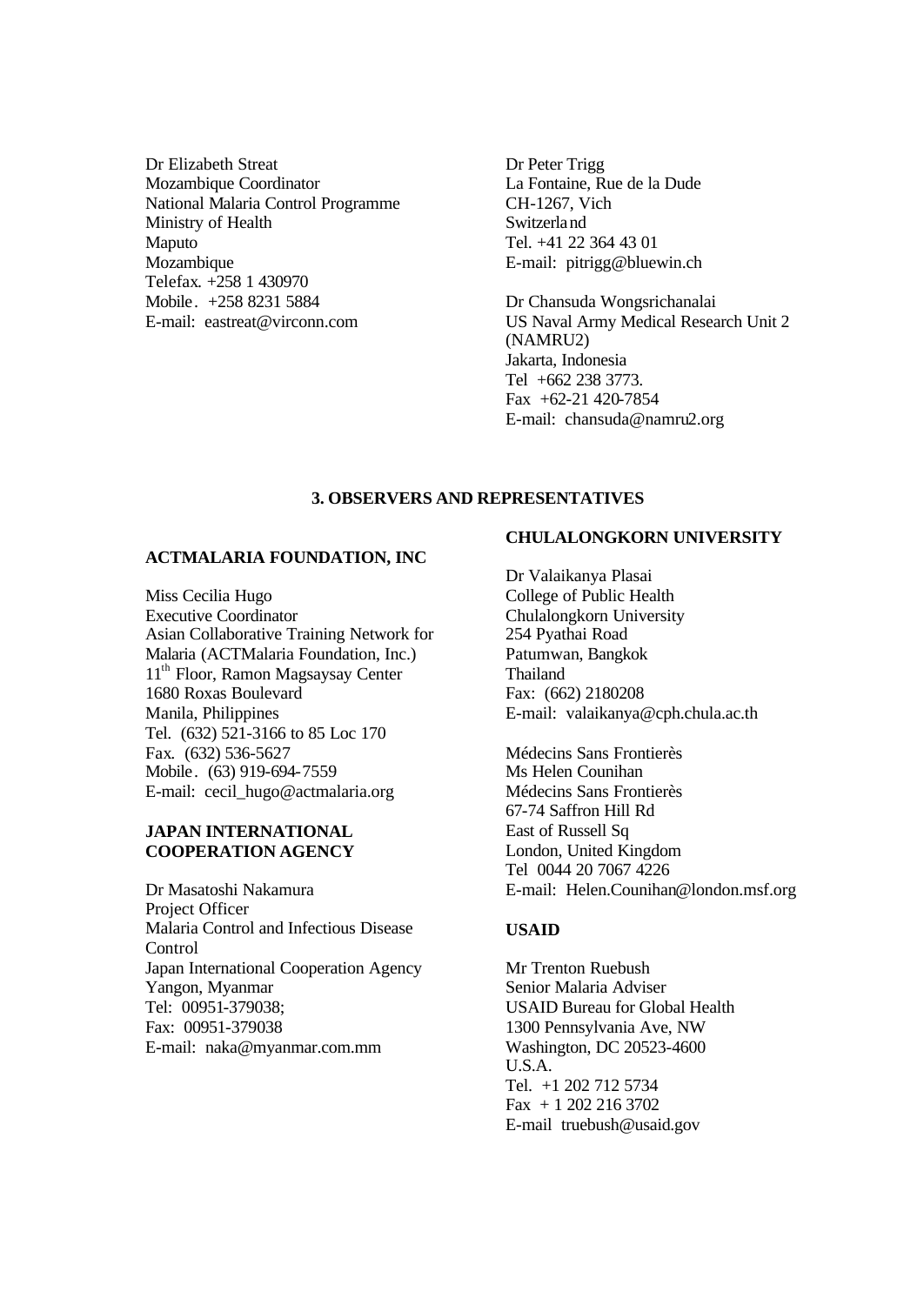Dr Elizabeth Streat
Mozambique Coordinator
National Malaria Control Programme
Ministry of Health
Maputo
Mozambique
Telefax. +258 1 430970
Mobile. +258 8231 5884
E-mail: eastreat@virconn.com

Dr Peter Trigg
La Fontaine, Rue de la Dude
CH-1267, Vich
Switzerland
Tel. +41 22 364 43 01
E-mail: pitrigg@bluewin.ch

Dr Chansuda Wongsrichanalai
US Naval Army Medical Research Unit 2 (NAMRU2)
Jakarta, Indonesia
Tel +662 238 3773.
Fax +62-21 420-7854
E-mail: chansuda@namru2.org

### 3. OBSERVERS AND REPRESENTATIVES

**ACTMALARIA FOUNDATION, INC**

Miss Cecilia Hugo
Executive Coordinator
Asian Collaborative Training Network for Malaria (ACTMalaria Foundation, Inc.)
11th Floor, Ramon Magsaysay Center
1680 Roxas Boulevard
Manila, Philippines
Tel. (632) 521-3166 to 85 Loc 170
Fax. (632) 536-5627
Mobile. (63) 919-694-7559
E-mail: cecil_hugo@actmalaria.org

**JAPAN INTERNATIONAL COOPERATION AGENCY**

Dr Masatoshi Nakamura
Project Officer
Malaria Control and Infectious Disease Control
Japan International Cooperation Agency
Yangon, Myanmar
Tel: 00951-379038;
Fax: 00951-379038
E-mail: naka@myanmar.com.mm

**CHULALONGKORN UNIVERSITY**

Dr Valaikanya Plasai
College of Public Health
Chulalongkorn University
254 Pyathai Road
Patumwan, Bangkok
Thailand
Fax: (662) 2180208
E-mail: valaikanya@cph.chula.ac.th

Médecins Sans Frontierès
Ms Helen Counihan
Médecins Sans Frontierès
67-74 Saffron Hill Rd
East of Russell Sq
London, United Kingdom
Tel 0044 20 7067 4226
E-mail: Helen.Counihan@london.msf.org

**USAID**

Mr Trenton Ruebush
Senior Malaria Adviser
USAID Bureau for Global Health
1300 Pennsylvania Ave, NW
Washington, DC 20523-4600
U.S.A.
Tel. +1 202 712 5734
Fax + 1 202 216 3702
E-mail truebush@usaid.gov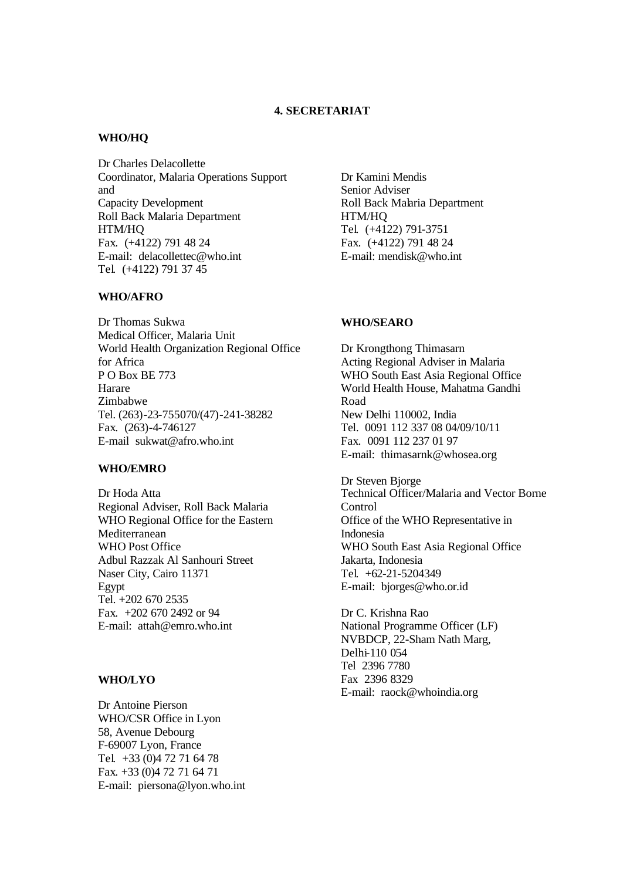## 4. SECRETARIAT

### WHO/HQ

Dr Charles Delacollette
Coordinator, Malaria Operations Support and
Capacity Development
Roll Back Malaria Department
HTM/HQ
Fax. (+4122) 791 48 24
E-mail: delacollettec@who.int
Tel. (+4122) 791 37 45

Dr Kamini Mendis
Senior Adviser
Roll Back Malaria Department
HTM/HQ
Tel. (+4122) 791-3751
Fax. (+4122) 791 48 24
E-mail: mendisk@who.int

### WHO/AFRO

Dr Thomas Sukwa
Medical Officer, Malaria Unit
World Health Organization Regional Office for Africa
P O Box BE 773
Harare
Zimbabwe
Tel. (263)-23-755070/(47)-241-38282
Fax. (263)-4-746127
E-mail sukwat@afro.who.int

### WHO/EMRO

Dr Hoda Atta
Regional Adviser, Roll Back Malaria
WHO Regional Office for the Eastern Mediterranean
WHO Post Office
Adbul Razzak Al Sanhouri Street
Naser City, Cairo 11371
Egypt
Tel. +202 670 2535
Fax. +202 670 2492 or 94
E-mail: attah@emro.who.int

### WHO/LYO

Dr Antoine Pierson
WHO/CSR Office in Lyon
58, Avenue Debourg
F-69007 Lyon, France
Tel. +33 (0)4 72 71 64 78
Fax. +33 (0)4 72 71 64 71
E-mail: piersona@lyon.who.int

### WHO/SEARO

Dr Krongthong Thimasarn
Acting Regional Adviser in Malaria
WHO South East Asia Regional Office
World Health House, Mahatma Gandhi Road
New Delhi 110002, India
Tel. 0091 112 337 08 04/09/10/11
Fax. 0091 112 237 01 97
E-mail: thimasarnk@whosea.org

Dr Steven Bjorge
Technical Officer/Malaria and Vector Borne Control
Office of the WHO Representative in Indonesia
WHO South East Asia Regional Office
Jakarta, Indonesia
Tel. +62-21-5204349
E-mail: bjorges@who.or.id

Dr C. Krishna Rao
National Programme Officer (LF)
NVBDCP, 22-Sham Nath Marg,
Delhi-110 054
Tel 2396 7780
Fax 2396 8329
E-mail: raock@whoindia.org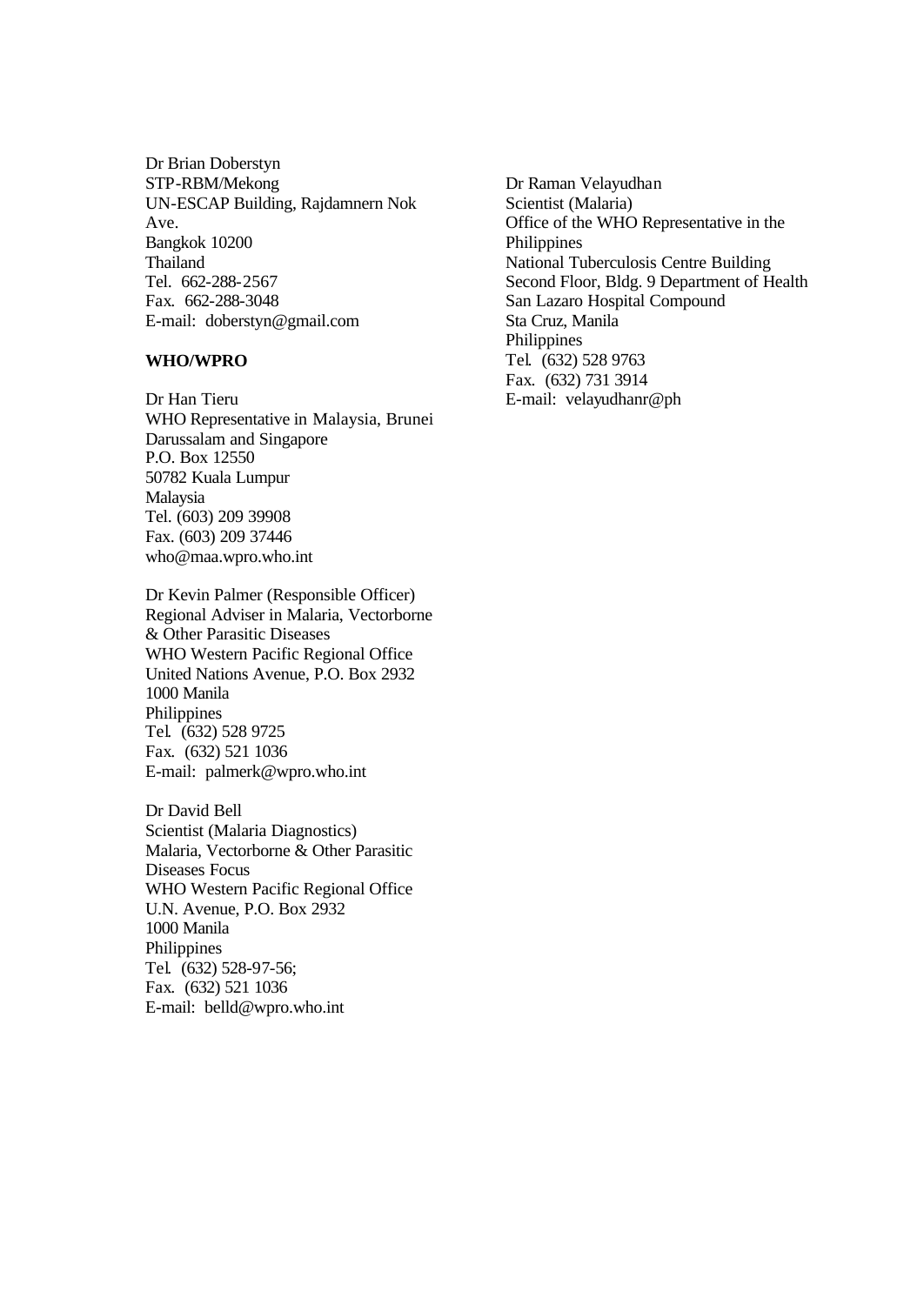Dr Brian Doberstyn
STP-RBM/Mekong
UN-ESCAP Building, Rajdamnern Nok Ave.
Bangkok 10200
Thailand
Tel. 662-288-2567
Fax. 662-288-3048
E-mail: doberstyn@gmail.com

**WHO/WPRO**

Dr Han Tieru
WHO Representative in Malaysia, Brunei Darussalam and Singapore
P.O. Box 12550
50782 Kuala Lumpur
Malaysia
Tel. (603) 209 39908
Fax. (603) 209 37446
who@maa.wpro.who.int

Dr Kevin Palmer (Responsible Officer)
Regional Adviser in Malaria, Vectorborne & Other Parasitic Diseases
WHO Western Pacific Regional Office
United Nations Avenue, P.O. Box 2932
1000 Manila
Philippines
Tel. (632) 528 9725
Fax. (632) 521 1036
E-mail: palmerk@wpro.who.int

Dr David Bell
Scientist (Malaria Diagnostics)
Malaria, Vectorborne & Other Parasitic Diseases Focus
WHO Western Pacific Regional Office
U.N. Avenue, P.O. Box 2932
1000 Manila
Philippines
Tel. (632) 528-97-56;
Fax. (632) 521 1036
E-mail: belld@wpro.who.int

Dr Raman Velayudhan
Scientist (Malaria)
Office of the WHO Representative in the Philippines
National Tuberculosis Centre Building
Second Floor, Bldg. 9 Department of Health
San Lazaro Hospital Compound
Sta Cruz, Manila
Philippines
Tel. (632) 528 9763
Fax. (632) 731 3914
E-mail: velayudhanr@ph